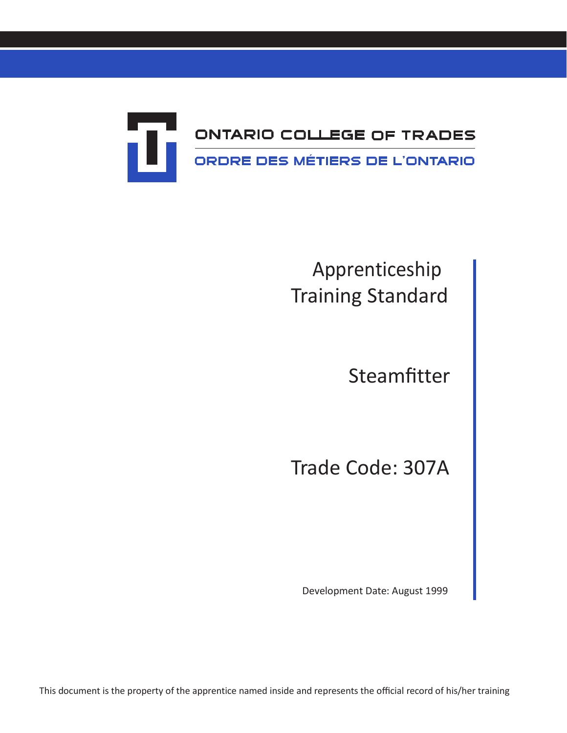ONTARIO COLLEGE OF TRADES

ORDRE DES MÉTIERS DE L'ONTARIO

# Apprenticeship Training Standard

# Steamfitter

## Trade Code: 307A

Development Date: August 1999

This document is the property of the apprentice named inside and represents the official record of his/her training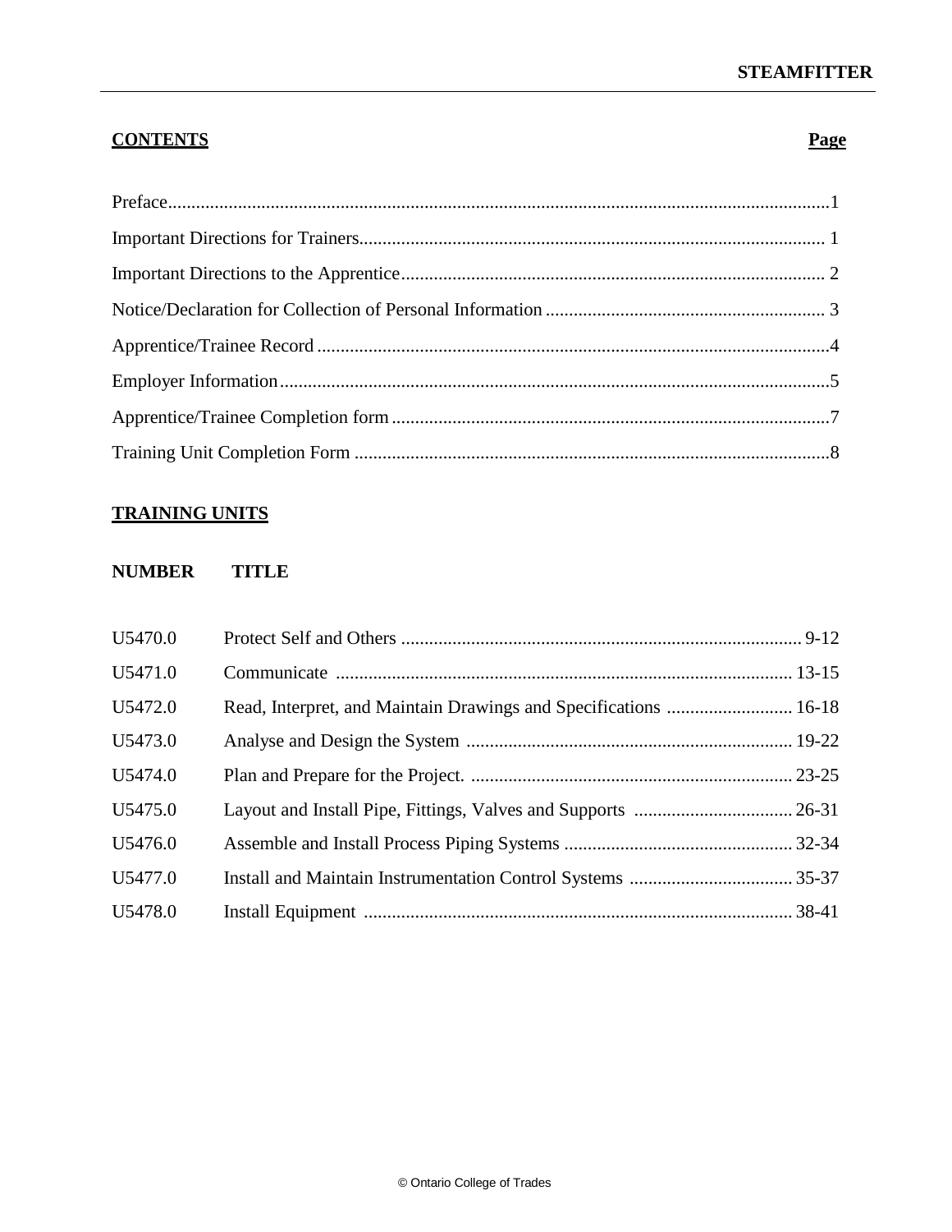## CONTENTS

| | Page |
|---|---|
| Preface | 1 |
| Important Directions for Trainers | 1 |
| Important Directions to the Apprentice | 2 |
| Notice/Declaration for Collection of Personal Information | 3 |
| Apprentice/Trainee Record | 4 |
| Employer Information | 5 |
| Apprentice/Trainee Completion form | 7 |
| Training Unit Completion Form | 8 |

## TRAINING UNITS

| NUMBER | TITLE | |
|---|---|---|
| U5470.0 | Protect Self and Others | 9-12 |
| U5471.0 | Communicate | 13-15 |
| U5472.0 | Read, Interpret, and Maintain Drawings and Specifications | 16-18 |
| U5473.0 | Analyse and Design the System | 19-22 |
| U5474.0 | Plan and Prepare for the Project. | 23-25 |
| U5475.0 | Layout and Install Pipe, Fittings, Valves and Supports | 26-31 |
| U5476.0 | Assemble and Install Process Piping Systems | 32-34 |
| U5477.0 | Install and Maintain Instrumentation Control Systems | 35-37 |
| U5478.0 | Install Equipment | 38-41 |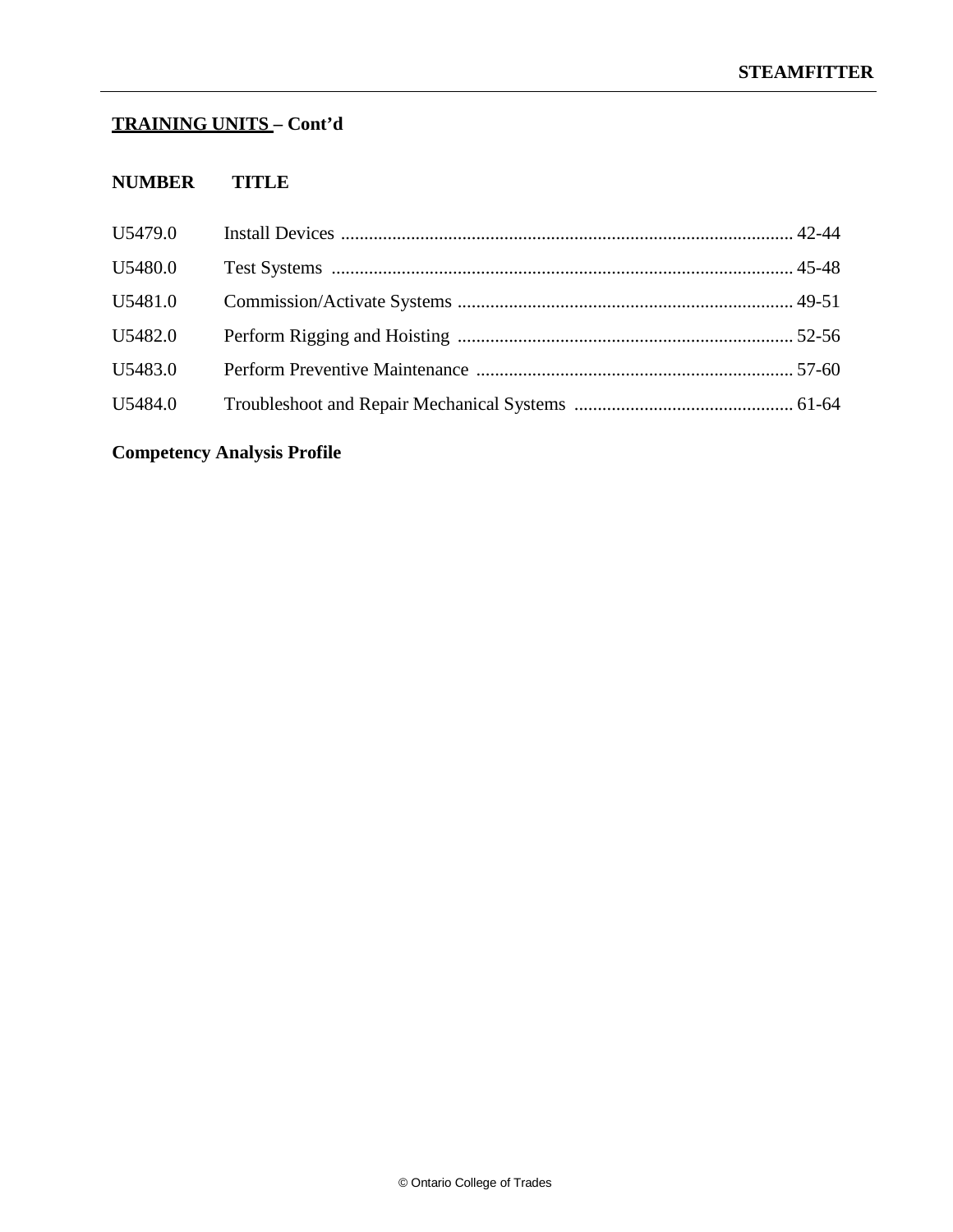## TRAINING UNITS – Cont'd

| NUMBER | TITLE | |
|---|---|---|
| U5479.0 | Install Devices | 42-44 |
| U5480.0 | Test Systems | 45-48 |
| U5481.0 | Commission/Activate Systems | 49-51 |
| U5482.0 | Perform Rigging and Hoisting | 52-56 |
| U5483.0 | Perform Preventive Maintenance | 57-60 |
| U5484.0 | Troubleshoot and Repair Mechanical Systems | 61-64 |

**Competency Analysis Profile**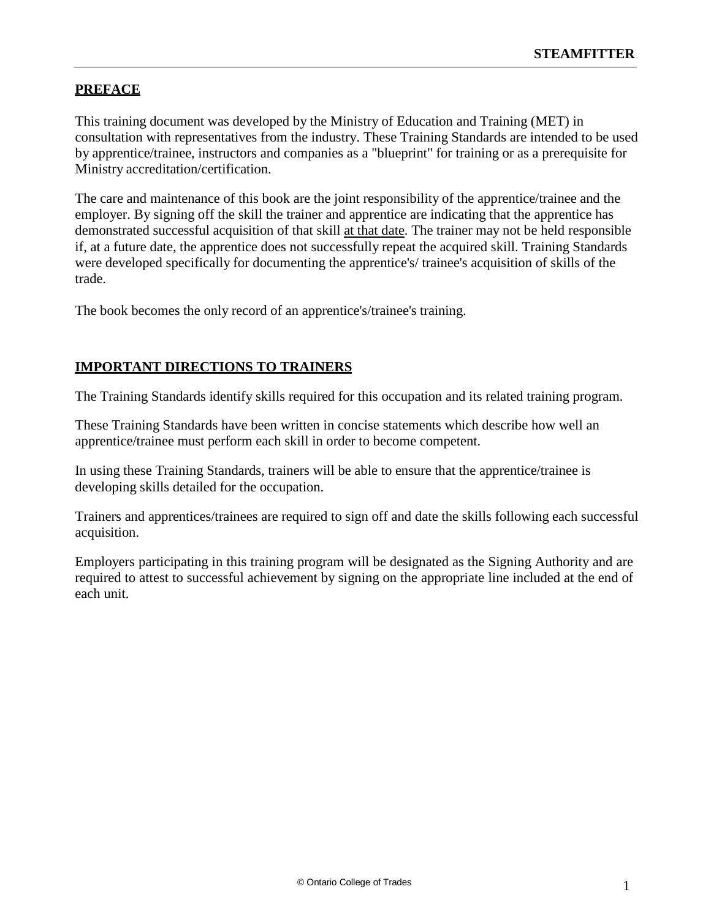## PREFACE

This training document was developed by the Ministry of Education and Training (MET) in consultation with representatives from the industry. These Training Standards are intended to be used by apprentice/trainee, instructors and companies as a "blueprint" for training or as a prerequisite for Ministry accreditation/certification.

The care and maintenance of this book are the joint responsibility of the apprentice/trainee and the employer. By signing off the skill the trainer and apprentice are indicating that the apprentice has demonstrated successful acquisition of that skill <u>at that date</u>. The trainer may not be held responsible if, at a future date, the apprentice does not successfully repeat the acquired skill. Training Standards were developed specifically for documenting the apprentice's/ trainee's acquisition of skills of the trade.

The book becomes the only record of an apprentice's/trainee's training.

## IMPORTANT DIRECTIONS TO TRAINERS

The Training Standards identify skills required for this occupation and its related training program.

These Training Standards have been written in concise statements which describe how well an apprentice/trainee must perform each skill in order to become competent.

In using these Training Standards, trainers will be able to ensure that the apprentice/trainee is developing skills detailed for the occupation.

Trainers and apprentices/trainees are required to sign off and date the skills following each successful acquisition.

Employers participating in this training program will be designated as the Signing Authority and are required to attest to successful achievement by signing on the appropriate line included at the end of each unit.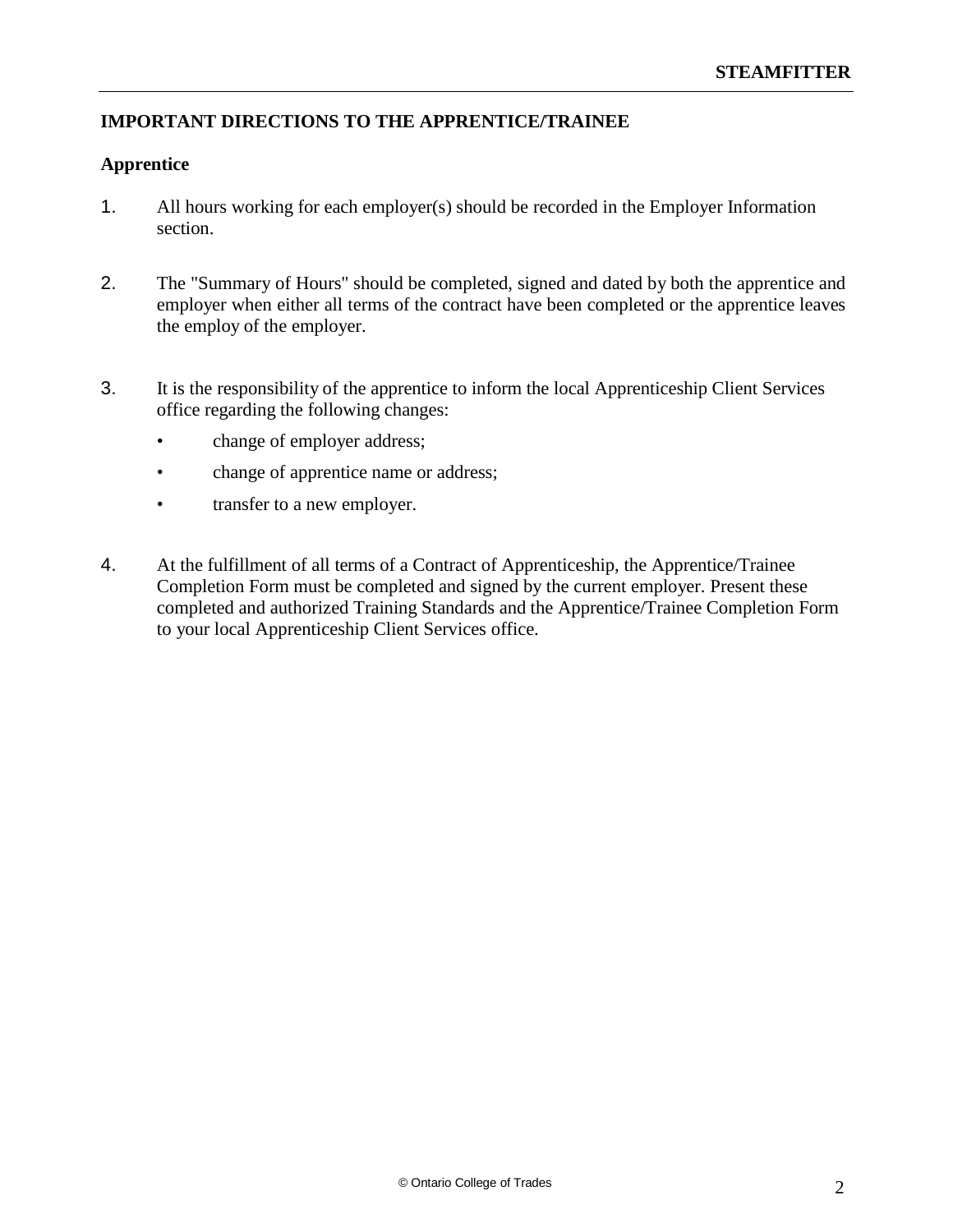## IMPORTANT DIRECTIONS TO THE APPRENTICE/TRAINEE

### Apprentice

1. All hours working for each employer(s) should be recorded in the Employer Information section.

2. The "Summary of Hours" should be completed, signed and dated by both the apprentice and employer when either all terms of the contract have been completed or the apprentice leaves the employ of the employer.

3. It is the responsibility of the apprentice to inform the local Apprenticeship Client Services office regarding the following changes:
   - change of employer address;
   - change of apprentice name or address;
   - transfer to a new employer.

4. At the fulfillment of all terms of a Contract of Apprenticeship, the Apprentice/Trainee Completion Form must be completed and signed by the current employer. Present these completed and authorized Training Standards and the Apprentice/Trainee Completion Form to your local Apprenticeship Client Services office.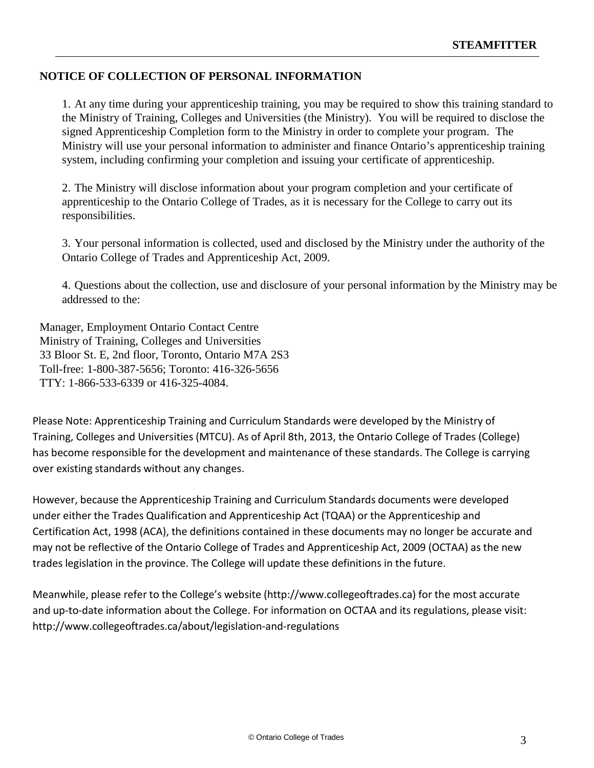## NOTICE OF COLLECTION OF PERSONAL INFORMATION

1. At any time during your apprenticeship training, you may be required to show this training standard to the Ministry of Training, Colleges and Universities (the Ministry). You will be required to disclose the signed Apprenticeship Completion form to the Ministry in order to complete your program. The Ministry will use your personal information to administer and finance Ontario's apprenticeship training system, including confirming your completion and issuing your certificate of apprenticeship.

2. The Ministry will disclose information about your program completion and your certificate of apprenticeship to the Ontario College of Trades, as it is necessary for the College to carry out its responsibilities.

3. Your personal information is collected, used and disclosed by the Ministry under the authority of the Ontario College of Trades and Apprenticeship Act, 2009.

4. Questions about the collection, use and disclosure of your personal information by the Ministry may be addressed to the:

Manager, Employment Ontario Contact Centre
Ministry of Training, Colleges and Universities
33 Bloor St. E, 2nd floor, Toronto, Ontario M7A 2S3
Toll-free: 1-800-387-5656; Toronto: 416-326-5656
TTY: 1-866-533-6339 or 416-325-4084.

Please Note: Apprenticeship Training and Curriculum Standards were developed by the Ministry of Training, Colleges and Universities (MTCU). As of April 8th, 2013, the Ontario College of Trades (College) has become responsible for the development and maintenance of these standards. The College is carrying over existing standards without any changes.

However, because the Apprenticeship Training and Curriculum Standards documents were developed under either the Trades Qualification and Apprenticeship Act (TQAA) or the Apprenticeship and Certification Act, 1998 (ACA), the definitions contained in these documents may no longer be accurate and may not be reflective of the Ontario College of Trades and Apprenticeship Act, 2009 (OCTAA) as the new trades legislation in the province. The College will update these definitions in the future.

Meanwhile, please refer to the College's website (http://www.collegeoftrades.ca) for the most accurate and up-to-date information about the College. For information on OCTAA and its regulations, please visit: http://www.collegeoftrades.ca/about/legislation-and-regulations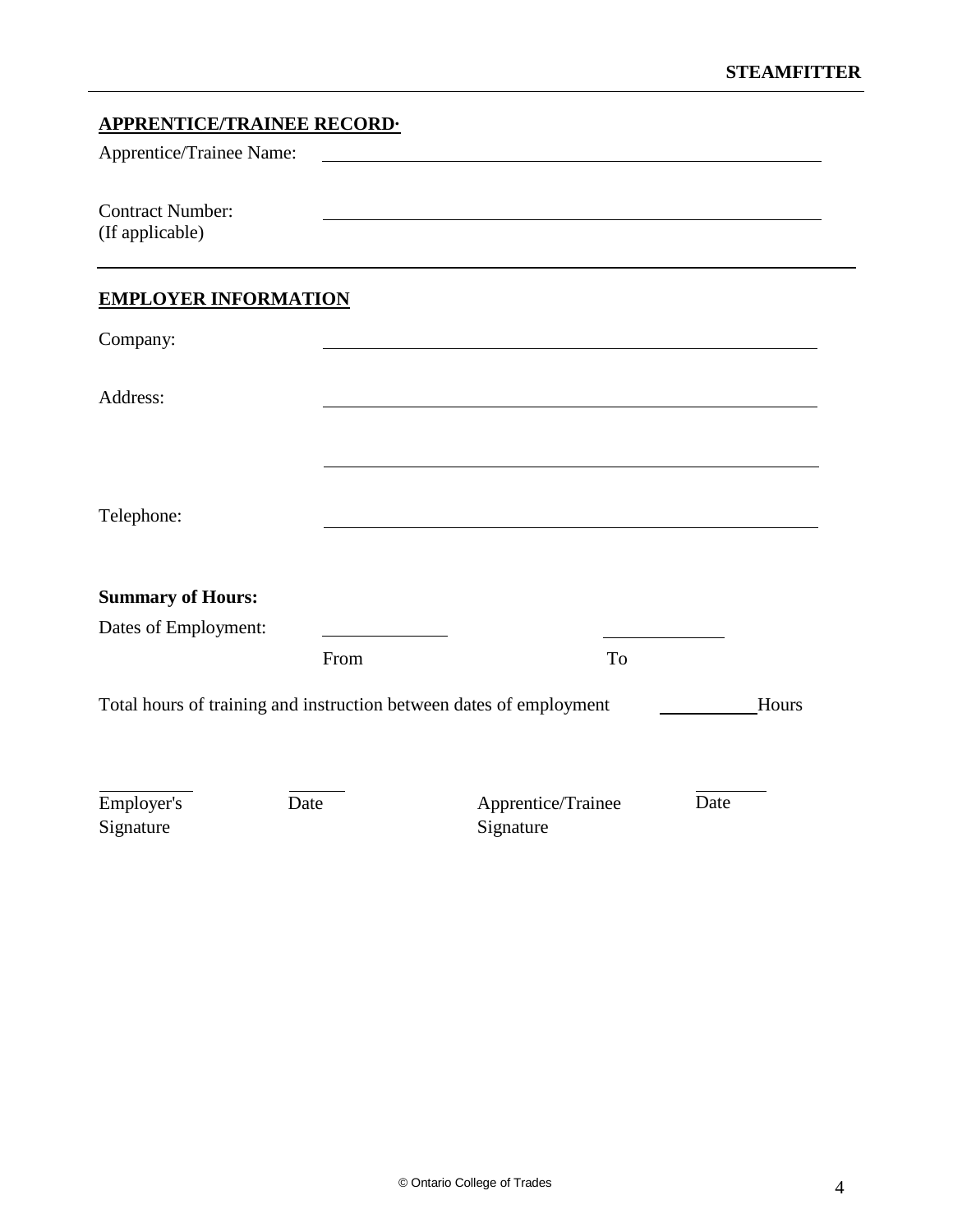## APPRENTICE/TRAINEE RECORD·

Apprentice/Trainee Name: ____________________________________________

Contract Number: ____________________________________________
(If applicable)

---

## EMPLOYER INFORMATION

Company: ____________________________________________

Address: ____________________________________________

____________________________________________

Telephone: ____________________________________________

**Summary of Hours:**

Dates of Employment: ______________ From ______________ To

Total hours of training and instruction between dates of employment __________ Hours

__________ Employer's Signature

______ Date

Apprentice/Trainee Signature

________ Date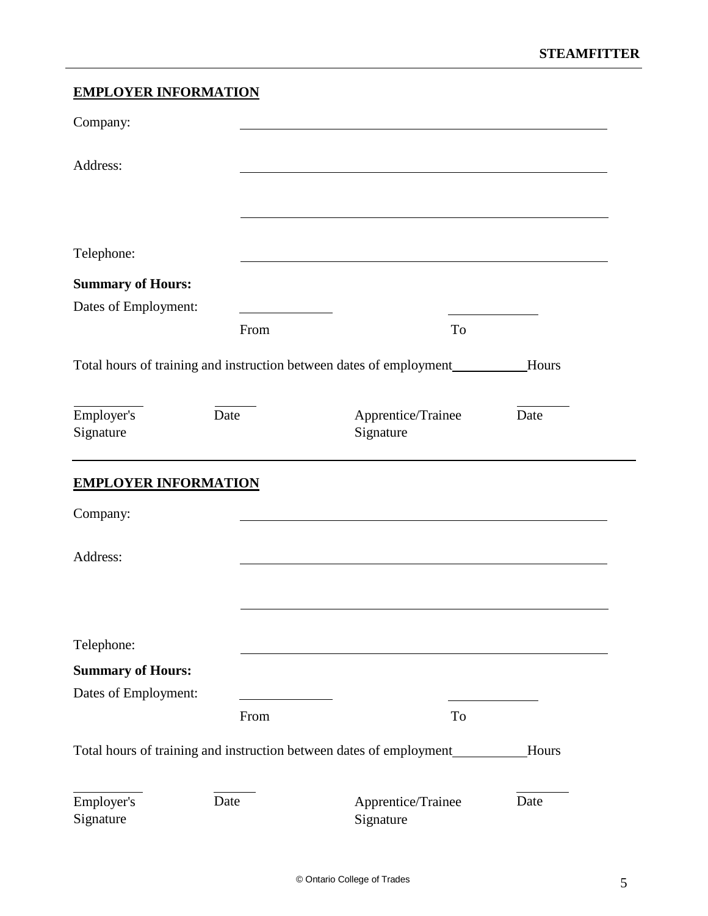**EMPLOYER INFORMATION**

Company: ______________________________

Address: ______________________________

______________________________

Telephone: ______________________________

**Summary of Hours:**

Dates of Employment: ____________ From ____________ To

Total hours of training and instruction between dates of employment__________Hours

| ________ | ______ | | ________ |
|---|---|---|---|
| Employer's Signature | Date | Apprentice/Trainee Signature | Date |

---

**EMPLOYER INFORMATION**

Company: ______________________________

Address: ______________________________

______________________________

Telephone: ______________________________

**Summary of Hours:**

Dates of Employment: ____________ From ____________ To

Total hours of training and instruction between dates of employment__________Hours

| ________ | ______ | | ________ |
|---|---|---|---|
| Employer's Signature | Date | Apprentice/Trainee Signature | Date |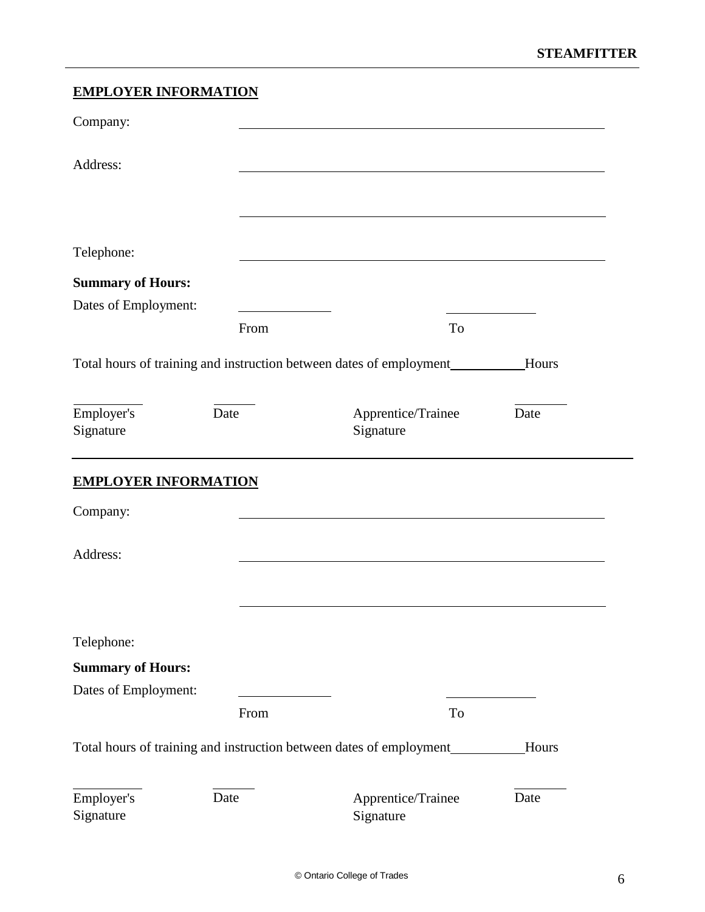## EMPLOYER INFORMATION

Company: ______________________________________________

Address: ______________________________________________

______________________________________________

Telephone: ______________________________________________

**Summary of Hours:**

Dates of Employment: ______________ From ______________ To

Total hours of training and instruction between dates of employment__________Hours

| __________ | ______ | __________ | ______ |
|---|---|---|---|
| Employer's Signature | Date | Apprentice/Trainee Signature | Date |

---

## EMPLOYER INFORMATION

Company: ______________________________________________

Address: ______________________________________________

______________________________________________

Telephone:

**Summary of Hours:**

Dates of Employment: ______________ From ______________ To

Total hours of training and instruction between dates of employment__________Hours

| __________ | ______ | __________ | ______ |
|---|---|---|---|
| Employer's Signature | Date | Apprentice/Trainee Signature | Date |

© Ontario College of Trades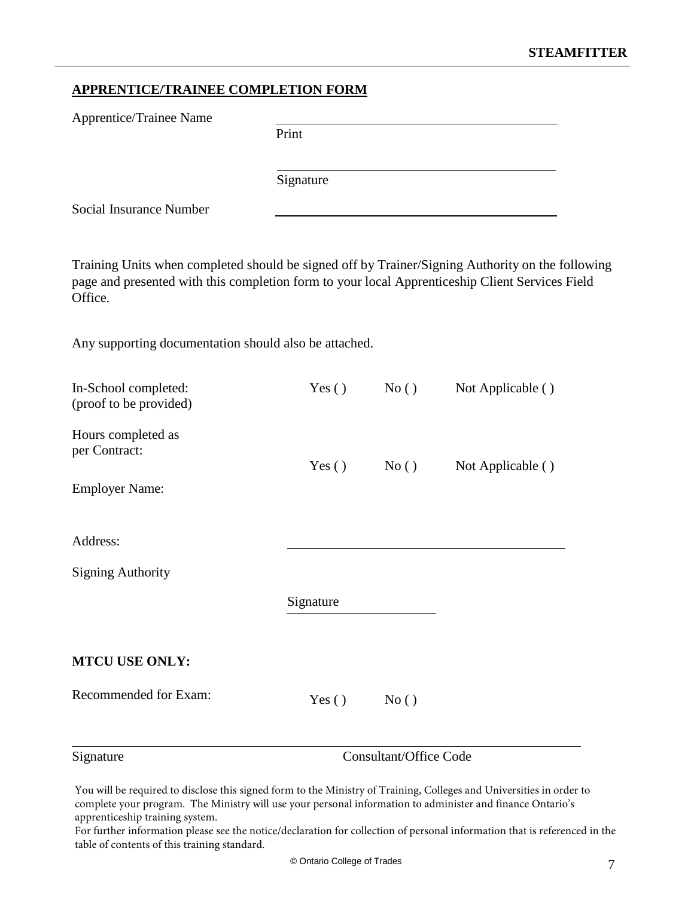## APPRENTICE/TRAINEE COMPLETION FORM

Apprentice/Trainee Name ______________________________
Print

______________________________
Signature

Social Insurance Number ______________________________

Training Units when completed should be signed off by Trainer/Signing Authority on the following page and presented with this completion form to your local Apprenticeship Client Services Field Office.

Any supporting documentation should also be attached.

| | | | |
|---|---|---|---|
| In-School completed: (proof to be provided) | Yes ( ) | No ( ) | Not Applicable ( ) |
| Hours completed as per Contract: | Yes ( ) | No ( ) | Not Applicable ( ) |

Employer Name:

Address: ______________________________

Signing Authority

Signature ______________________________

**MTCU USE ONLY:**

Recommended for Exam: Yes ( ) No ( )

______________________________
Signature Consultant/Office Code

You will be required to disclose this signed form to the Ministry of Training, Colleges and Universities in order to complete your program. The Ministry will use your personal information to administer and finance Ontario's apprenticeship training system.
For further information please see the notice/declaration for collection of personal information that is referenced in the table of contents of this training standard.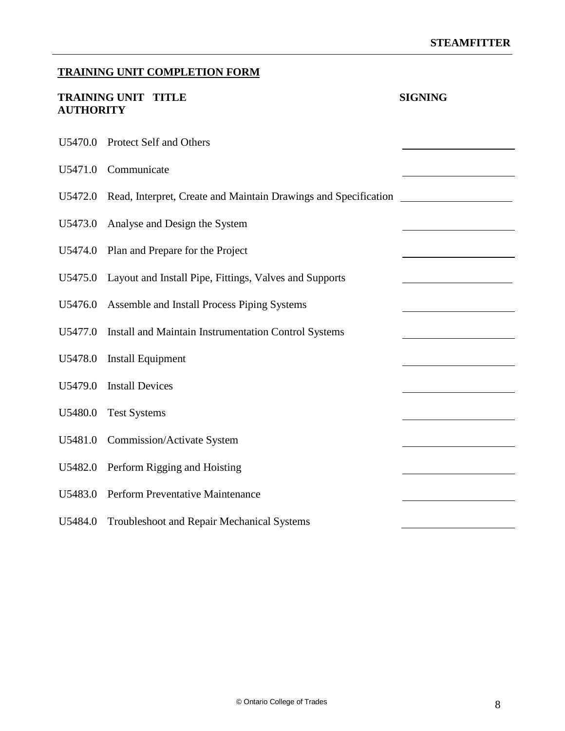## TRAINING UNIT COMPLETION FORM

| TRAINING UNIT | TITLE | SIGNING AUTHORITY |
|---|---|---|
| U5470.0 | Protect Self and Others | |
| U5471.0 | Communicate | |
| U5472.0 | Read, Interpret, Create and Maintain Drawings and Specification | |
| U5473.0 | Analyse and Design the System | |
| U5474.0 | Plan and Prepare for the Project | |
| U5475.0 | Layout and Install Pipe, Fittings, Valves and Supports | |
| U5476.0 | Assemble and Install Process Piping Systems | |
| U5477.0 | Install and Maintain Instrumentation Control Systems | |
| U5478.0 | Install Equipment | |
| U5479.0 | Install Devices | |
| U5480.0 | Test Systems | |
| U5481.0 | Commission/Activate System | |
| U5482.0 | Perform Rigging and Hoisting | |
| U5483.0 | Perform Preventative Maintenance | |
| U5484.0 | Troubleshoot and Repair Mechanical Systems | |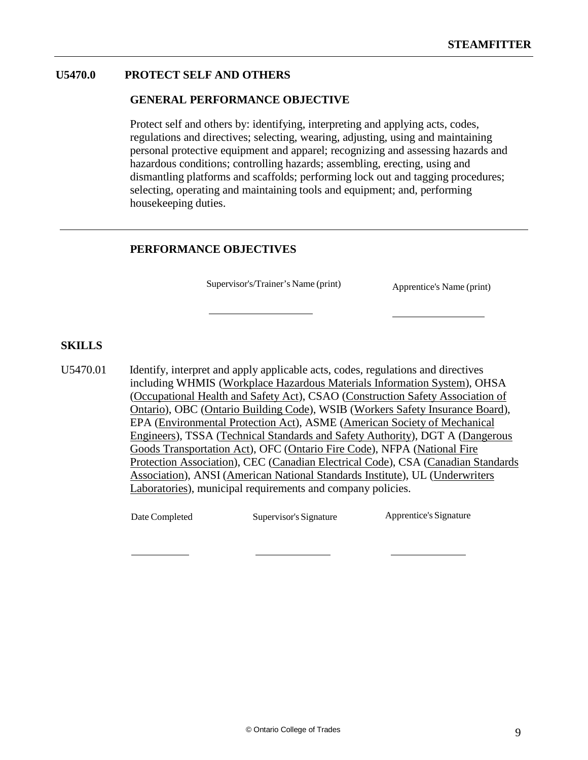## U5470.0 PROTECT SELF AND OTHERS

### GENERAL PERFORMANCE OBJECTIVE

Protect self and others by: identifying, interpreting and applying acts, codes, regulations and directives; selecting, wearing, adjusting, using and maintaining personal protective equipment and apparel; recognizing and assessing hazards and hazardous conditions; controlling hazards; assembling, erecting, using and dismantling platforms and scaffolds; performing lock out and tagging procedures; selecting, operating and maintaining tools and equipment; and, performing housekeeping duties.

---

### PERFORMANCE OBJECTIVES

| Supervisor's/Trainer's Name (print) | Apprentice's Name (print) |
| --- | --- |
| ____________________ | __________________ |

### SKILLS

U5470.01 Identify, interpret and apply applicable acts, codes, regulations and directives including WHMIS (Workplace Hazardous Materials Information System), OHSA (Occupational Health and Safety Act), CSAO (Construction Safety Association of Ontario), OBC (Ontario Building Code), WSIB (Workers Safety Insurance Board), EPA (Environmental Protection Act), ASME (American Society of Mechanical Engineers), TSSA (Technical Standards and Safety Authority), DGT A (Dangerous Goods Transportation Act), OFC (Ontario Fire Code), NFPA (National Fire Protection Association), CEC (Canadian Electrical Code), CSA (Canadian Standards Association), ANSI (American National Standards Institute), UL (Underwriters Laboratories), municipal requirements and company policies.

| Date Completed | Supervisor's Signature | Apprentice's Signature |
| --- | --- | --- |
| ___________ | ______________ | ______________ |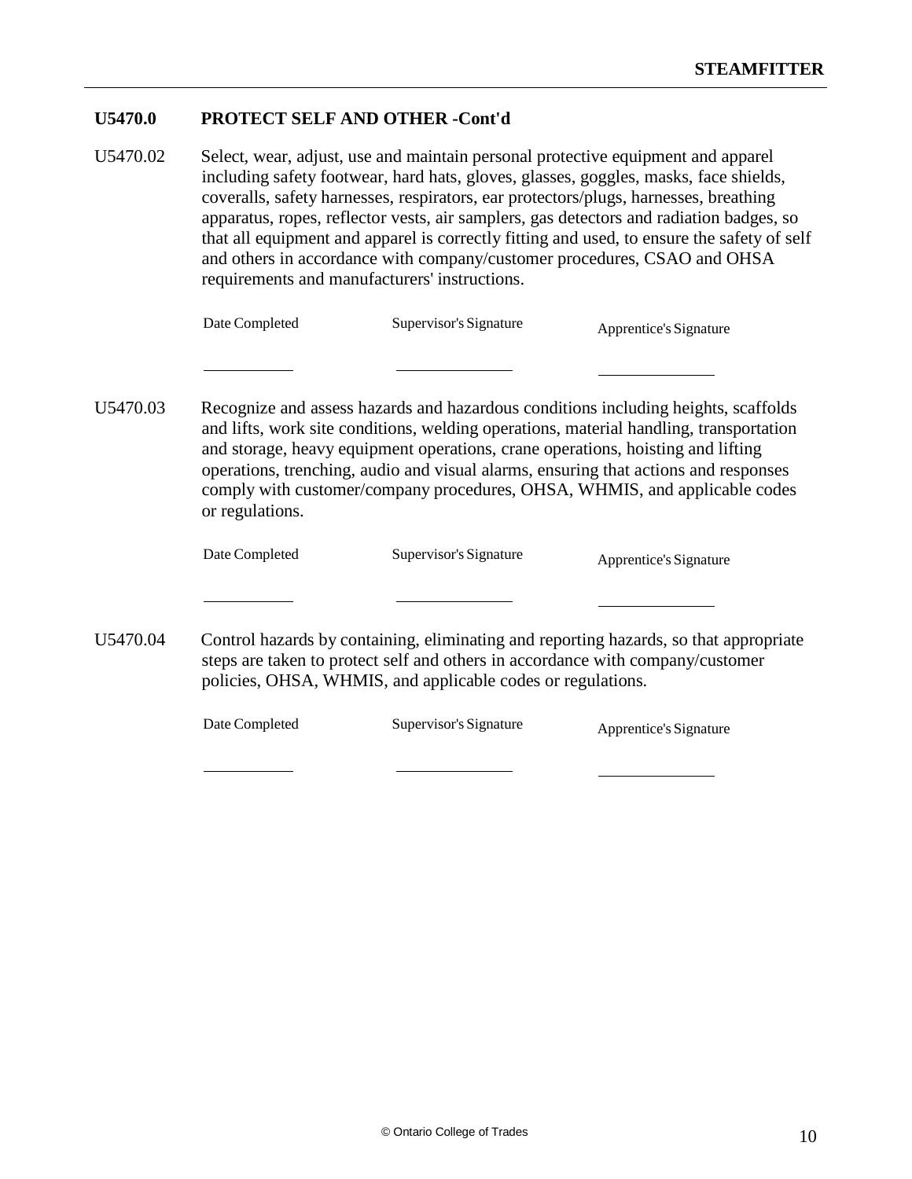## U5470.0 PROTECT SELF AND OTHER -Cont'd

U5470.02 Select, wear, adjust, use and maintain personal protective equipment and apparel including safety footwear, hard hats, gloves, glasses, goggles, masks, face shields, coveralls, safety harnesses, respirators, ear protectors/plugs, harnesses, breathing apparatus, ropes, reflector vests, air samplers, gas detectors and radiation badges, so that all equipment and apparel is correctly fitting and used, to ensure the safety of self and others in accordance with company/customer procedures, CSAO and OHSA requirements and manufacturers' instructions.

| Date Completed | Supervisor's Signature | Apprentice's Signature |
|---|---|---|
| ___________ | ______________ | ______________ |

U5470.03 Recognize and assess hazards and hazardous conditions including heights, scaffolds and lifts, work site conditions, welding operations, material handling, transportation and storage, heavy equipment operations, crane operations, hoisting and lifting operations, trenching, audio and visual alarms, ensuring that actions and responses comply with customer/company procedures, OHSA, WHMIS, and applicable codes or regulations.

| Date Completed | Supervisor's Signature | Apprentice's Signature |
|---|---|---|
| ___________ | ______________ | ______________ |

U5470.04 Control hazards by containing, eliminating and reporting hazards, so that appropriate steps are taken to protect self and others in accordance with company/customer policies, OHSA, WHMIS, and applicable codes or regulations.

| Date Completed | Supervisor's Signature | Apprentice's Signature |
|---|---|---|
| ___________ | ______________ | ______________ |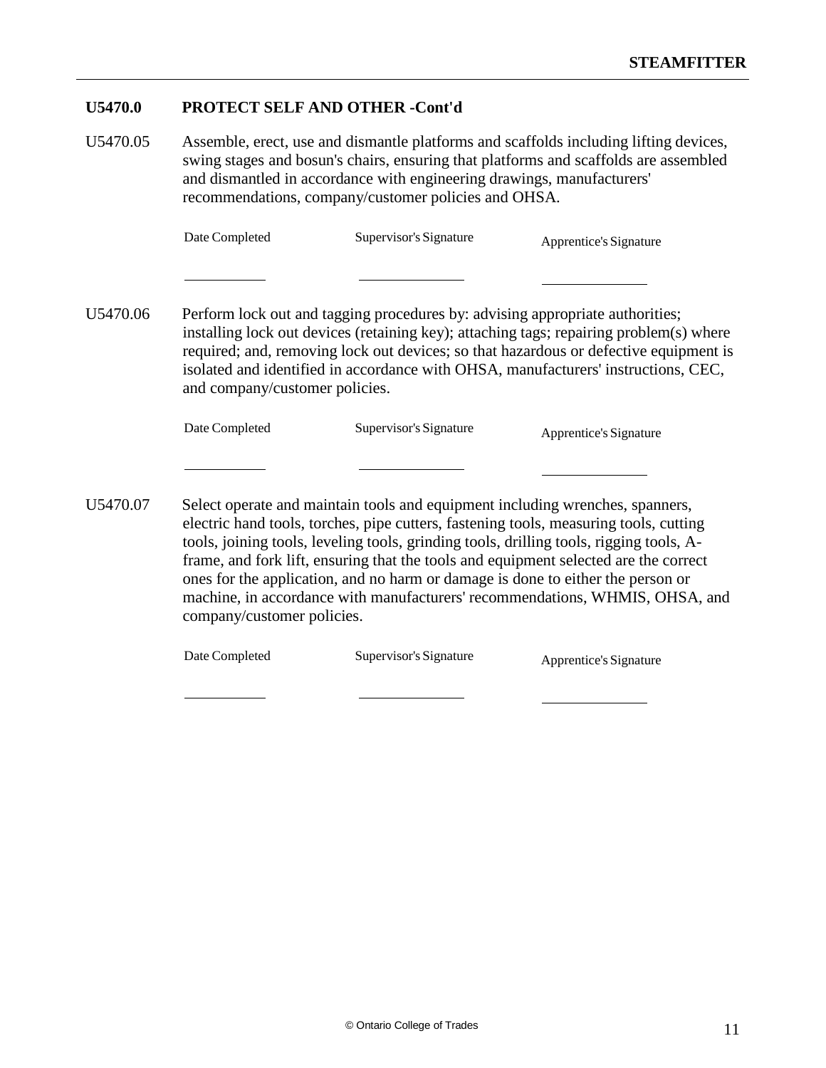## U5470.0 PROTECT SELF AND OTHER -Cont'd

U5470.05 Assemble, erect, use and dismantle platforms and scaffolds including lifting devices, swing stages and bosun's chairs, ensuring that platforms and scaffolds are assembled and dismantled in accordance with engineering drawings, manufacturers' recommendations, company/customer policies and OHSA.

| Date Completed | Supervisor's Signature | Apprentice's Signature |
|---|---|---|
| ___________ | ______________ | ______________ |

U5470.06 Perform lock out and tagging procedures by: advising appropriate authorities; installing lock out devices (retaining key); attaching tags; repairing problem(s) where required; and, removing lock out devices; so that hazardous or defective equipment is isolated and identified in accordance with OHSA, manufacturers' instructions, CEC, and company/customer policies.

| Date Completed | Supervisor's Signature | Apprentice's Signature |
|---|---|---|
| ___________ | ______________ | ______________ |

U5470.07 Select operate and maintain tools and equipment including wrenches, spanners, electric hand tools, torches, pipe cutters, fastening tools, measuring tools, cutting tools, joining tools, leveling tools, grinding tools, drilling tools, rigging tools, A-frame, and fork lift, ensuring that the tools and equipment selected are the correct ones for the application, and no harm or damage is done to either the person or machine, in accordance with manufacturers' recommendations, WHMIS, OHSA, and company/customer policies.

| Date Completed | Supervisor's Signature | Apprentice's Signature |
|---|---|---|
| ___________ | ______________ | ______________ |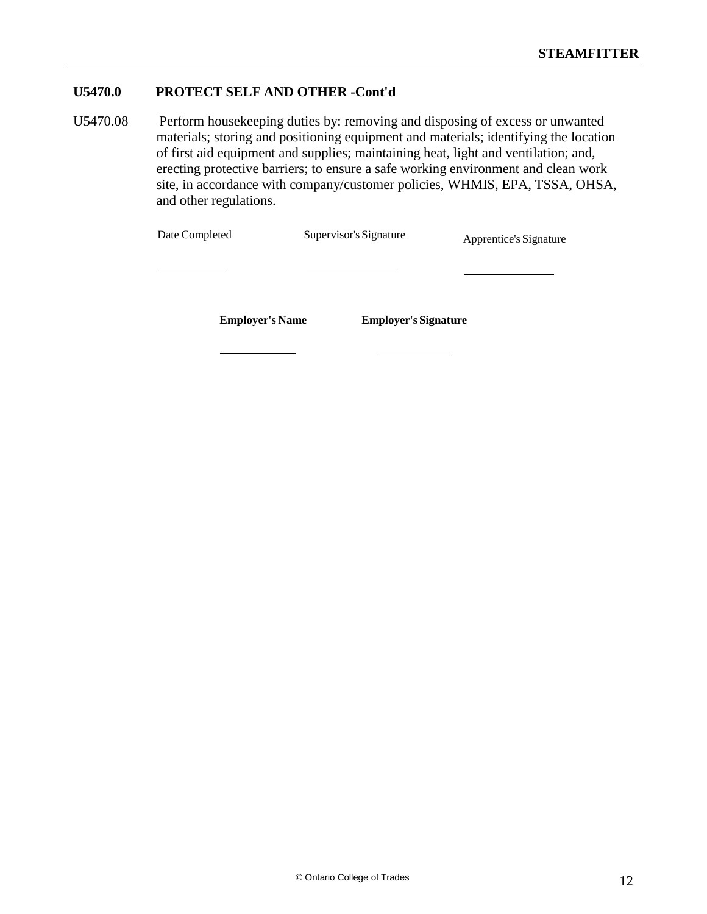## U5470.0 PROTECT SELF AND OTHER -Cont'd

U5470.08 Perform housekeeping duties by: removing and disposing of excess or unwanted materials; storing and positioning equipment and materials; identifying the location of first aid equipment and supplies; maintaining heat, light and ventilation; and, erecting protective barriers; to ensure a safe working environment and clean work site, in accordance with company/customer policies, WHMIS, EPA, TSSA, OHSA, and other regulations.

| Date Completed | Supervisor's Signature | Apprentice's Signature |
|---|---|---|
| ___________ | ___________ | ___________ |

| **Employer's Name** | **Employer's Signature** |
|---|---|
| ___________ | ___________ |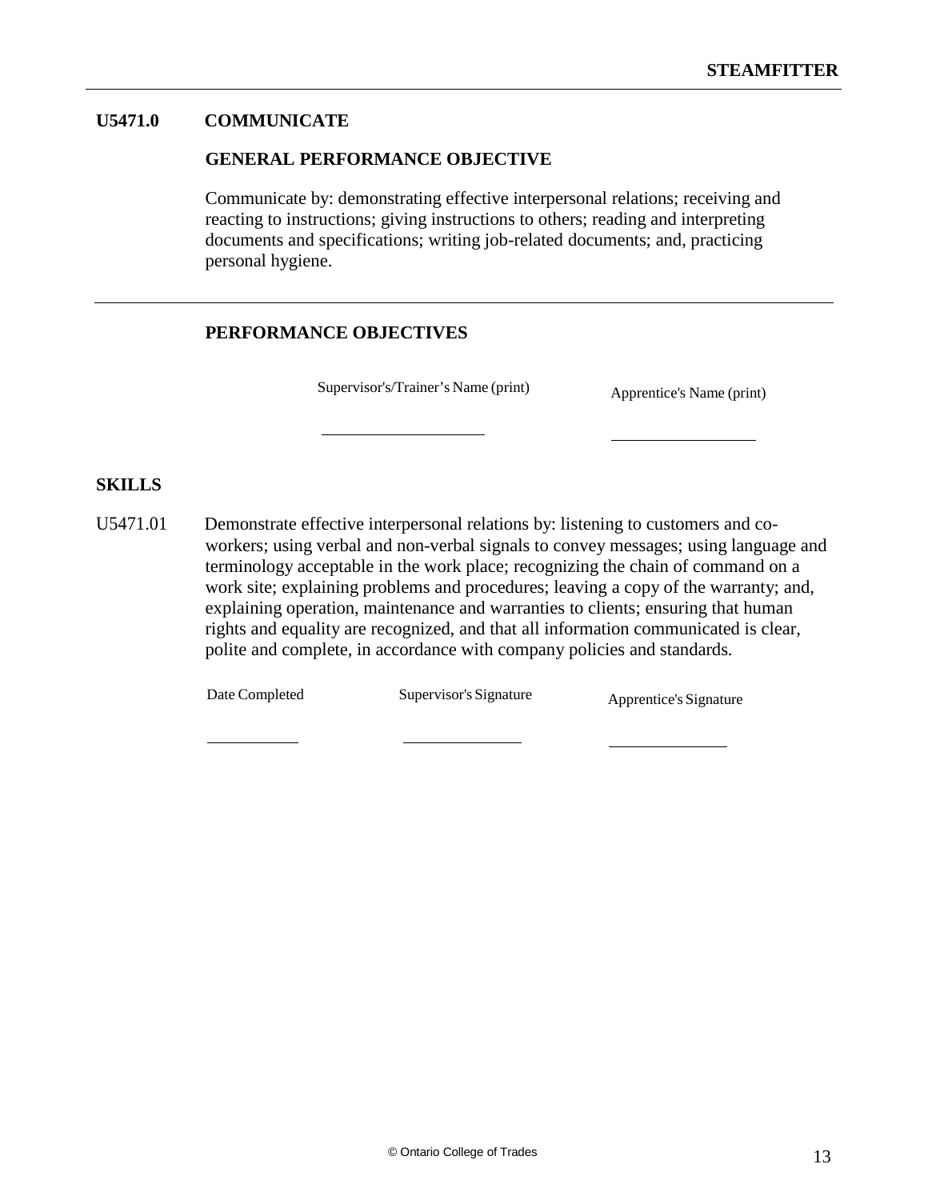## U5471.0 COMMUNICATE

### GENERAL PERFORMANCE OBJECTIVE

Communicate by: demonstrating effective interpersonal relations; receiving and reacting to instructions; giving instructions to others; reading and interpreting documents and specifications; writing job-related documents; and, practicing personal hygiene.

### PERFORMANCE OBJECTIVES

| Supervisor's/Trainer's Name (print) | Apprentice's Name (print) |
| --- | --- |
| ____________________ | ____________________ |

### SKILLS

U5471.01 Demonstrate effective interpersonal relations by: listening to customers and co-workers; using verbal and non-verbal signals to convey messages; using language and terminology acceptable in the work place; recognizing the chain of command on a work site; explaining problems and procedures; leaving a copy of the warranty; and, explaining operation, maintenance and warranties to clients; ensuring that human rights and equality are recognized, and that all information communicated is clear, polite and complete, in accordance with company policies and standards.

| Date Completed | Supervisor's Signature | Apprentice's Signature |
| --- | --- | --- |
| __________ | ______________ | ______________ |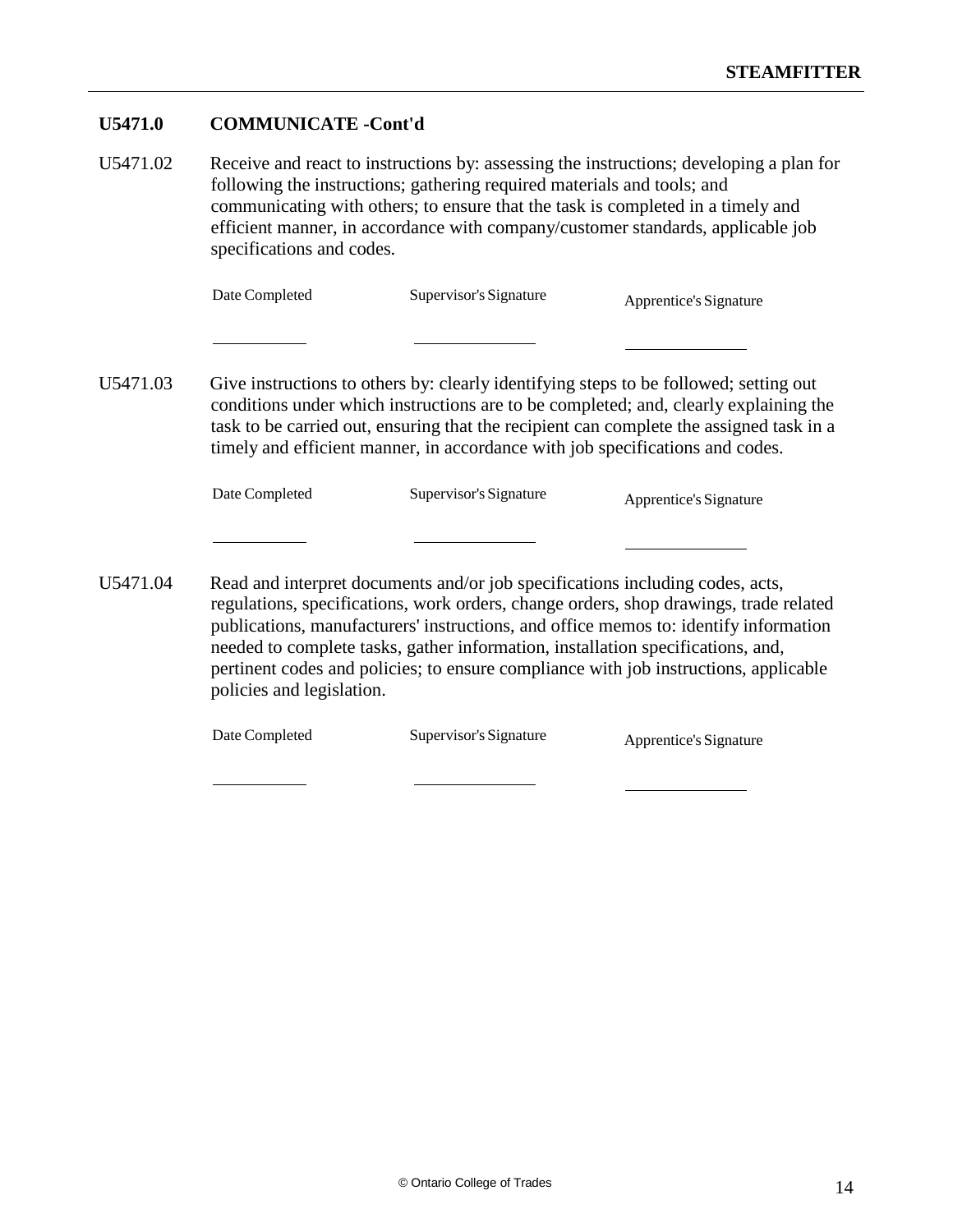## U5471.0 COMMUNICATE -Cont'd

U5471.02 Receive and react to instructions by: assessing the instructions; developing a plan for following the instructions; gathering required materials and tools; and communicating with others; to ensure that the task is completed in a timely and efficient manner, in accordance with company/customer standards, applicable job specifications and codes.

| Date Completed | Supervisor's Signature | Apprentice's Signature |
|---|---|---|
| __________ | __________ | __________ |

U5471.03 Give instructions to others by: clearly identifying steps to be followed; setting out conditions under which instructions are to be completed; and, clearly explaining the task to be carried out, ensuring that the recipient can complete the assigned task in a timely and efficient manner, in accordance with job specifications and codes.

| Date Completed | Supervisor's Signature | Apprentice's Signature |
|---|---|---|
| __________ | __________ | __________ |

U5471.04 Read and interpret documents and/or job specifications including codes, acts, regulations, specifications, work orders, change orders, shop drawings, trade related publications, manufacturers' instructions, and office memos to: identify information needed to complete tasks, gather information, installation specifications, and, pertinent codes and policies; to ensure compliance with job instructions, applicable policies and legislation.

| Date Completed | Supervisor's Signature | Apprentice's Signature |
|---|---|---|
| __________ | __________ | __________ |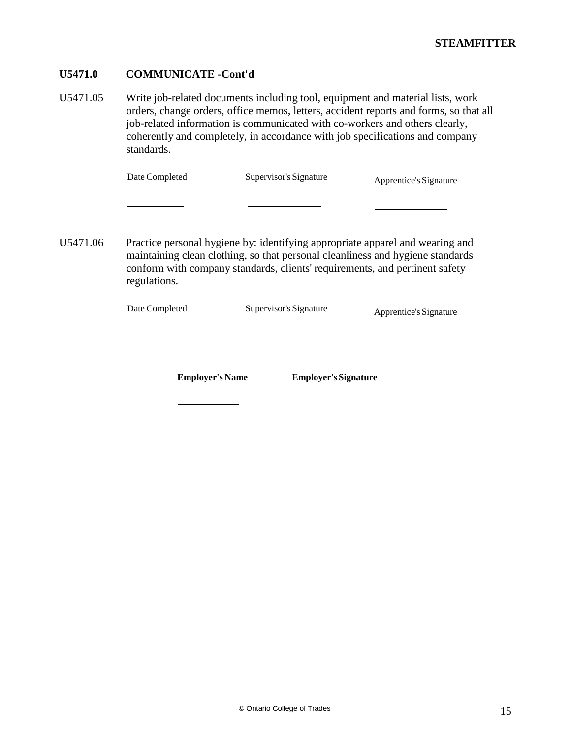## U5471.0 COMMUNICATE -Cont'd

U5471.05 Write job-related documents including tool, equipment and material lists, work orders, change orders, office memos, letters, accident reports and forms, so that all job-related information is communicated with co-workers and others clearly, coherently and completely, in accordance with job specifications and company standards.

| Date Completed | Supervisor's Signature | Apprentice's Signature |
|---|---|---|
| | | |

U5471.06 Practice personal hygiene by: identifying appropriate apparel and wearing and maintaining clean clothing, so that personal cleanliness and hygiene standards conform with company standards, clients' requirements, and pertinent safety regulations.

| Date Completed | Supervisor's Signature | Apprentice's Signature |
|---|---|---|
| | | |

| **Employer's Name** | **Employer's Signature** |
|---|---|
| | |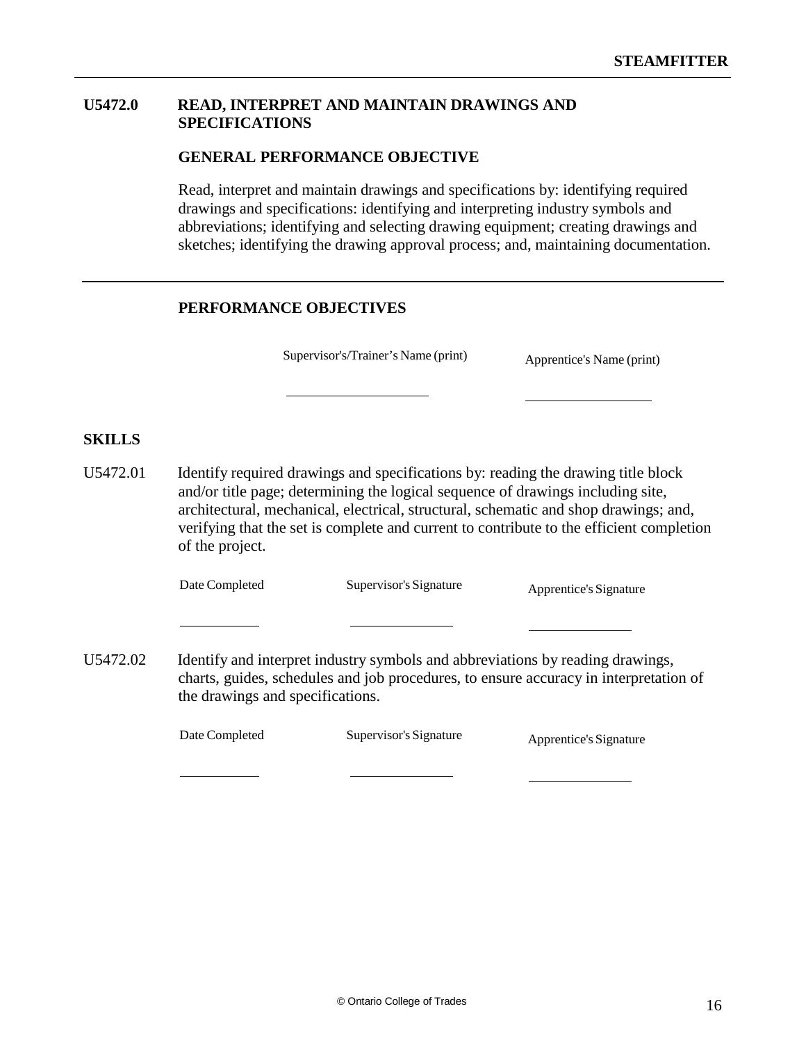## U5472.0 READ, INTERPRET AND MAINTAIN DRAWINGS AND SPECIFICATIONS

### GENERAL PERFORMANCE OBJECTIVE

Read, interpret and maintain drawings and specifications by: identifying required drawings and specifications: identifying and interpreting industry symbols and abbreviations; identifying and selecting drawing equipment; creating drawings and sketches; identifying the drawing approval process; and, maintaining documentation.

---

### PERFORMANCE OBJECTIVES

| Supervisor's/Trainer's Name (print) | Apprentice's Name (print) |
|---|---|
| ____________________ | ____________________ |

### SKILLS

U5472.01 Identify required drawings and specifications by: reading the drawing title block and/or title page; determining the logical sequence of drawings including site, architectural, mechanical, electrical, structural, schematic and shop drawings; and, verifying that the set is complete and current to contribute to the efficient completion of the project.

| Date Completed | Supervisor's Signature | Apprentice's Signature |
|---|---|---|
| ____________ | ____________ | ____________ |

U5472.02 Identify and interpret industry symbols and abbreviations by reading drawings, charts, guides, schedules and job procedures, to ensure accuracy in interpretation of the drawings and specifications.

| Date Completed | Supervisor's Signature | Apprentice's Signature |
|---|---|---|
| ____________ | ____________ | ____________ |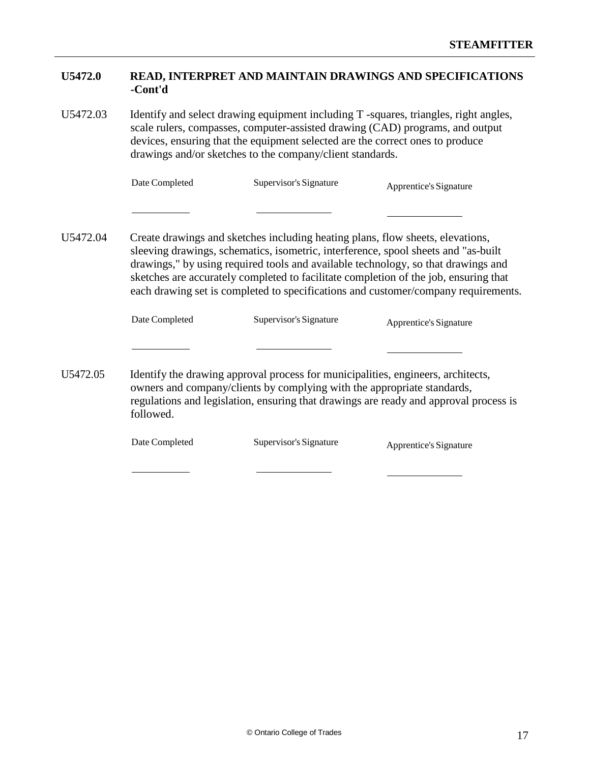## U5472.0 READ, INTERPRET AND MAINTAIN DRAWINGS AND SPECIFICATIONS -Cont'd

U5472.03 Identify and select drawing equipment including T -squares, triangles, right angles, scale rulers, compasses, computer-assisted drawing (CAD) programs, and output devices, ensuring that the equipment selected are the correct ones to produce drawings and/or sketches to the company/client standards.

| Date Completed | Supervisor's Signature | Apprentice's Signature |
|---|---|---|
| __________ | __________ | __________ |

U5472.04 Create drawings and sketches including heating plans, flow sheets, elevations, sleeving drawings, schematics, isometric, interference, spool sheets and "as-built drawings," by using required tools and available technology, so that drawings and sketches are accurately completed to facilitate completion of the job, ensuring that each drawing set is completed to specifications and customer/company requirements.

| Date Completed | Supervisor's Signature | Apprentice's Signature |
|---|---|---|
| __________ | __________ | __________ |

U5472.05 Identify the drawing approval process for municipalities, engineers, architects, owners and company/clients by complying with the appropriate standards, regulations and legislation, ensuring that drawings are ready and approval process is followed.

| Date Completed | Supervisor's Signature | Apprentice's Signature |
|---|---|---|
| __________ | __________ | __________ |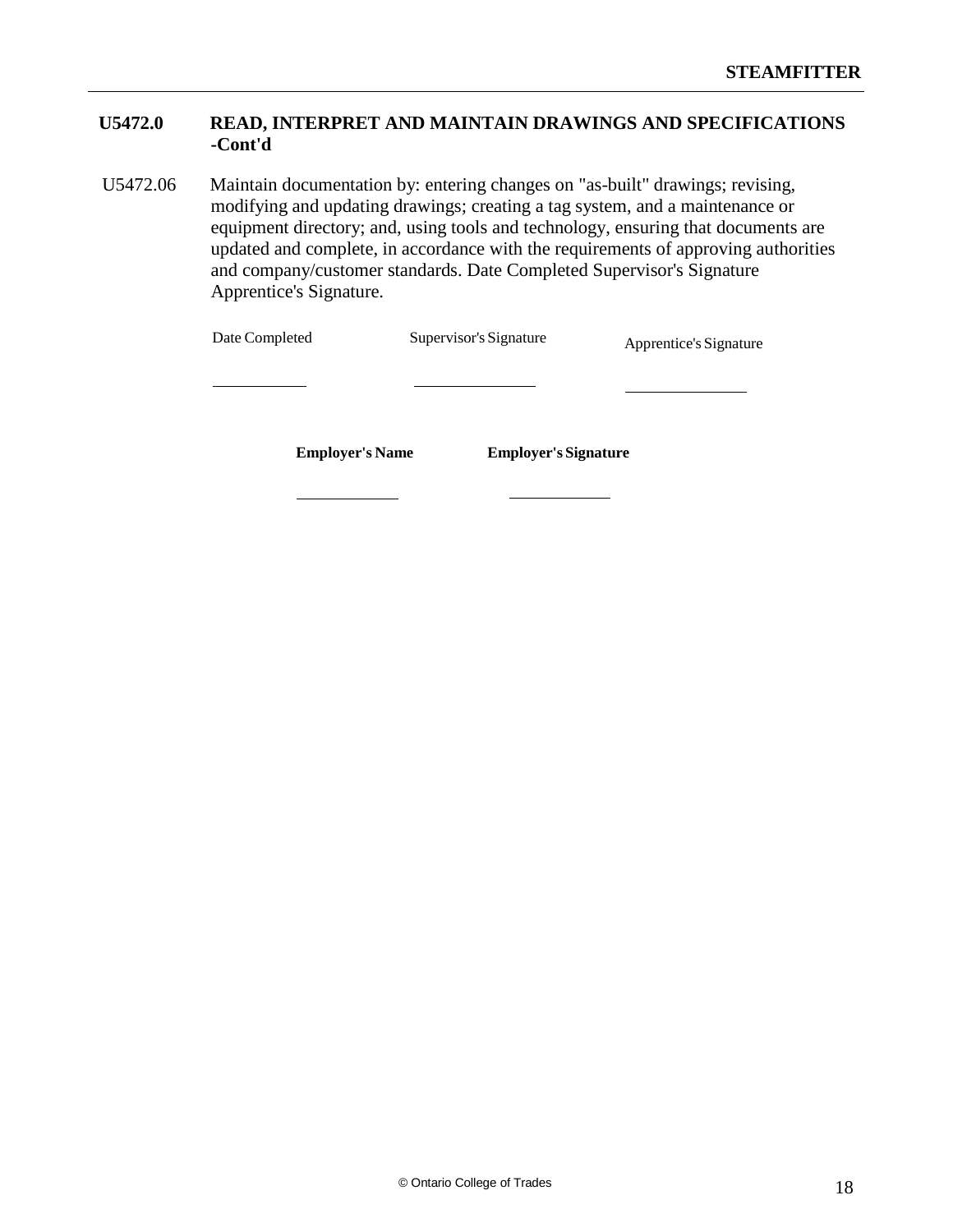## U5472.0 READ, INTERPRET AND MAINTAIN DRAWINGS AND SPECIFICATIONS -Cont'd

U5472.06 Maintain documentation by: entering changes on "as-built" drawings; revising, modifying and updating drawings; creating a tag system, and a maintenance or equipment directory; and, using tools and technology, ensuring that documents are updated and complete, in accordance with the requirements of approving authorities and company/customer standards. Date Completed Supervisor's Signature Apprentice's Signature.

| Date Completed | Supervisor's Signature | Apprentice's Signature |
|---|---|---|
| ____________ | ____________ | ____________ |

| **Employer's Name** | **Employer's Signature** |
|---|---|
| ____________ | ____________ |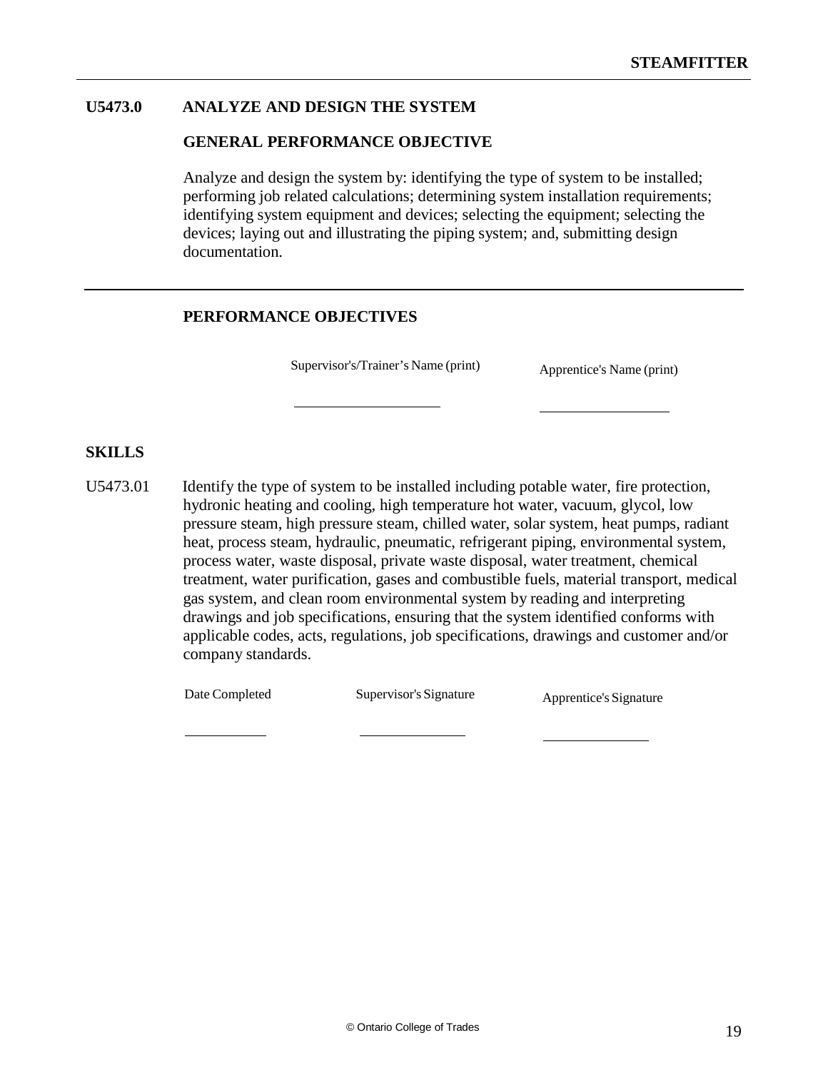## U5473.0 ANALYZE AND DESIGN THE SYSTEM

### GENERAL PERFORMANCE OBJECTIVE

Analyze and design the system by: identifying the type of system to be installed; performing job related calculations; determining system installation requirements; identifying system equipment and devices; selecting the equipment; selecting the devices; laying out and illustrating the piping system; and, submitting design documentation.

---

### PERFORMANCE OBJECTIVES

| Supervisor's/Trainer's Name (print) | Apprentice's Name (print) |
| --- | --- |
| | |

### SKILLS

U5473.01 Identify the type of system to be installed including potable water, fire protection, hydronic heating and cooling, high temperature hot water, vacuum, glycol, low pressure steam, high pressure steam, chilled water, solar system, heat pumps, radiant heat, process steam, hydraulic, pneumatic, refrigerant piping, environmental system, process water, waste disposal, private waste disposal, water treatment, chemical treatment, water purification, gases and combustible fuels, material transport, medical gas system, and clean room environmental system by reading and interpreting drawings and job specifications, ensuring that the system identified conforms with applicable codes, acts, regulations, job specifications, drawings and customer and/or company standards.

| Date Completed | Supervisor's Signature | Apprentice's Signature |
| --- | --- | --- |
| | | |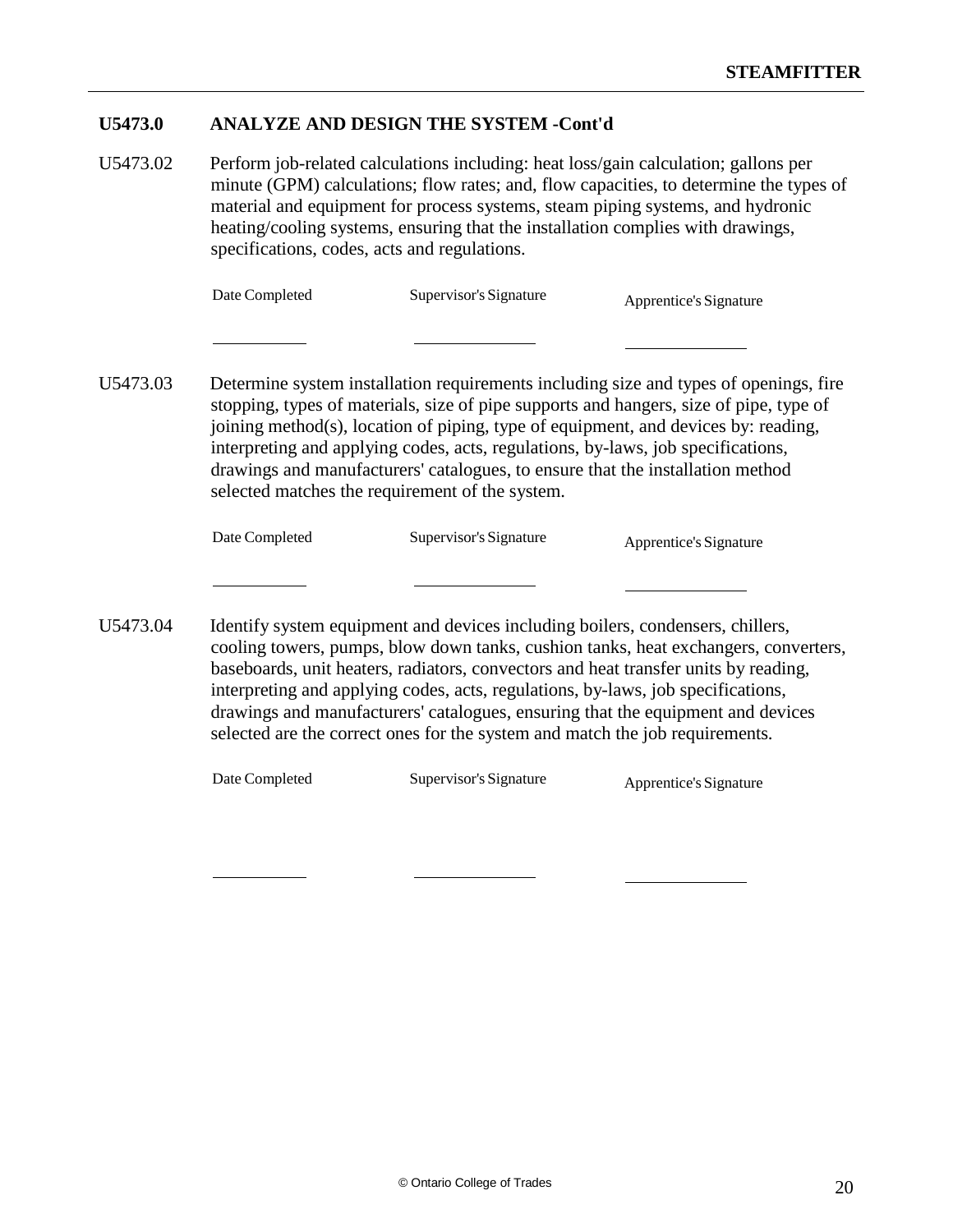## U5473.0 ANALYZE AND DESIGN THE SYSTEM -Cont'd

**U5473.02** Perform job-related calculations including: heat loss/gain calculation; gallons per minute (GPM) calculations; flow rates; and, flow capacities, to determine the types of material and equipment for process systems, steam piping systems, and hydronic heating/cooling systems, ensuring that the installation complies with drawings, specifications, codes, acts and regulations.

| Date Completed | Supervisor's Signature | Apprentice's Signature |
| --- | --- | --- |
| ________ | ________ | ________ |

**U5473.03** Determine system installation requirements including size and types of openings, fire stopping, types of materials, size of pipe supports and hangers, size of pipe, type of joining method(s), location of piping, type of equipment, and devices by: reading, interpreting and applying codes, acts, regulations, by-laws, job specifications, drawings and manufacturers' catalogues, to ensure that the installation method selected matches the requirement of the system.

| Date Completed | Supervisor's Signature | Apprentice's Signature |
| --- | --- | --- |
| ________ | ________ | ________ |

**U5473.04** Identify system equipment and devices including boilers, condensers, chillers, cooling towers, pumps, blow down tanks, cushion tanks, heat exchangers, converters, baseboards, unit heaters, radiators, convectors and heat transfer units by reading, interpreting and applying codes, acts, regulations, by-laws, job specifications, drawings and manufacturers' catalogues, ensuring that the equipment and devices selected are the correct ones for the system and match the job requirements.

| Date Completed | Supervisor's Signature | Apprentice's Signature |
| --- | --- | --- |
| ________ | ________ | ________ |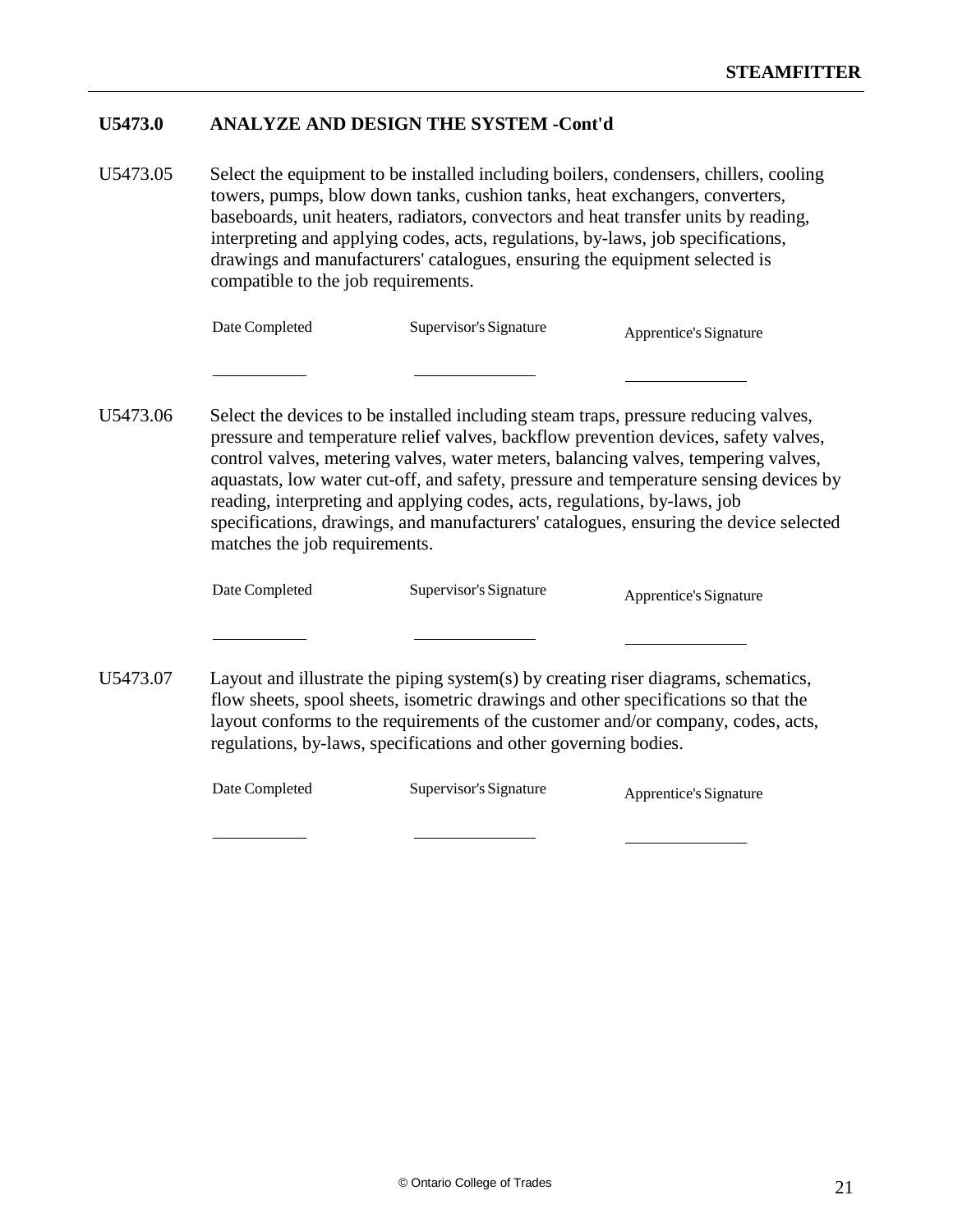## U5473.0 ANALYZE AND DESIGN THE SYSTEM -Cont'd

U5473.05 Select the equipment to be installed including boilers, condensers, chillers, cooling towers, pumps, blow down tanks, cushion tanks, heat exchangers, converters, baseboards, unit heaters, radiators, convectors and heat transfer units by reading, interpreting and applying codes, acts, regulations, by-laws, job specifications, drawings and manufacturers' catalogues, ensuring the equipment selected is compatible to the job requirements.

| Date Completed | Supervisor's Signature | Apprentice's Signature |
|---|---|---|
| ___________ | ______________ | ______________ |

U5473.06 Select the devices to be installed including steam traps, pressure reducing valves, pressure and temperature relief valves, backflow prevention devices, safety valves, control valves, metering valves, water meters, balancing valves, tempering valves, aquastats, low water cut-off, and safety, pressure and temperature sensing devices by reading, interpreting and applying codes, acts, regulations, by-laws, job specifications, drawings, and manufacturers' catalogues, ensuring the device selected matches the job requirements.

| Date Completed | Supervisor's Signature | Apprentice's Signature |
|---|---|---|
| ___________ | ______________ | ______________ |

U5473.07 Layout and illustrate the piping system(s) by creating riser diagrams, schematics, flow sheets, spool sheets, isometric drawings and other specifications so that the layout conforms to the requirements of the customer and/or company, codes, acts, regulations, by-laws, specifications and other governing bodies.

| Date Completed | Supervisor's Signature | Apprentice's Signature |
|---|---|---|
| ___________ | ______________ | ______________ |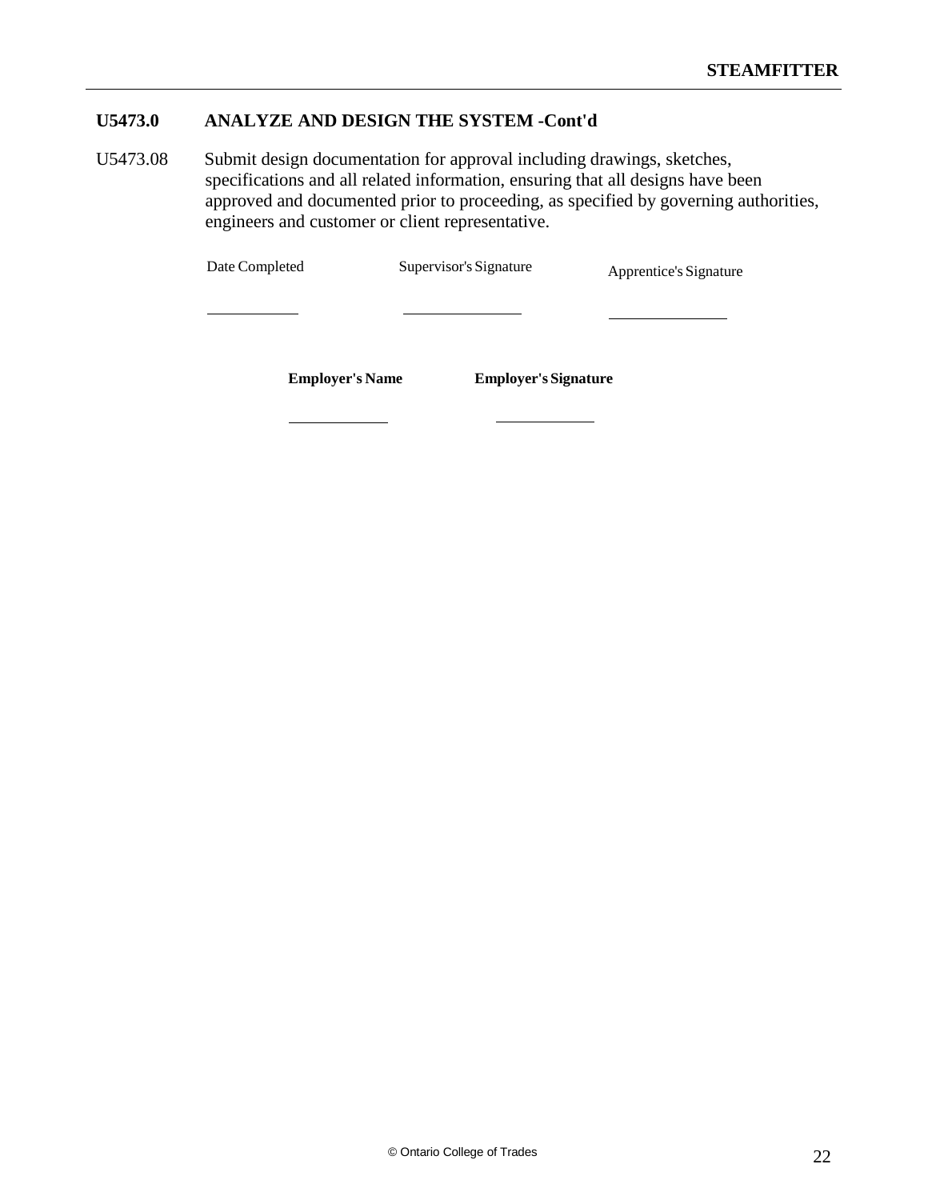## U5473.0 ANALYZE AND DESIGN THE SYSTEM -Cont'd

U5473.08 Submit design documentation for approval including drawings, sketches, specifications and all related information, ensuring that all designs have been approved and documented prior to proceeding, as specified by governing authorities, engineers and customer or client representative.

| Date Completed | Supervisor's Signature | Apprentice's Signature |
|---|---|---|
| ___________ | _____________ | _____________ |

| **Employer's Name** | **Employer's Signature** |
|---|---|
| ___________ | ___________ |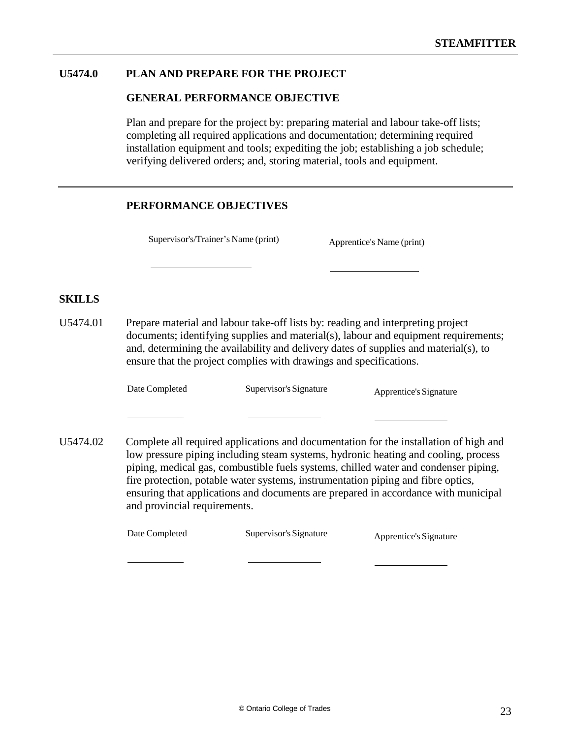## U5474.0 PLAN AND PREPARE FOR THE PROJECT

### GENERAL PERFORMANCE OBJECTIVE

Plan and prepare for the project by: preparing material and labour take-off lists; completing all required applications and documentation; determining required installation equipment and tools; expediting the job; establishing a job schedule; verifying delivered orders; and, storing material, tools and equipment.

---

### PERFORMANCE OBJECTIVES

| Supervisor's/Trainer's Name (print) | Apprentice's Name (print) |
|---|---|
| ____________________ | ____________________ |

## SKILLS

U5474.01 Prepare material and labour take-off lists by: reading and interpreting project documents; identifying supplies and material(s), labour and equipment requirements; and, determining the availability and delivery dates of supplies and material(s), to ensure that the project complies with drawings and specifications.

| Date Completed | Supervisor's Signature | Apprentice's Signature |
|---|---|---|
| ____________ | ____________ | ____________ |

U5474.02 Complete all required applications and documentation for the installation of high and low pressure piping including steam systems, hydronic heating and cooling, process piping, medical gas, combustible fuels systems, chilled water and condenser piping, fire protection, potable water systems, instrumentation piping and fibre optics, ensuring that applications and documents are prepared in accordance with municipal and provincial requirements.

| Date Completed | Supervisor's Signature | Apprentice's Signature |
|---|---|---|
| ____________ | ____________ | ____________ |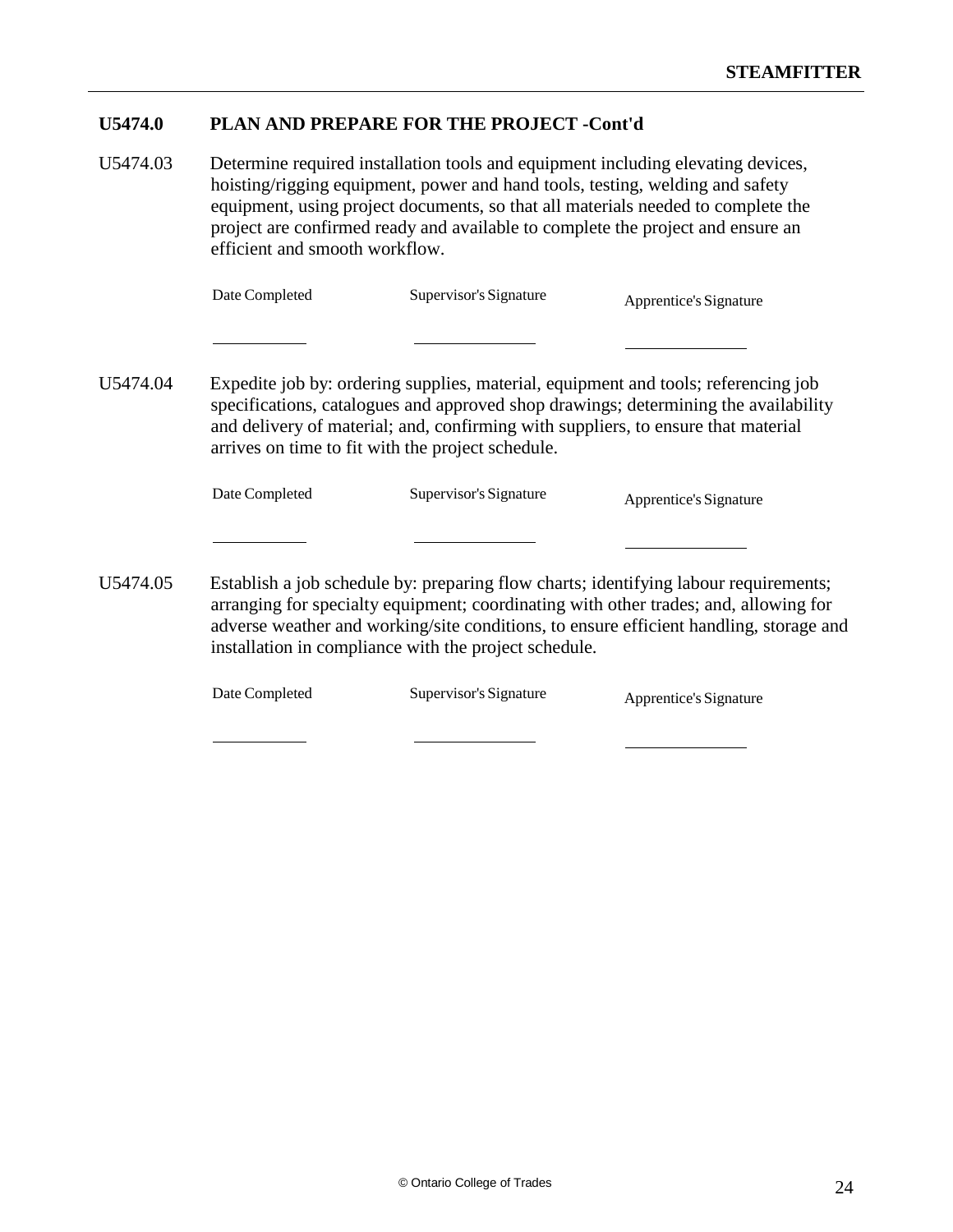## U5474.0 PLAN AND PREPARE FOR THE PROJECT -Cont'd

U5474.03 Determine required installation tools and equipment including elevating devices, hoisting/rigging equipment, power and hand tools, testing, welding and safety equipment, using project documents, so that all materials needed to complete the project are confirmed ready and available to complete the project and ensure an efficient and smooth workflow.

| Date Completed | Supervisor's Signature | Apprentice's Signature |
|---|---|---|
| \_\_\_\_\_\_\_\_\_\_ | \_\_\_\_\_\_\_\_\_\_\_\_\_ | \_\_\_\_\_\_\_\_\_\_\_\_\_ |

U5474.04 Expedite job by: ordering supplies, material, equipment and tools; referencing job specifications, catalogues and approved shop drawings; determining the availability and delivery of material; and, confirming with suppliers, to ensure that material arrives on time to fit with the project schedule.

| Date Completed | Supervisor's Signature | Apprentice's Signature |
|---|---|---|
| \_\_\_\_\_\_\_\_\_\_ | \_\_\_\_\_\_\_\_\_\_\_\_\_ | \_\_\_\_\_\_\_\_\_\_\_\_\_ |

U5474.05 Establish a job schedule by: preparing flow charts; identifying labour requirements; arranging for specialty equipment; coordinating with other trades; and, allowing for adverse weather and working/site conditions, to ensure efficient handling, storage and installation in compliance with the project schedule.

| Date Completed | Supervisor's Signature | Apprentice's Signature |
|---|---|---|
| \_\_\_\_\_\_\_\_\_\_ | \_\_\_\_\_\_\_\_\_\_\_\_\_ | \_\_\_\_\_\_\_\_\_\_\_\_\_ |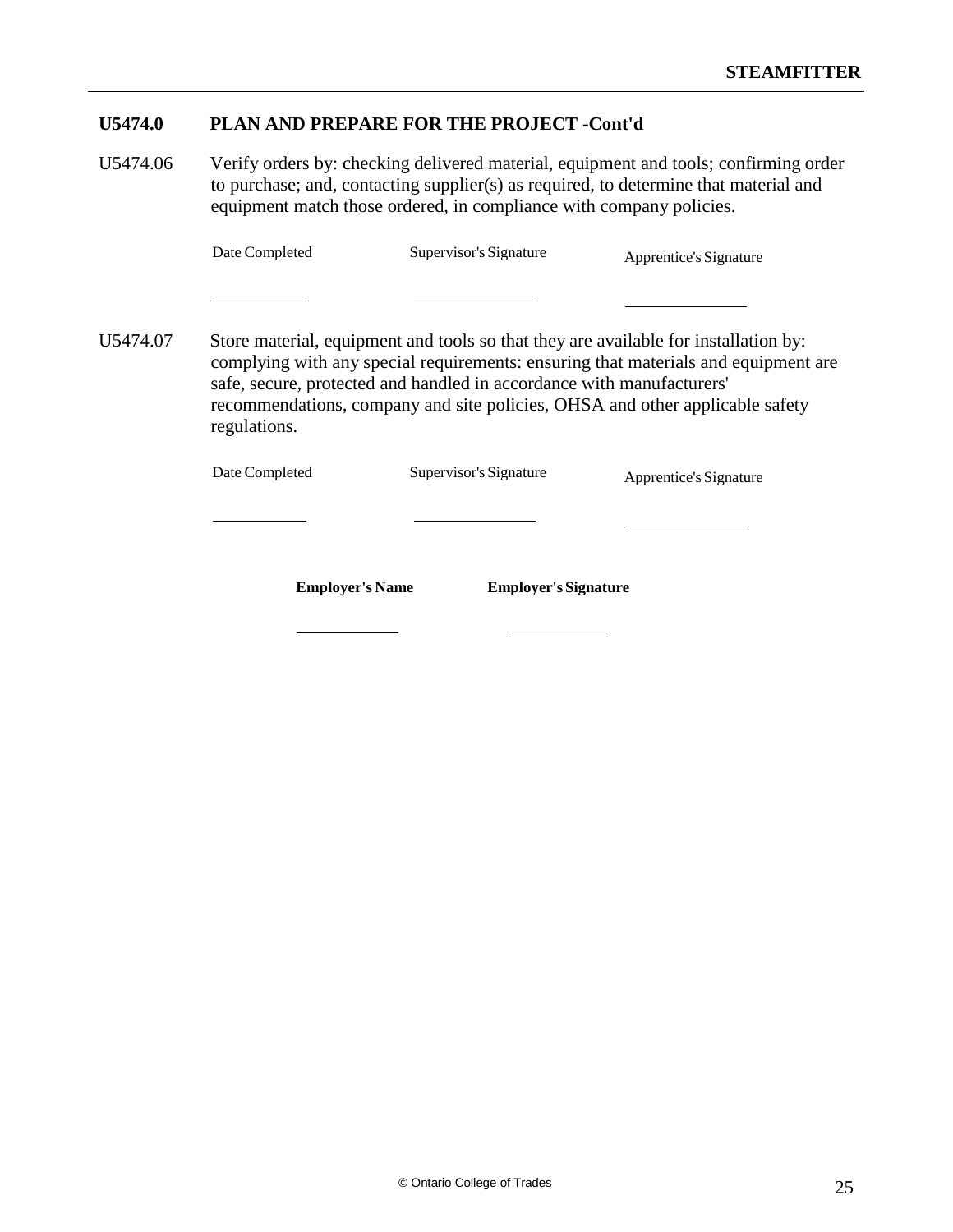## U5474.0 PLAN AND PREPARE FOR THE PROJECT -Cont'd

U5474.06 Verify orders by: checking delivered material, equipment and tools; confirming order to purchase; and, contacting supplier(s) as required, to determine that material and equipment match those ordered, in compliance with company policies.

| Date Completed | Supervisor's Signature | Apprentice's Signature |
|---|---|---|
| ____________ | ________________ | ________________ |

U5474.07 Store material, equipment and tools so that they are available for installation by: complying with any special requirements: ensuring that materials and equipment are safe, secure, protected and handled in accordance with manufacturers' recommendations, company and site policies, OHSA and other applicable safety regulations.

| Date Completed | Supervisor's Signature | Apprentice's Signature |
|---|---|---|
| ____________ | ________________ | ________________ |

| **Employer's Name** | **Employer's Signature** |
|---|---|
| ____________ | ____________ |

© Ontario College of Trades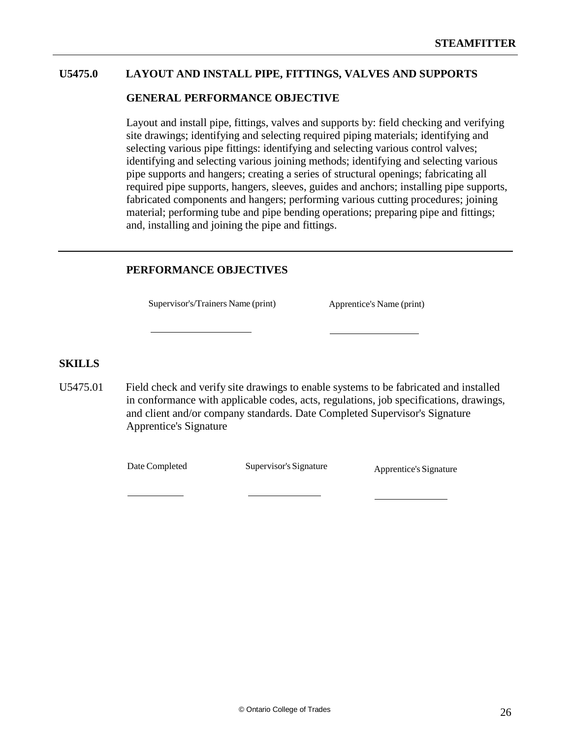## U5475.0 LAYOUT AND INSTALL PIPE, FITTINGS, VALVES AND SUPPORTS

### GENERAL PERFORMANCE OBJECTIVE

Layout and install pipe, fittings, valves and supports by: field checking and verifying site drawings; identifying and selecting required piping materials; identifying and selecting various pipe fittings: identifying and selecting various control valves; identifying and selecting various joining methods; identifying and selecting various pipe supports and hangers; creating a series of structural openings; fabricating all required pipe supports, hangers, sleeves, guides and anchors; installing pipe supports, fabricated components and hangers; performing various cutting procedures; joining material; performing tube and pipe bending operations; preparing pipe and fittings; and, installing and joining the pipe and fittings.

---

### PERFORMANCE OBJECTIVES

| Supervisor's/Trainers Name (print) | Apprentice's Name (print) |
|---|---|
| ____________________ | ____________________ |

### SKILLS

U5475.01 Field check and verify site drawings to enable systems to be fabricated and installed in conformance with applicable codes, acts, regulations, job specifications, drawings, and client and/or company standards. Date Completed Supervisor's Signature Apprentice's Signature

| Date Completed | Supervisor's Signature | Apprentice's Signature |
|---|---|---|
| __________ | ______________ | ______________ |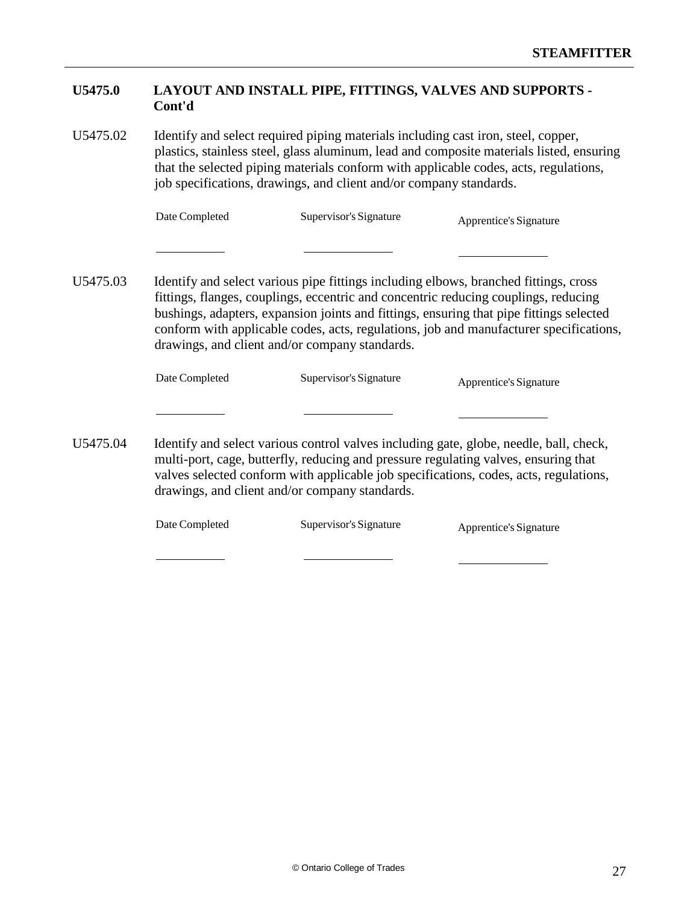## U5475.0 LAYOUT AND INSTALL PIPE, FITTINGS, VALVES AND SUPPORTS - Cont'd

U5475.02 Identify and select required piping materials including cast iron, steel, copper, plastics, stainless steel, glass aluminum, lead and composite materials listed, ensuring that the selected piping materials conform with applicable codes, acts, regulations, job specifications, drawings, and client and/or company standards.

| Date Completed | Supervisor's Signature | Apprentice's Signature |
|---|---|---|
| __________ | __________ | __________ |

U5475.03 Identify and select various pipe fittings including elbows, branched fittings, cross fittings, flanges, couplings, eccentric and concentric reducing couplings, reducing bushings, adapters, expansion joints and fittings, ensuring that pipe fittings selected conform with applicable codes, acts, regulations, job and manufacturer specifications, drawings, and client and/or company standards.

| Date Completed | Supervisor's Signature | Apprentice's Signature |
|---|---|---|
| __________ | __________ | __________ |

U5475.04 Identify and select various control valves including gate, globe, needle, ball, check, multi-port, cage, butterfly, reducing and pressure regulating valves, ensuring that valves selected conform with applicable job specifications, codes, acts, regulations, drawings, and client and/or company standards.

| Date Completed | Supervisor's Signature | Apprentice's Signature |
|---|---|---|
| __________ | __________ | __________ |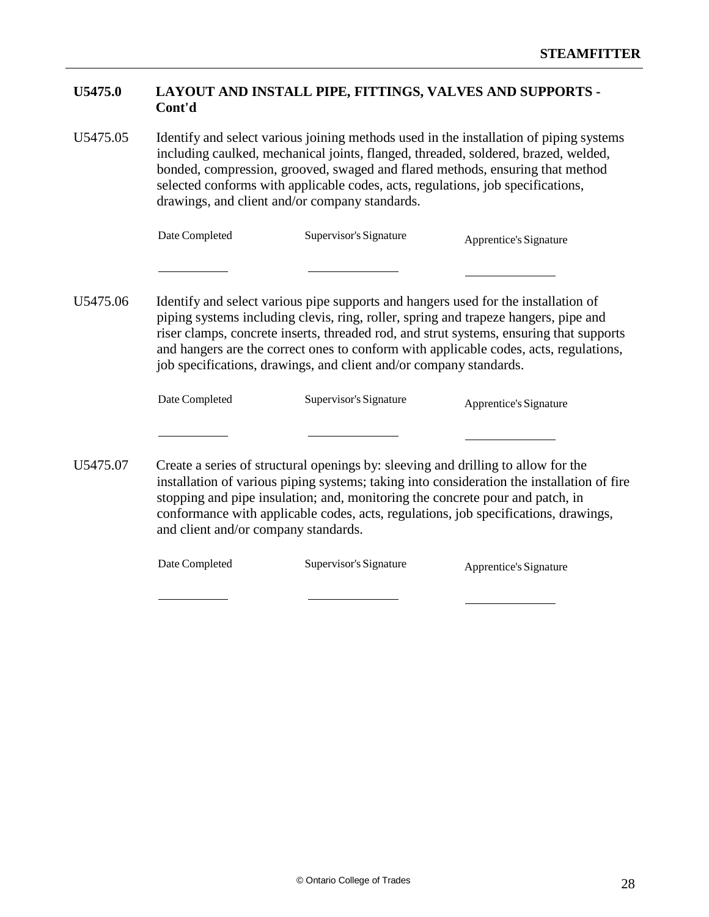## U5475.0 LAYOUT AND INSTALL PIPE, FITTINGS, VALVES AND SUPPORTS - Cont'd

U5475.05 Identify and select various joining methods used in the installation of piping systems including caulked, mechanical joints, flanged, threaded, soldered, brazed, welded, bonded, compression, grooved, swaged and flared methods, ensuring that method selected conforms with applicable codes, acts, regulations, job specifications, drawings, and client and/or company standards.

| Date Completed | Supervisor's Signature | Apprentice's Signature |
| --- | --- | --- |
| ___________ | ______________ | ______________ |

U5475.06 Identify and select various pipe supports and hangers used for the installation of piping systems including clevis, ring, roller, spring and trapeze hangers, pipe and riser clamps, concrete inserts, threaded rod, and strut systems, ensuring that supports and hangers are the correct ones to conform with applicable codes, acts, regulations, job specifications, drawings, and client and/or company standards.

| Date Completed | Supervisor's Signature | Apprentice's Signature |
| --- | --- | --- |
| ___________ | ______________ | ______________ |

U5475.07 Create a series of structural openings by: sleeving and drilling to allow for the installation of various piping systems; taking into consideration the installation of fire stopping and pipe insulation; and, monitoring the concrete pour and patch, in conformance with applicable codes, acts, regulations, job specifications, drawings, and client and/or company standards.

| Date Completed | Supervisor's Signature | Apprentice's Signature |
| --- | --- | --- |
| ___________ | ______________ | ______________ |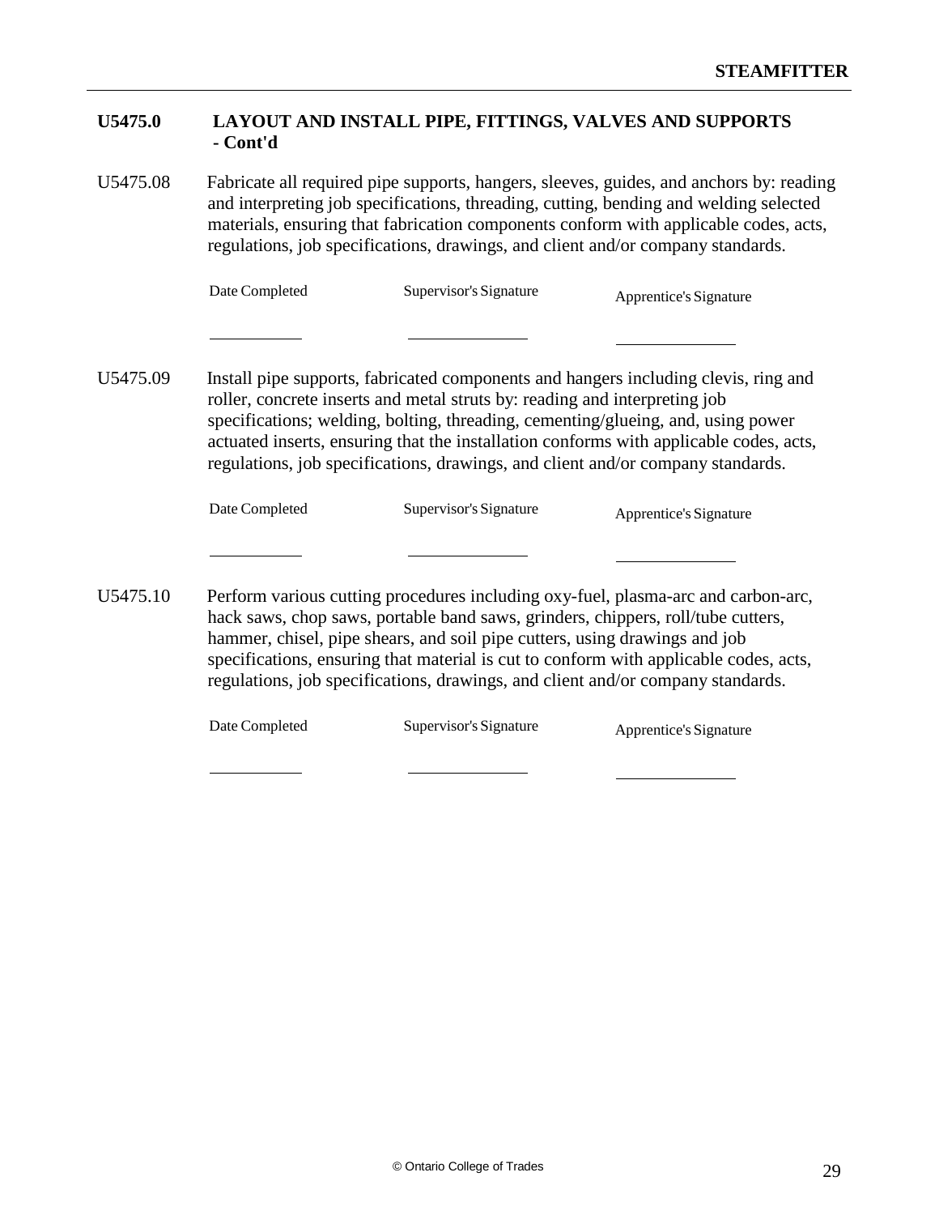## U5475.0 LAYOUT AND INSTALL PIPE, FITTINGS, VALVES AND SUPPORTS - Cont'd

U5475.08 Fabricate all required pipe supports, hangers, sleeves, guides, and anchors by: reading and interpreting job specifications, threading, cutting, bending and welding selected materials, ensuring that fabrication components conform with applicable codes, acts, regulations, job specifications, drawings, and client and/or company standards.

| Date Completed | Supervisor's Signature | Apprentice's Signature |
|---|---|---|
| ___________ | ______________ | ______________ |

U5475.09 Install pipe supports, fabricated components and hangers including clevis, ring and roller, concrete inserts and metal struts by: reading and interpreting job specifications; welding, bolting, threading, cementing/glueing, and, using power actuated inserts, ensuring that the installation conforms with applicable codes, acts, regulations, job specifications, drawings, and client and/or company standards.

| Date Completed | Supervisor's Signature | Apprentice's Signature |
|---|---|---|
| ___________ | ______________ | ______________ |

U5475.10 Perform various cutting procedures including oxy-fuel, plasma-arc and carbon-arc, hack saws, chop saws, portable band saws, grinders, chippers, roll/tube cutters, hammer, chisel, pipe shears, and soil pipe cutters, using drawings and job specifications, ensuring that material is cut to conform with applicable codes, acts, regulations, job specifications, drawings, and client and/or company standards.

| Date Completed | Supervisor's Signature | Apprentice's Signature |
|---|---|---|
| ___________ | ______________ | ______________ |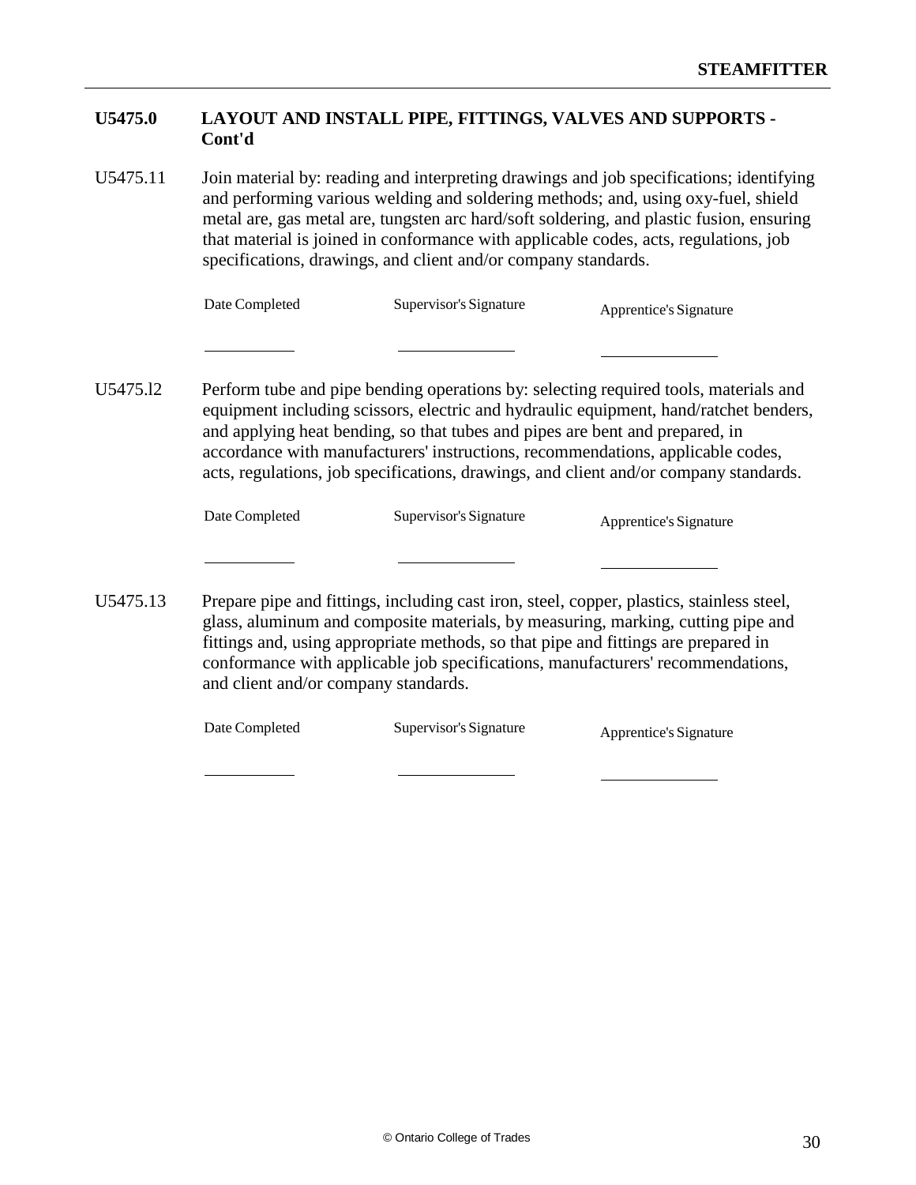## U5475.0 LAYOUT AND INSTALL PIPE, FITTINGS, VALVES AND SUPPORTS - Cont'd

U5475.11 Join material by: reading and interpreting drawings and job specifications; identifying and performing various welding and soldering methods; and, using oxy-fuel, shield metal are, gas metal are, tungsten arc hard/soft soldering, and plastic fusion, ensuring that material is joined in conformance with applicable codes, acts, regulations, job specifications, drawings, and client and/or company standards.

| Date Completed | Supervisor's Signature | Apprentice's Signature |
|---|---|---|
| ___________ | ______________ | ______________ |

U5475.l2 Perform tube and pipe bending operations by: selecting required tools, materials and equipment including scissors, electric and hydraulic equipment, hand/ratchet benders, and applying heat bending, so that tubes and pipes are bent and prepared, in accordance with manufacturers' instructions, recommendations, applicable codes, acts, regulations, job specifications, drawings, and client and/or company standards.

| Date Completed | Supervisor's Signature | Apprentice's Signature |
|---|---|---|
| ___________ | ______________ | ______________ |

U5475.13 Prepare pipe and fittings, including cast iron, steel, copper, plastics, stainless steel, glass, aluminum and composite materials, by measuring, marking, cutting pipe and fittings and, using appropriate methods, so that pipe and fittings are prepared in conformance with applicable job specifications, manufacturers' recommendations, and client and/or company standards.

| Date Completed | Supervisor's Signature | Apprentice's Signature |
|---|---|---|
| ___________ | ______________ | ______________ |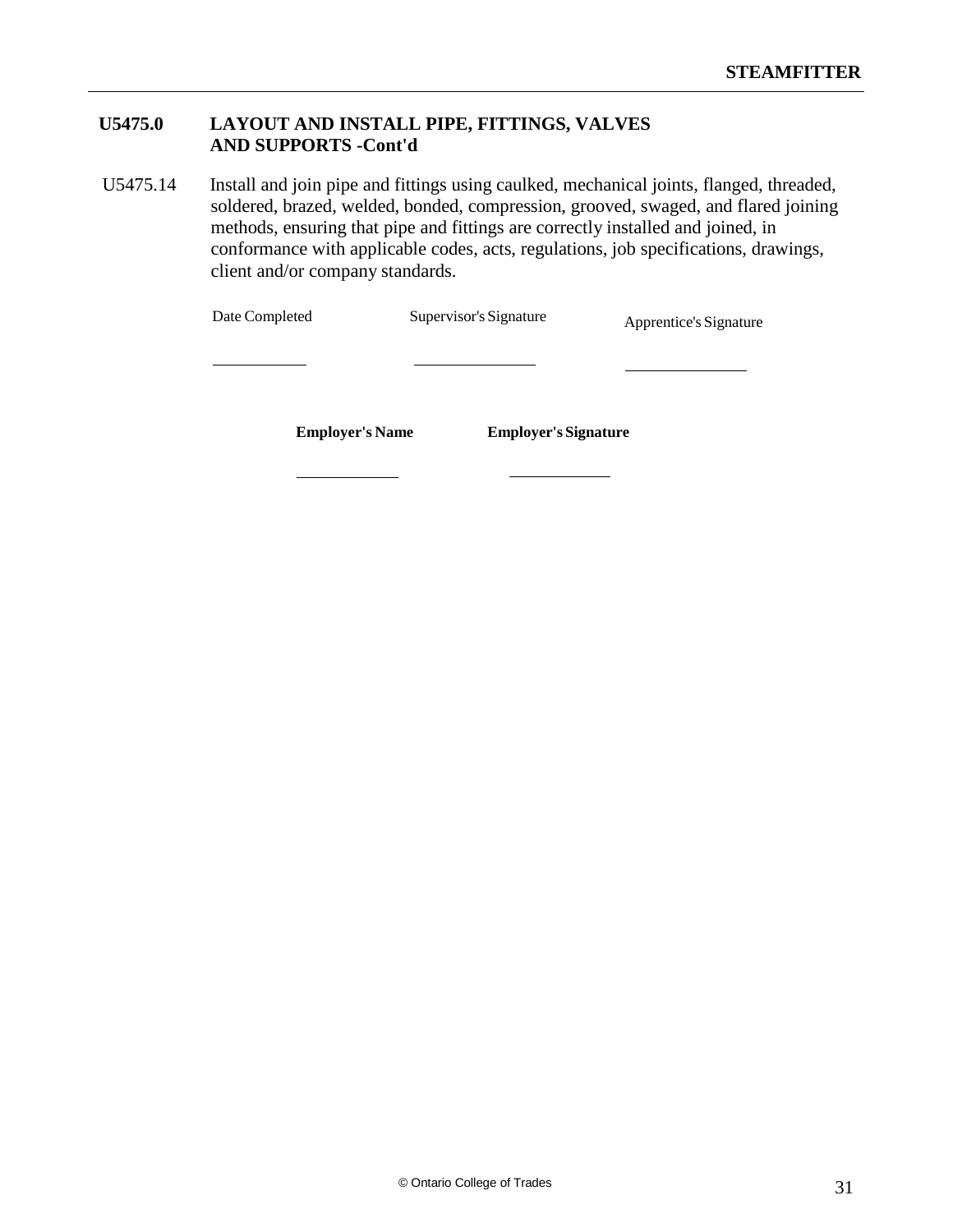## U5475.0 LAYOUT AND INSTALL PIPE, FITTINGS, VALVES AND SUPPORTS -Cont'd

U5475.14 Install and join pipe and fittings using caulked, mechanical joints, flanged, threaded, soldered, brazed, welded, bonded, compression, grooved, swaged, and flared joining methods, ensuring that pipe and fittings are correctly installed and joined, in conformance with applicable codes, acts, regulations, job specifications, drawings, client and/or company standards.

| Date Completed | Supervisor's Signature | Apprentice's Signature |
| --- | --- | --- |
| ____________ | ____________ | ____________ |

| **Employer's Name** | **Employer's Signature** |
| --- | --- |
| ____________ | ____________ |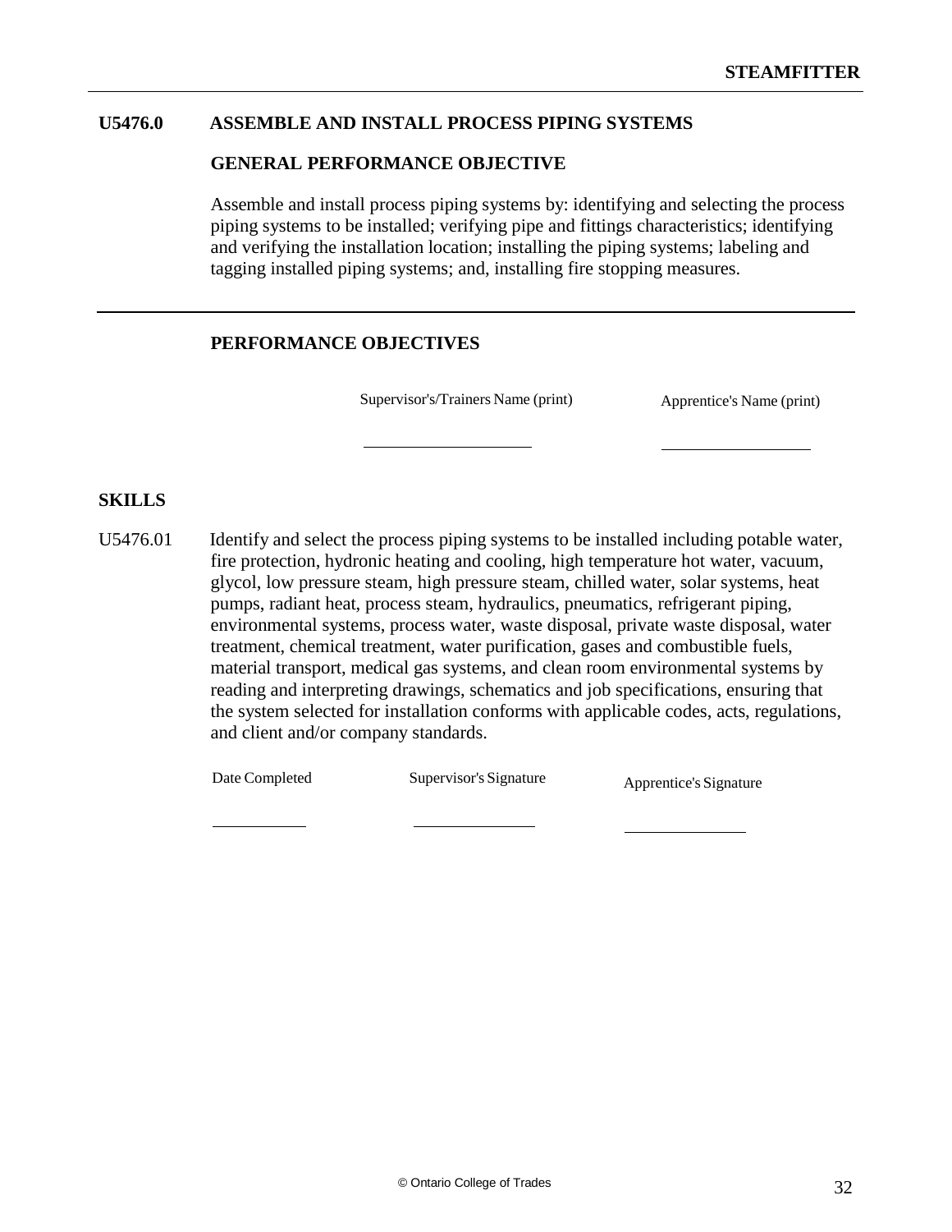## U5476.0 ASSEMBLE AND INSTALL PROCESS PIPING SYSTEMS

### GENERAL PERFORMANCE OBJECTIVE

Assemble and install process piping systems by: identifying and selecting the process piping systems to be installed; verifying pipe and fittings characteristics; identifying and verifying the installation location; installing the piping systems; labeling and tagging installed piping systems; and, installing fire stopping measures.

---

### PERFORMANCE OBJECTIVES

| Supervisor's/Trainers Name (print) | Apprentice's Name (print) |
|---|---|
| ____________________ | ____________________ |

### SKILLS

U5476.01 Identify and select the process piping systems to be installed including potable water, fire protection, hydronic heating and cooling, high temperature hot water, vacuum, glycol, low pressure steam, high pressure steam, chilled water, solar systems, heat pumps, radiant heat, process steam, hydraulics, pneumatics, refrigerant piping, environmental systems, process water, waste disposal, private waste disposal, water treatment, chemical treatment, water purification, gases and combustible fuels, material transport, medical gas systems, and clean room environmental systems by reading and interpreting drawings, schematics and job specifications, ensuring that the system selected for installation conforms with applicable codes, acts, regulations, and client and/or company standards.

| Date Completed | Supervisor's Signature | Apprentice's Signature |
|---|---|---|
| __________ | ______________ | ______________ |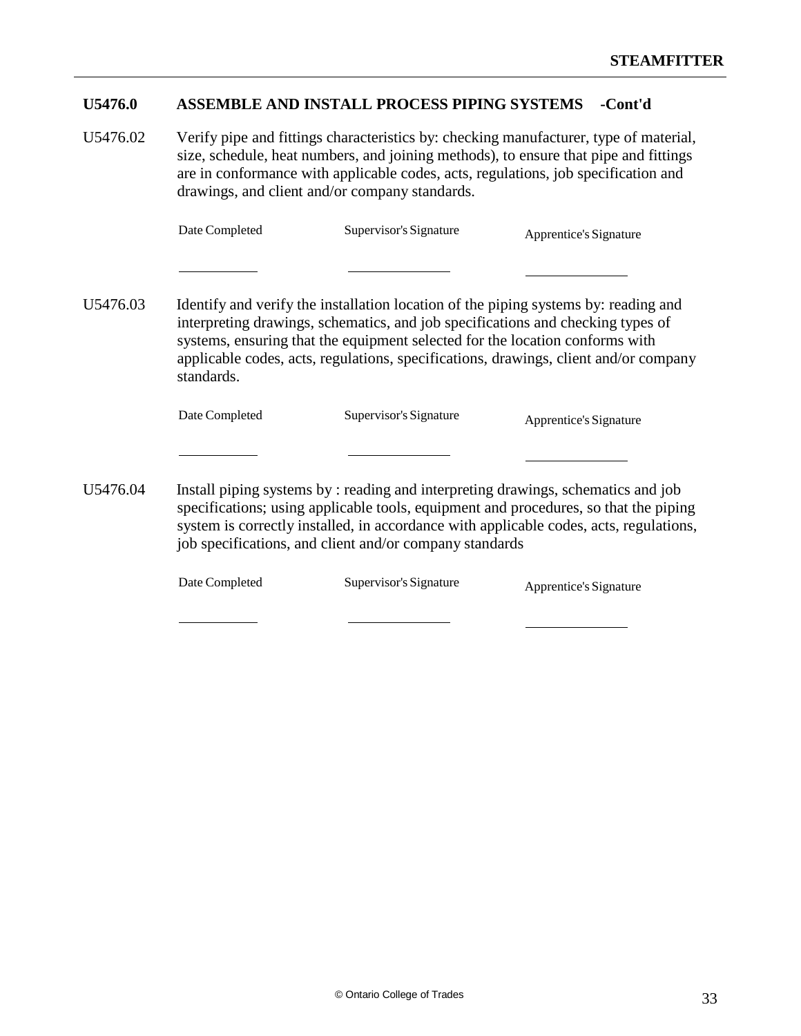## U5476.0 ASSEMBLE AND INSTALL PROCESS PIPING SYSTEMS -Cont'd

U5476.02 Verify pipe and fittings characteristics by: checking manufacturer, type of material, size, schedule, heat numbers, and joining methods), to ensure that pipe and fittings are in conformance with applicable codes, acts, regulations, job specification and drawings, and client and/or company standards.

| Date Completed | Supervisor's Signature | Apprentice's Signature |
|---|---|---|
| ___________ | ______________ | ______________ |

U5476.03 Identify and verify the installation location of the piping systems by: reading and interpreting drawings, schematics, and job specifications and checking types of systems, ensuring that the equipment selected for the location conforms with applicable codes, acts, regulations, specifications, drawings, client and/or company standards.

| Date Completed | Supervisor's Signature | Apprentice's Signature |
|---|---|---|
| ___________ | ______________ | ______________ |

U5476.04 Install piping systems by : reading and interpreting drawings, schematics and job specifications; using applicable tools, equipment and procedures, so that the piping system is correctly installed, in accordance with applicable codes, acts, regulations, job specifications, and client and/or company standards

| Date Completed | Supervisor's Signature | Apprentice's Signature |
|---|---|---|
| ___________ | ______________ | ______________ |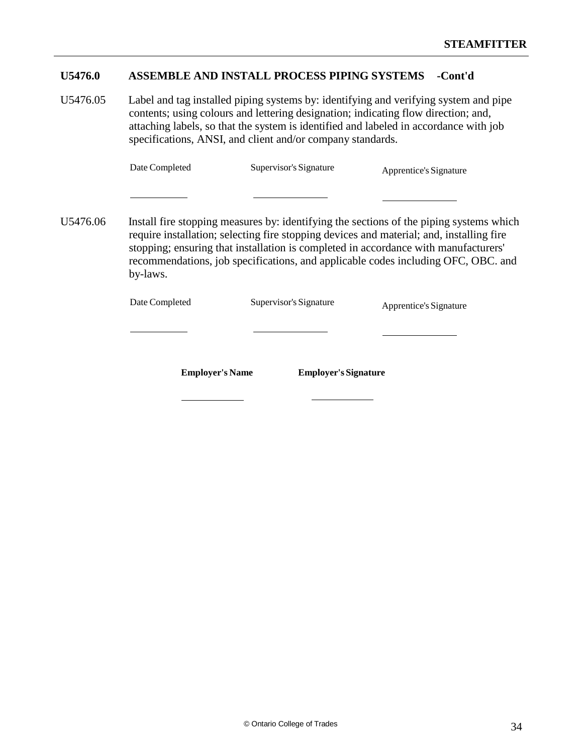## U5476.0 ASSEMBLE AND INSTALL PROCESS PIPING SYSTEMS -Cont'd

U5476.05 Label and tag installed piping systems by: identifying and verifying system and pipe contents; using colours and lettering designation; indicating flow direction; and, attaching labels, so that the system is identified and labeled in accordance with job specifications, ANSI, and client and/or company standards.

| Date Completed | Supervisor's Signature | Apprentice's Signature |
|---|---|---|
| ___________ | ___________ | ___________ |

U5476.06 Install fire stopping measures by: identifying the sections of the piping systems which require installation; selecting fire stopping devices and material; and, installing fire stopping; ensuring that installation is completed in accordance with manufacturers' recommendations, job specifications, and applicable codes including OFC, OBC. and by-laws.

| Date Completed | Supervisor's Signature | Apprentice's Signature |
|---|---|---|
| ___________ | ___________ | ___________ |

| **Employer's Name** | **Employer's Signature** |
|---|---|
| ___________ | ___________ |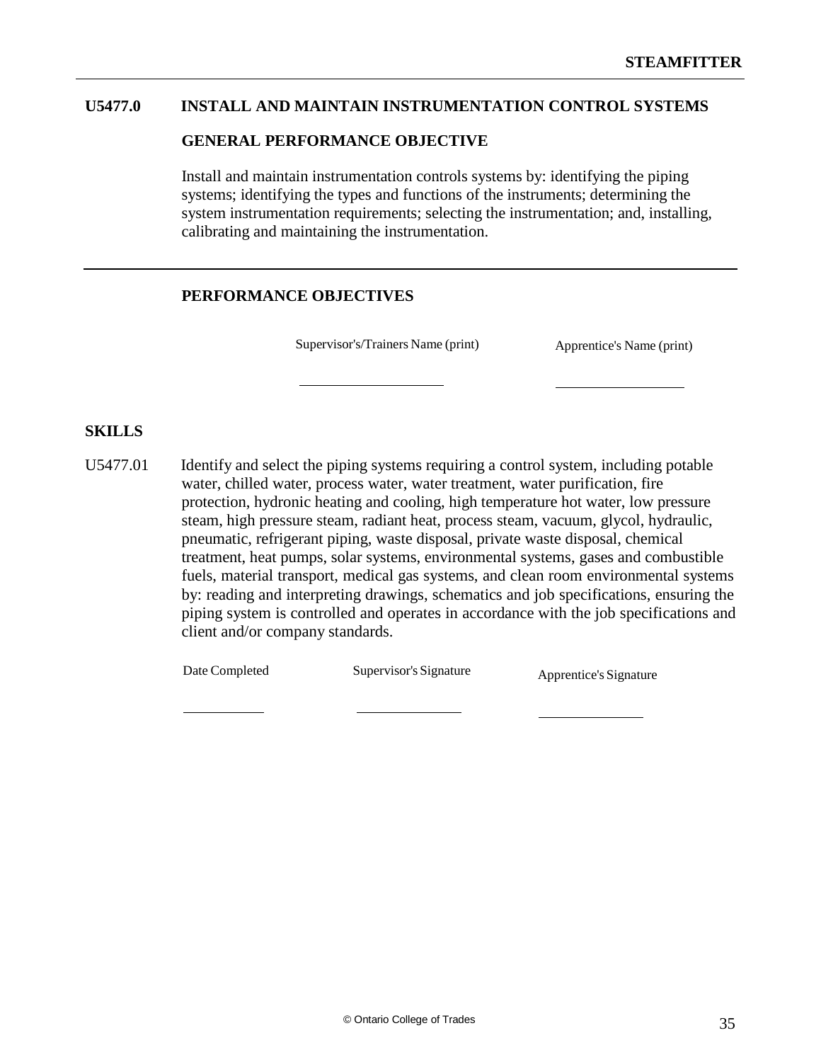## U5477.0 INSTALL AND MAINTAIN INSTRUMENTATION CONTROL SYSTEMS

### GENERAL PERFORMANCE OBJECTIVE

Install and maintain instrumentation controls systems by: identifying the piping systems; identifying the types and functions of the instruments; determining the system instrumentation requirements; selecting the instrumentation; and, installing, calibrating and maintaining the instrumentation.

---

### PERFORMANCE OBJECTIVES

| Supervisor's/Trainers Name (print) | Apprentice's Name (print) |
|---|---|
| ____________________ | ____________________ |

### SKILLS

U5477.01 Identify and select the piping systems requiring a control system, including potable water, chilled water, process water, water treatment, water purification, fire protection, hydronic heating and cooling, high temperature hot water, low pressure steam, high pressure steam, radiant heat, process steam, vacuum, glycol, hydraulic, pneumatic, refrigerant piping, waste disposal, private waste disposal, chemical treatment, heat pumps, solar systems, environmental systems, gases and combustible fuels, material transport, medical gas systems, and clean room environmental systems by: reading and interpreting drawings, schematics and job specifications, ensuring the piping system is controlled and operates in accordance with the job specifications and client and/or company standards.

| Date Completed | Supervisor's Signature | Apprentice's Signature |
|---|---|---|
| __________ | ______________ | ______________ |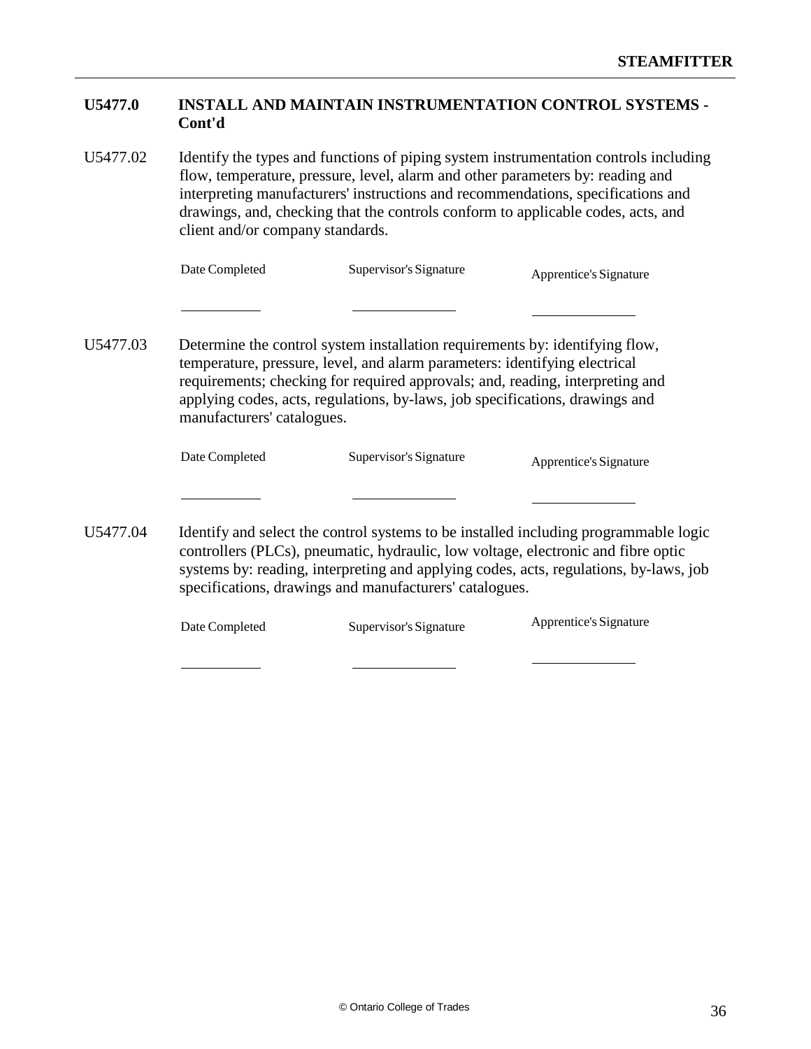## U5477.0 INSTALL AND MAINTAIN INSTRUMENTATION CONTROL SYSTEMS - Cont'd

U5477.02 Identify the types and functions of piping system instrumentation controls including flow, temperature, pressure, level, alarm and other parameters by: reading and interpreting manufacturers' instructions and recommendations, specifications and drawings, and, checking that the controls conform to applicable codes, acts, and client and/or company standards.

| Date Completed | Supervisor's Signature | Apprentice's Signature |
| --- | --- | --- |
| ___________ | ______________ | ______________ |

U5477.03 Determine the control system installation requirements by: identifying flow, temperature, pressure, level, and alarm parameters: identifying electrical requirements; checking for required approvals; and, reading, interpreting and applying codes, acts, regulations, by-laws, job specifications, drawings and manufacturers' catalogues.

| Date Completed | Supervisor's Signature | Apprentice's Signature |
| --- | --- | --- |
| ___________ | ______________ | ______________ |

U5477.04 Identify and select the control systems to be installed including programmable logic controllers (PLCs), pneumatic, hydraulic, low voltage, electronic and fibre optic systems by: reading, interpreting and applying codes, acts, regulations, by-laws, job specifications, drawings and manufacturers' catalogues.

| Date Completed | Supervisor's Signature | Apprentice's Signature |
| --- | --- | --- |
| ___________ | ______________ | ______________ |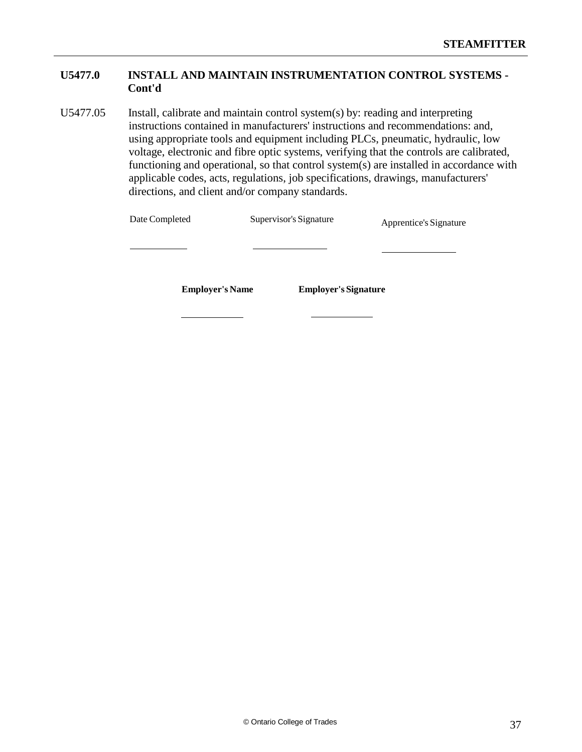## U5477.0 INSTALL AND MAINTAIN INSTRUMENTATION CONTROL SYSTEMS - Cont'd

U5477.05 Install, calibrate and maintain control system(s) by: reading and interpreting instructions contained in manufacturers' instructions and recommendations: and, using appropriate tools and equipment including PLCs, pneumatic, hydraulic, low voltage, electronic and fibre optic systems, verifying that the controls are calibrated, functioning and operational, so that control system(s) are installed in accordance with applicable codes, acts, regulations, job specifications, drawings, manufacturers' directions, and client and/or company standards.

| Date Completed | Supervisor's Signature | Apprentice's Signature |
|---|---|---|
| \_\_\_\_\_\_\_\_\_\_ | \_\_\_\_\_\_\_\_\_\_ | \_\_\_\_\_\_\_\_\_\_ |

| **Employer's Name** | **Employer's Signature** |
|---|---|
| \_\_\_\_\_\_\_\_\_\_ | \_\_\_\_\_\_\_\_\_\_ |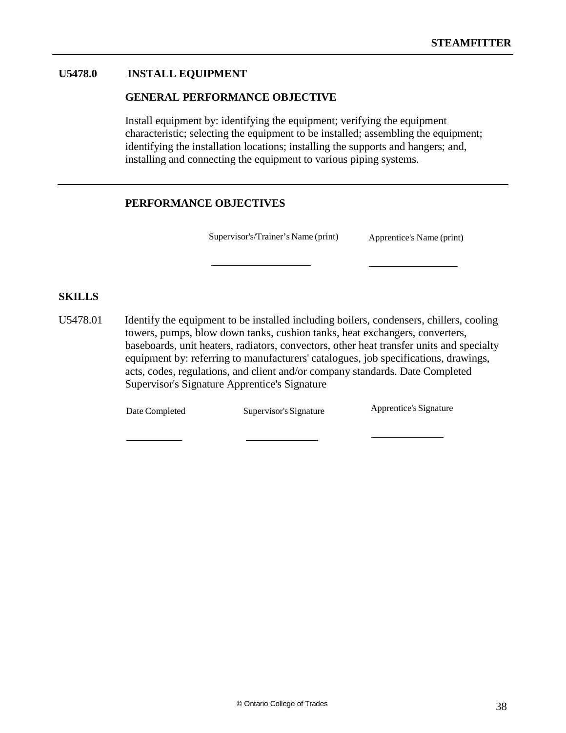## U5478.0 INSTALL EQUIPMENT

### GENERAL PERFORMANCE OBJECTIVE

Install equipment by: identifying the equipment; verifying the equipment characteristic; selecting the equipment to be installed; assembling the equipment; identifying the installation locations; installing the supports and hangers; and, installing and connecting the equipment to various piping systems.

---

### PERFORMANCE OBJECTIVES

| Supervisor's/Trainer's Name (print) | Apprentice's Name (print) |
| --- | --- |
| | |

### SKILLS

U5478.01 Identify the equipment to be installed including boilers, condensers, chillers, cooling towers, pumps, blow down tanks, cushion tanks, heat exchangers, converters, baseboards, unit heaters, radiators, convectors, other heat transfer units and specialty equipment by: referring to manufacturers' catalogues, job specifications, drawings, acts, codes, regulations, and client and/or company standards. Date Completed Supervisor's Signature Apprentice's Signature

| Date Completed | Supervisor's Signature | Apprentice's Signature |
| --- | --- | --- |
| | | |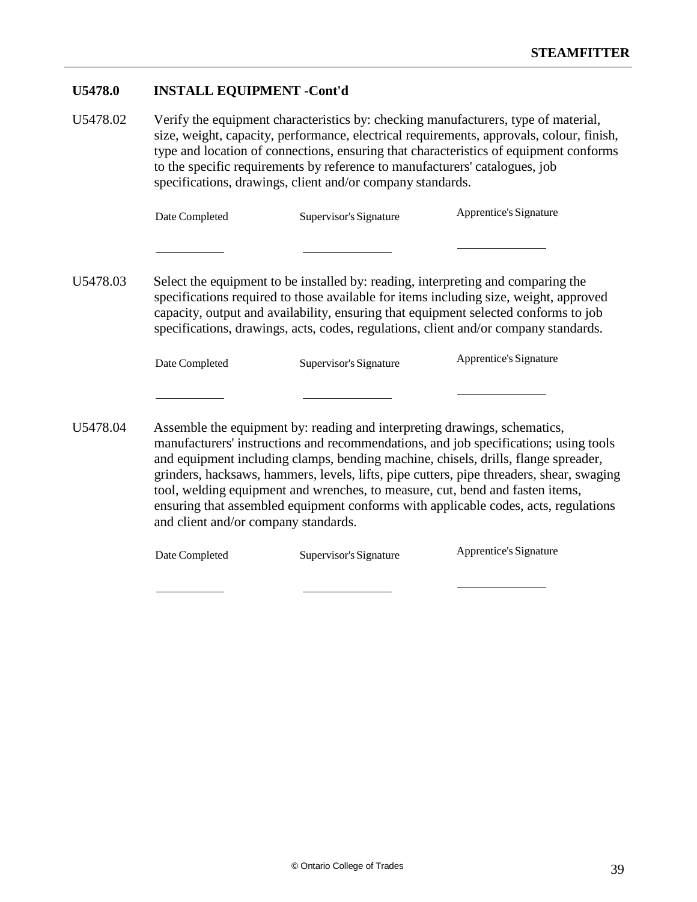## U5478.0 INSTALL EQUIPMENT -Cont'd

U5478.02 Verify the equipment characteristics by: checking manufacturers, type of material, size, weight, capacity, performance, electrical requirements, approvals, colour, finish, type and location of connections, ensuring that characteristics of equipment conforms to the specific requirements by reference to manufacturers' catalogues, job specifications, drawings, client and/or company standards.

| Date Completed | Supervisor's Signature | Apprentice's Signature |
|---|---|---|
| | | |

U5478.03 Select the equipment to be installed by: reading, interpreting and comparing the specifications required to those available for items including size, weight, approved capacity, output and availability, ensuring that equipment selected conforms to job specifications, drawings, acts, codes, regulations, client and/or company standards.

| Date Completed | Supervisor's Signature | Apprentice's Signature |
|---|---|---|
| | | |

U5478.04 Assemble the equipment by: reading and interpreting drawings, schematics, manufacturers' instructions and recommendations, and job specifications; using tools and equipment including clamps, bending machine, chisels, drills, flange spreader, grinders, hacksaws, hammers, levels, lifts, pipe cutters, pipe threaders, shear, swaging tool, welding equipment and wrenches, to measure, cut, bend and fasten items, ensuring that assembled equipment conforms with applicable codes, acts, regulations and client and/or company standards.

| Date Completed | Supervisor's Signature | Apprentice's Signature |
|---|---|---|
| | | |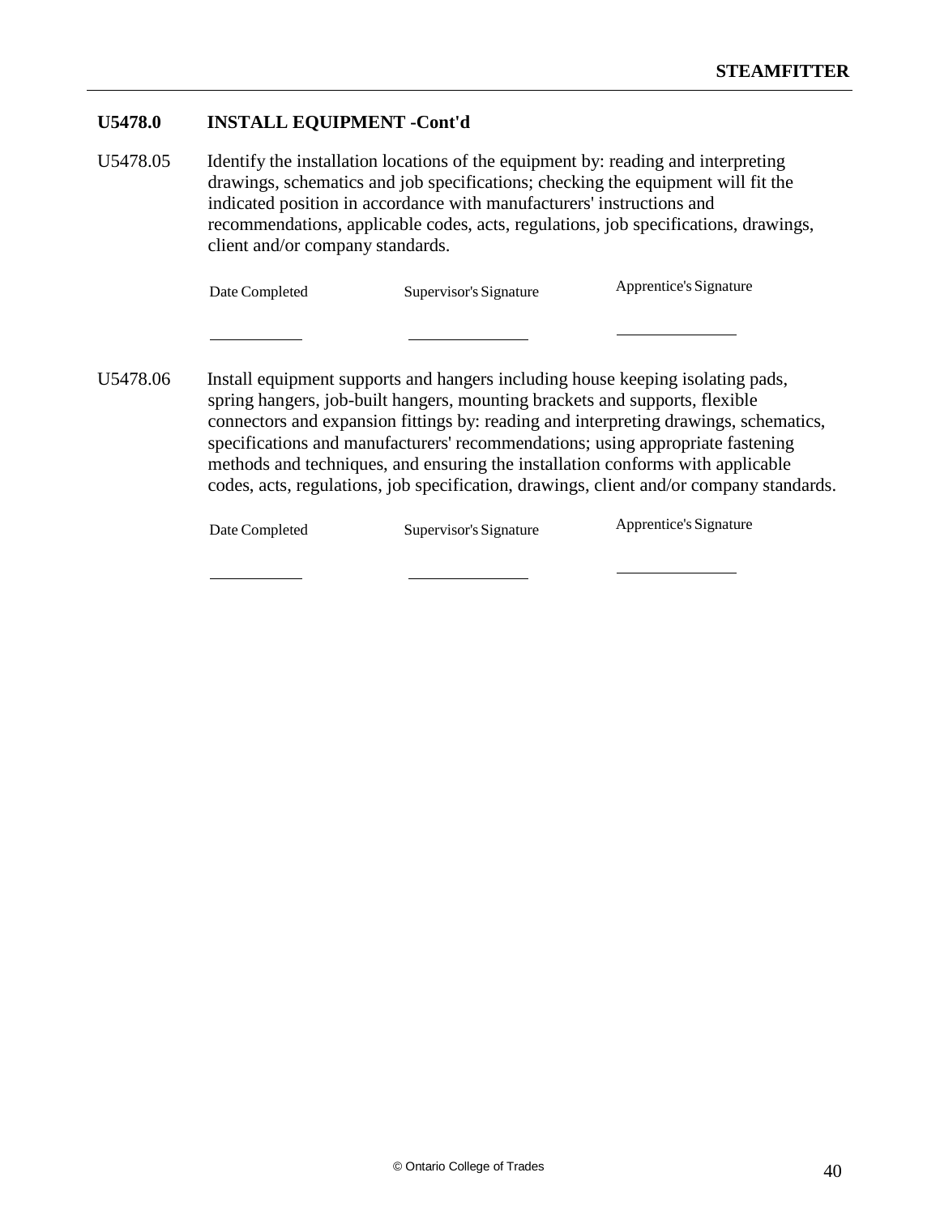## U5478.0 INSTALL EQUIPMENT -Cont'd

U5478.05 Identify the installation locations of the equipment by: reading and interpreting drawings, schematics and job specifications; checking the equipment will fit the indicated position in accordance with manufacturers' instructions and recommendations, applicable codes, acts, regulations, job specifications, drawings, client and/or company standards.

| Date Completed | Supervisor's Signature | Apprentice's Signature |
|---|---|---|
| ___________ | ______________ | ______________ |

U5478.06 Install equipment supports and hangers including house keeping isolating pads, spring hangers, job-built hangers, mounting brackets and supports, flexible connectors and expansion fittings by: reading and interpreting drawings, schematics, specifications and manufacturers' recommendations; using appropriate fastening methods and techniques, and ensuring the installation conforms with applicable codes, acts, regulations, job specification, drawings, client and/or company standards.

| Date Completed | Supervisor's Signature | Apprentice's Signature |
|---|---|---|
| ___________ | ______________ | ______________ |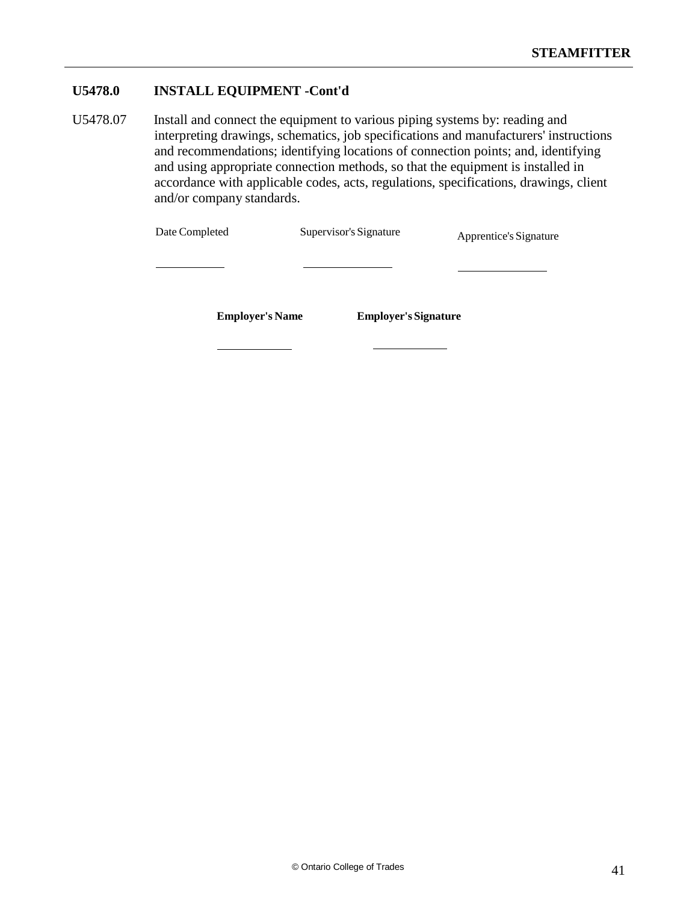## U5478.0 INSTALL EQUIPMENT -Cont'd

U5478.07 Install and connect the equipment to various piping systems by: reading and interpreting drawings, schematics, job specifications and manufacturers' instructions and recommendations; identifying locations of connection points; and, identifying and using appropriate connection methods, so that the equipment is installed in accordance with applicable codes, acts, regulations, specifications, drawings, client and/or company standards.

| Date Completed | Supervisor's Signature | Apprentice's Signature |
|---|---|---|
| \_\_\_\_\_\_\_\_\_\_ | \_\_\_\_\_\_\_\_\_\_ | \_\_\_\_\_\_\_\_\_\_ |

| **Employer's Name** | **Employer's Signature** |
|---|---|
| \_\_\_\_\_\_\_\_\_\_ | \_\_\_\_\_\_\_\_\_\_ |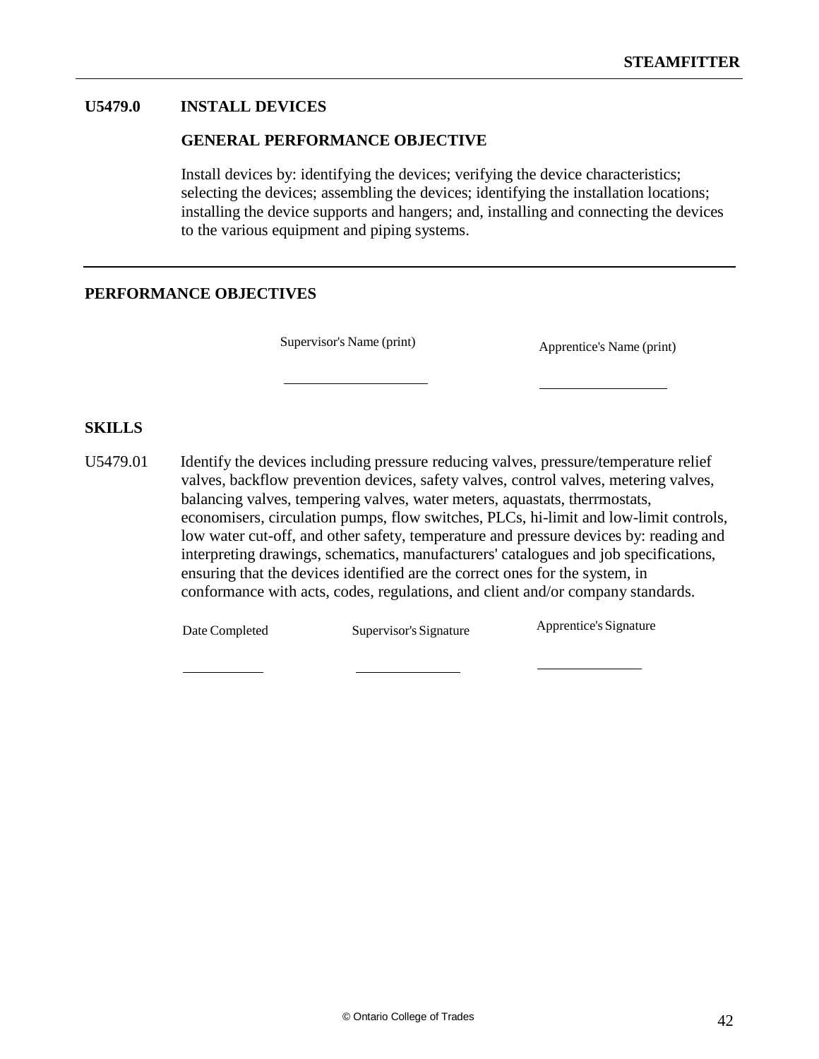## U5479.0 INSTALL DEVICES

### GENERAL PERFORMANCE OBJECTIVE

Install devices by: identifying the devices; verifying the device characteristics; selecting the devices; assembling the devices; identifying the installation locations; installing the device supports and hangers; and, installing and connecting the devices to the various equipment and piping systems.

---

## PERFORMANCE OBJECTIVES

| Supervisor's Name (print) | Apprentice's Name (print) |
|---|---|
| ____________________ | ____________________ |

## SKILLS

U5479.01 Identify the devices including pressure reducing valves, pressure/temperature relief valves, backflow prevention devices, safety valves, control valves, metering valves, balancing valves, tempering valves, water meters, aquastats, therrmostats, economisers, circulation pumps, flow switches, PLCs, hi-limit and low-limit controls, low water cut-off, and other safety, temperature and pressure devices by: reading and interpreting drawings, schematics, manufacturers' catalogues and job specifications, ensuring that the devices identified are the correct ones for the system, in conformance with acts, codes, regulations, and client and/or company standards.

| Date Completed | Supervisor's Signature | Apprentice's Signature |
|---|---|---|
| ____________ | ____________ | ____________ |

© Ontario College of Trades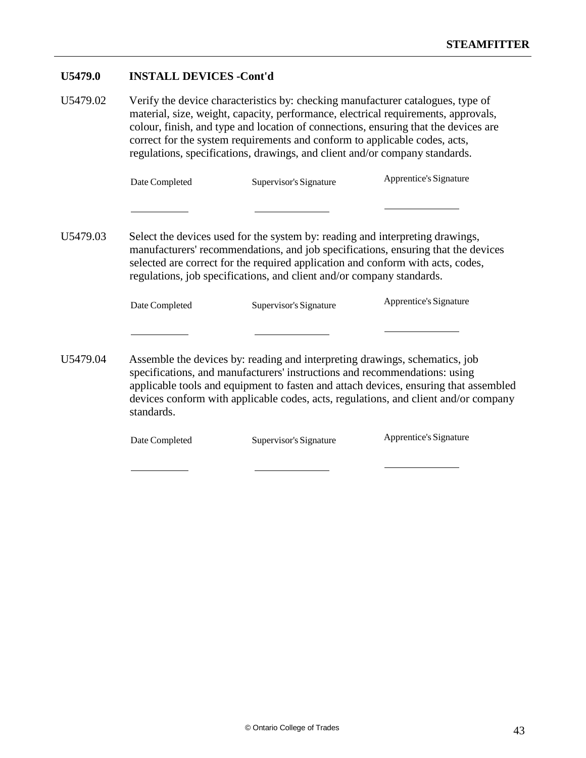## U5479.0 INSTALL DEVICES -Cont'd

U5479.02 Verify the device characteristics by: checking manufacturer catalogues, type of material, size, weight, capacity, performance, electrical requirements, approvals, colour, finish, and type and location of connections, ensuring that the devices are correct for the system requirements and conform to applicable codes, acts, regulations, specifications, drawings, and client and/or company standards.

| Date Completed | Supervisor's Signature | Apprentice's Signature |
|---|---|---|
| __________ | __________ | __________ |

U5479.03 Select the devices used for the system by: reading and interpreting drawings, manufacturers' recommendations, and job specifications, ensuring that the devices selected are correct for the required application and conform with acts, codes, regulations, job specifications, and client and/or company standards.

| Date Completed | Supervisor's Signature | Apprentice's Signature |
|---|---|---|
| __________ | __________ | __________ |

U5479.04 Assemble the devices by: reading and interpreting drawings, schematics, job specifications, and manufacturers' instructions and recommendations: using applicable tools and equipment to fasten and attach devices, ensuring that assembled devices conform with applicable codes, acts, regulations, and client and/or company standards.

| Date Completed | Supervisor's Signature | Apprentice's Signature |
|---|---|---|
| __________ | __________ | __________ |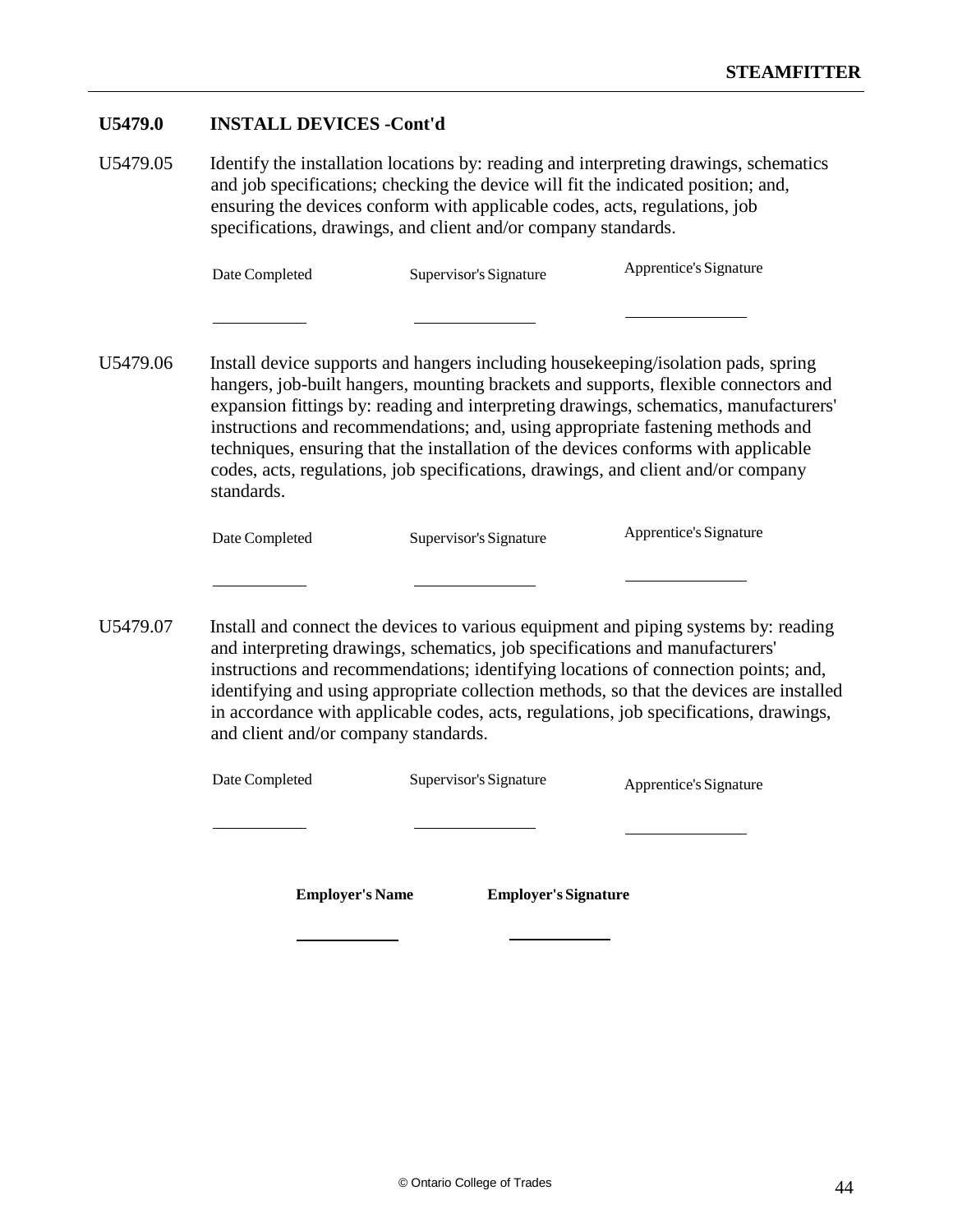**U5479.0 INSTALL DEVICES -Cont'd**

U5479.05 Identify the installation locations by: reading and interpreting drawings, schematics and job specifications; checking the device will fit the indicated position; and, ensuring the devices conform with applicable codes, acts, regulations, job specifications, drawings, and client and/or company standards.

| Date Completed | Supervisor's Signature | Apprentice's Signature |
|---|---|---|
| ___________ | ______________ | ______________ |

U5479.06 Install device supports and hangers including housekeeping/isolation pads, spring hangers, job-built hangers, mounting brackets and supports, flexible connectors and expansion fittings by: reading and interpreting drawings, schematics, manufacturers' instructions and recommendations; and, using appropriate fastening methods and techniques, ensuring that the installation of the devices conforms with applicable codes, acts, regulations, job specifications, drawings, and client and/or company standards.

| Date Completed | Supervisor's Signature | Apprentice's Signature |
|---|---|---|
| ___________ | ______________ | ______________ |

U5479.07 Install and connect the devices to various equipment and piping systems by: reading and interpreting drawings, schematics, job specifications and manufacturers' instructions and recommendations; identifying locations of connection points; and, identifying and using appropriate collection methods, so that the devices are installed in accordance with applicable codes, acts, regulations, job specifications, drawings, and client and/or company standards.

| Date Completed | Supervisor's Signature | Apprentice's Signature |
|---|---|---|
| ___________ | ______________ | ______________ |

| **Employer's Name** | **Employer's Signature** |
|---|---|
| ____________ | ____________ |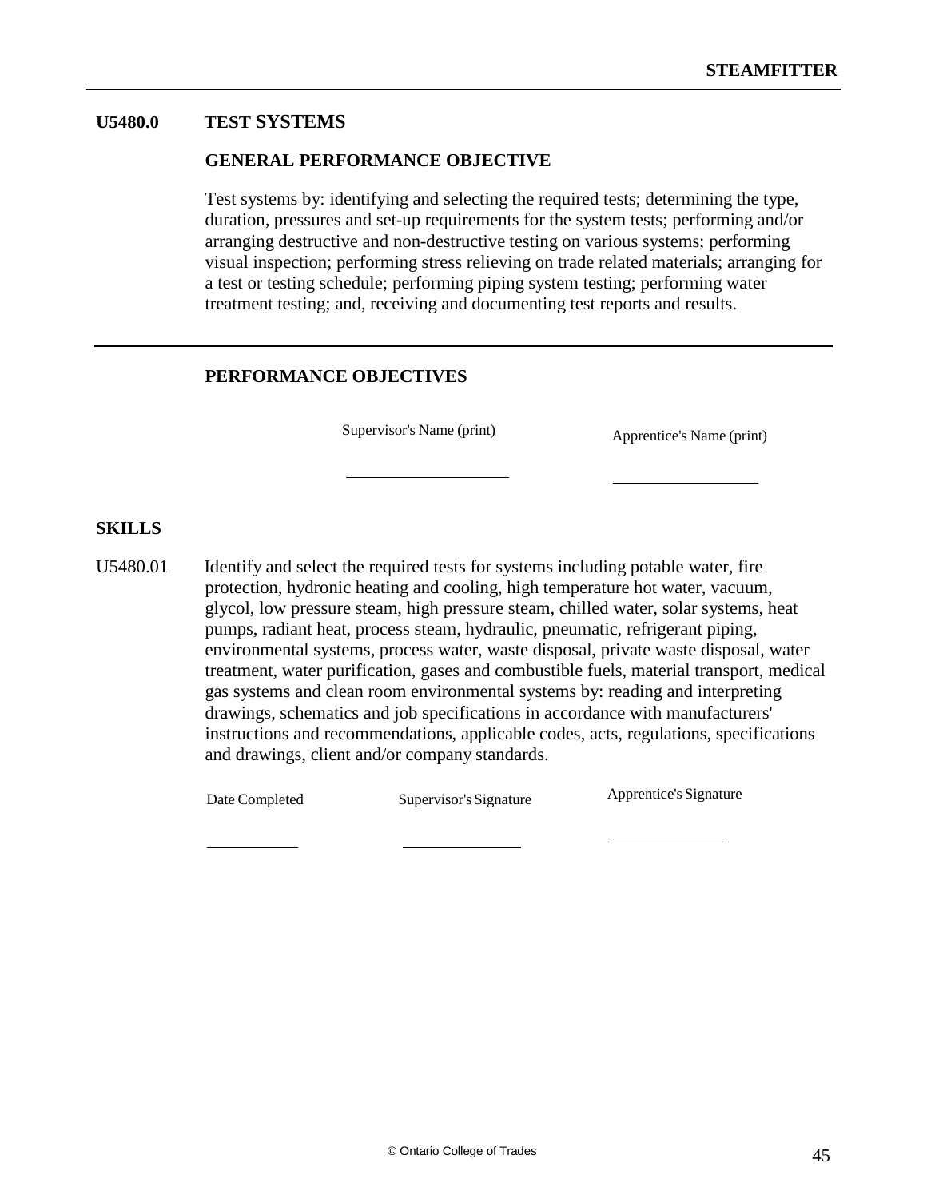## U5480.0 TEST SYSTEMS

### GENERAL PERFORMANCE OBJECTIVE

Test systems by: identifying and selecting the required tests; determining the type, duration, pressures and set-up requirements for the system tests; performing and/or arranging destructive and non-destructive testing on various systems; performing visual inspection; performing stress relieving on trade related materials; arranging for a test or testing schedule; performing piping system testing; performing water treatment testing; and, receiving and documenting test reports and results.

---

### PERFORMANCE OBJECTIVES

| Supervisor's Name (print) | Apprentice's Name (print) |
|---|---|
| ____________________ | ____________________ |

### SKILLS

U5480.01 Identify and select the required tests for systems including potable water, fire protection, hydronic heating and cooling, high temperature hot water, vacuum, glycol, low pressure steam, high pressure steam, chilled water, solar systems, heat pumps, radiant heat, process steam, hydraulic, pneumatic, refrigerant piping, environmental systems, process water, waste disposal, private waste disposal, water treatment, water purification, gases and combustible fuels, material transport, medical gas systems and clean room environmental systems by: reading and interpreting drawings, schematics and job specifications in accordance with manufacturers' instructions and recommendations, applicable codes, acts, regulations, specifications and drawings, client and/or company standards.

| Date Completed | Supervisor's Signature | Apprentice's Signature |
|---|---|---|
| __________ | ______________ | ______________ |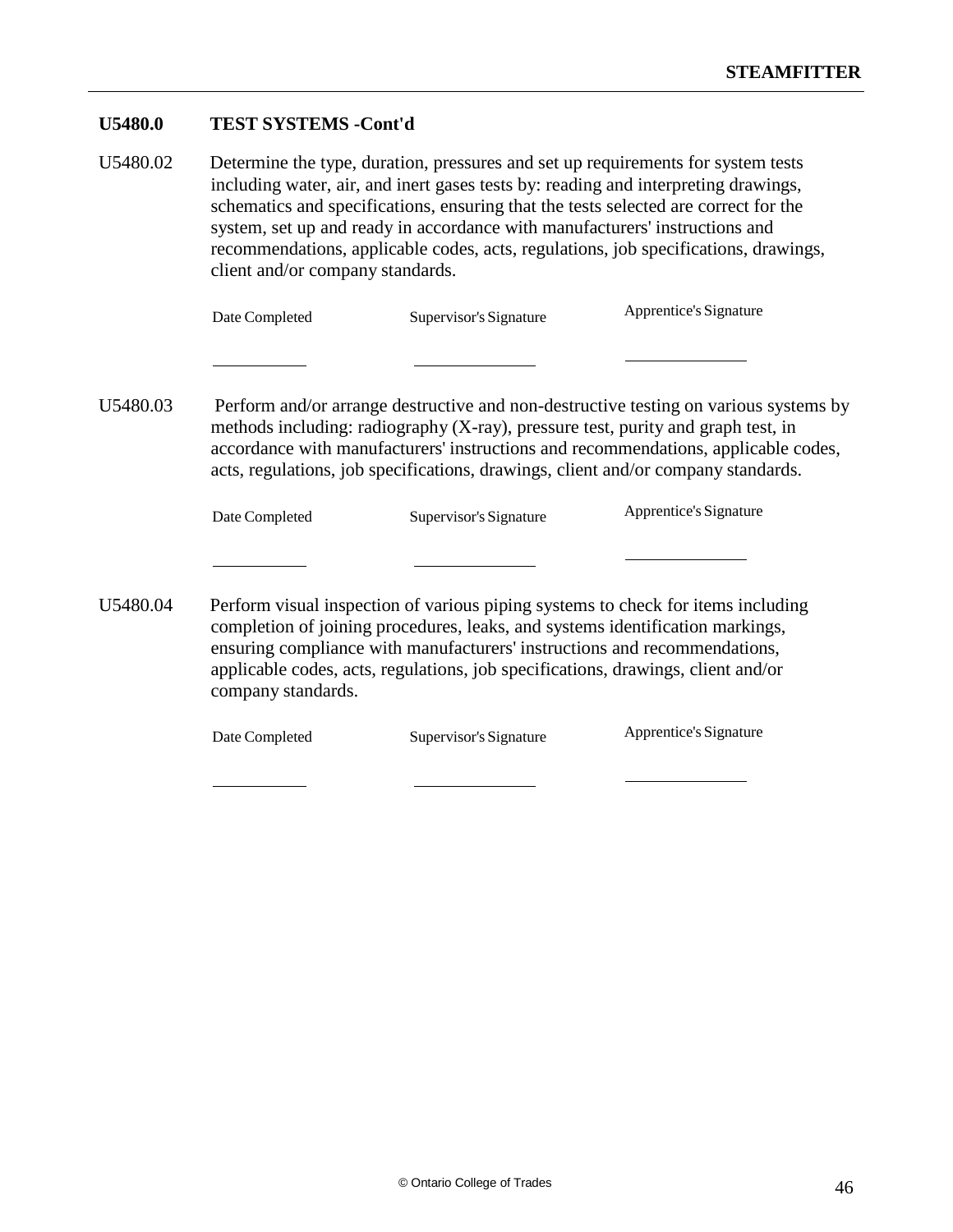## U5480.0 TEST SYSTEMS -Cont'd

U5480.02 Determine the type, duration, pressures and set up requirements for system tests including water, air, and inert gases tests by: reading and interpreting drawings, schematics and specifications, ensuring that the tests selected are correct for the system, set up and ready in accordance with manufacturers' instructions and recommendations, applicable codes, acts, regulations, job specifications, drawings, client and/or company standards.

| Date Completed | Supervisor's Signature | Apprentice's Signature |
| --- | --- | --- |
| ___________ | ______________ | ______________ |

U5480.03 Perform and/or arrange destructive and non-destructive testing on various systems by methods including: radiography (X-ray), pressure test, purity and graph test, in accordance with manufacturers' instructions and recommendations, applicable codes, acts, regulations, job specifications, drawings, client and/or company standards.

| Date Completed | Supervisor's Signature | Apprentice's Signature |
| --- | --- | --- |
| ___________ | ______________ | ______________ |

U5480.04 Perform visual inspection of various piping systems to check for items including completion of joining procedures, leaks, and systems identification markings, ensuring compliance with manufacturers' instructions and recommendations, applicable codes, acts, regulations, job specifications, drawings, client and/or company standards.

| Date Completed | Supervisor's Signature | Apprentice's Signature |
| --- | --- | --- |
| ___________ | ______________ | ______________ |

© Ontario College of Trades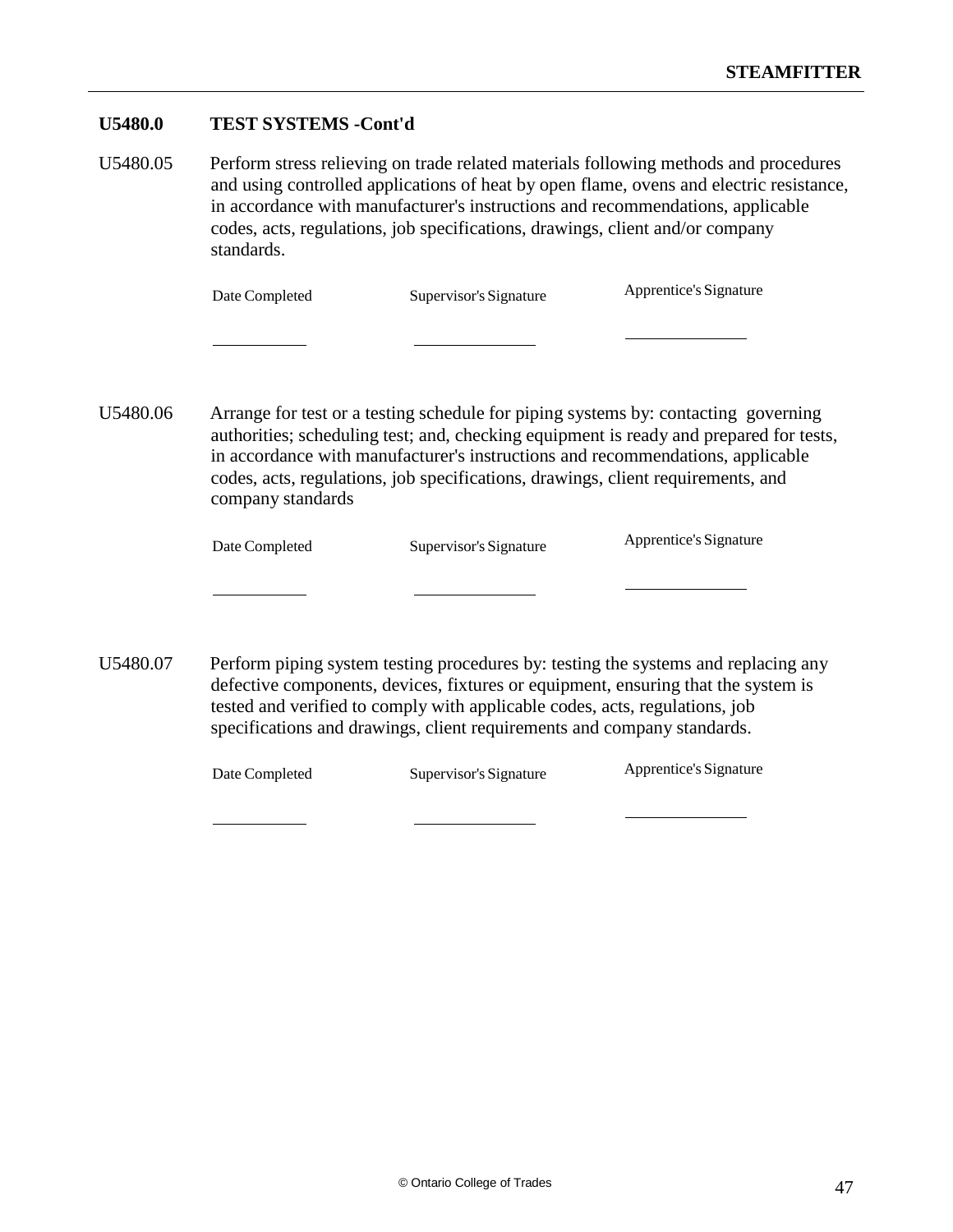## U5480.0 TEST SYSTEMS -Cont'd

U5480.05 Perform stress relieving on trade related materials following methods and procedures and using controlled applications of heat by open flame, ovens and electric resistance, in accordance with manufacturer's instructions and recommendations, applicable codes, acts, regulations, job specifications, drawings, client and/or company standards.

| Date Completed | Supervisor's Signature | Apprentice's Signature |
|---|---|---|
| | | |

U5480.06 Arrange for test or a testing schedule for piping systems by: contacting governing authorities; scheduling test; and, checking equipment is ready and prepared for tests, in accordance with manufacturer's instructions and recommendations, applicable codes, acts, regulations, job specifications, drawings, client requirements, and company standards

| Date Completed | Supervisor's Signature | Apprentice's Signature |
|---|---|---|
| | | |

U5480.07 Perform piping system testing procedures by: testing the systems and replacing any defective components, devices, fixtures or equipment, ensuring that the system is tested and verified to comply with applicable codes, acts, regulations, job specifications and drawings, client requirements and company standards.

| Date Completed | Supervisor's Signature | Apprentice's Signature |
|---|---|---|
| | | |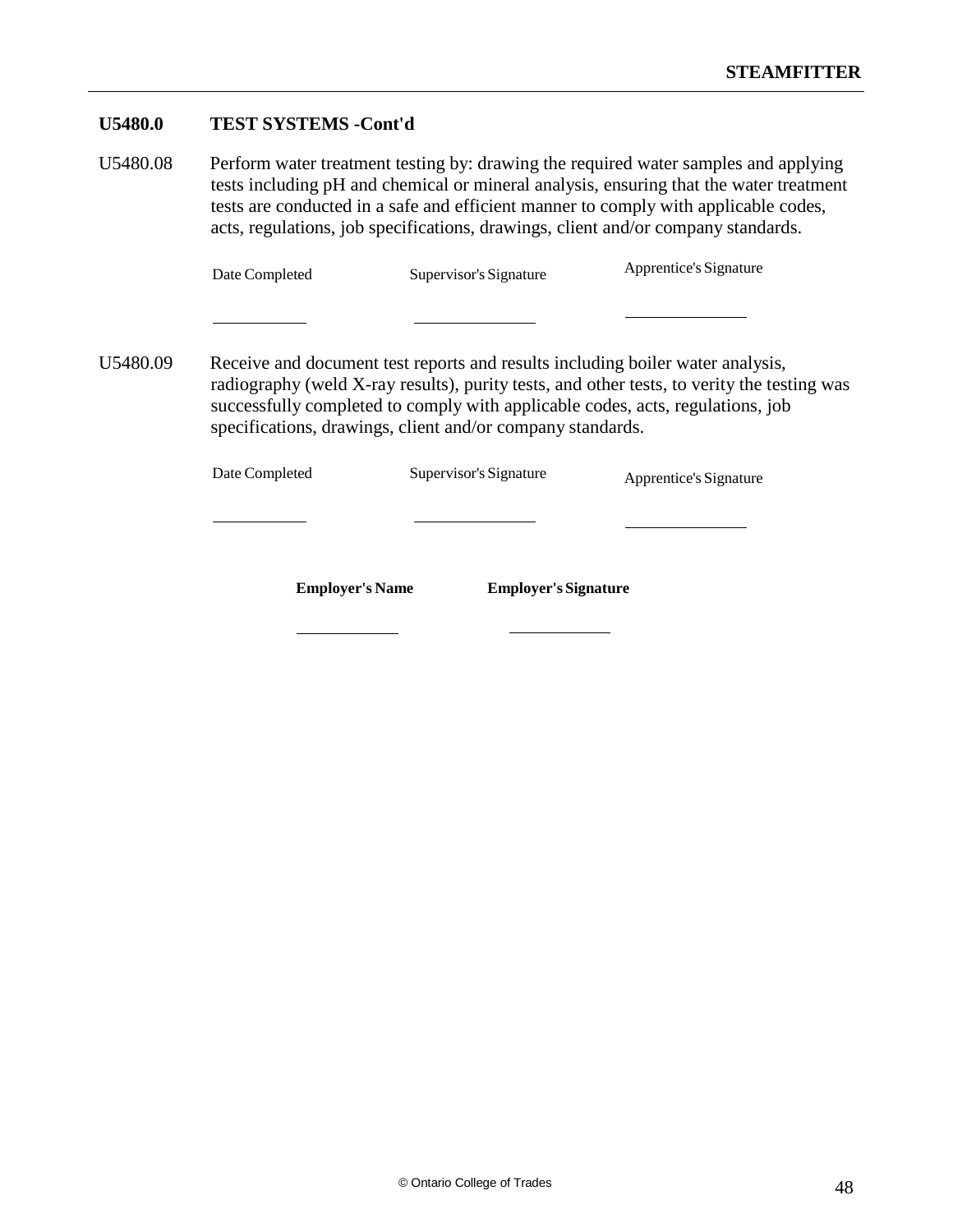## U5480.0 TEST SYSTEMS -Cont'd

U5480.08 Perform water treatment testing by: drawing the required water samples and applying tests including pH and chemical or mineral analysis, ensuring that the water treatment tests are conducted in a safe and efficient manner to comply with applicable codes, acts, regulations, job specifications, drawings, client and/or company standards.

| Date Completed | Supervisor's Signature | Apprentice's Signature |
|---|---|---|
| ___________ | _______________ | _______________ |

U5480.09 Receive and document test reports and results including boiler water analysis, radiography (weld X-ray results), purity tests, and other tests, to verity the testing was successfully completed to comply with applicable codes, acts, regulations, job specifications, drawings, client and/or company standards.

| Date Completed | Supervisor's Signature | Apprentice's Signature |
|---|---|---|
| ___________ | _______________ | _______________ |

| **Employer's Name** | **Employer's Signature** |
|---|---|
| ____________ | ____________ |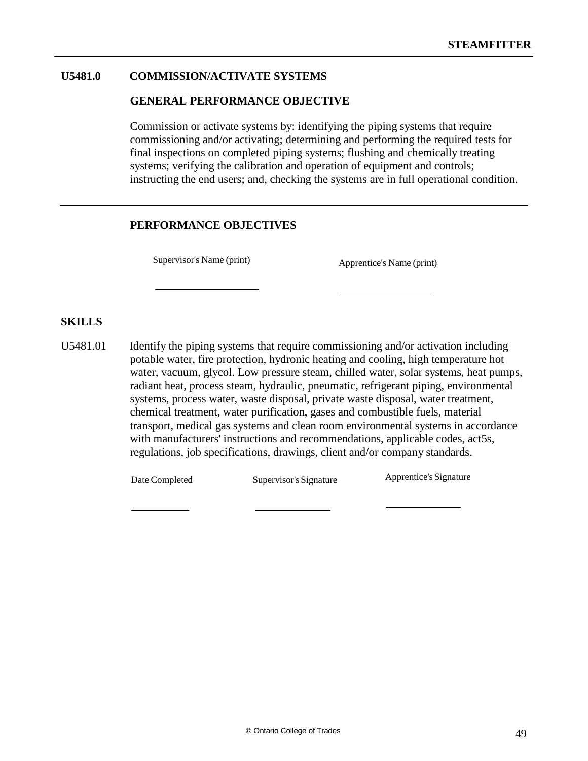## U5481.0 COMMISSION/ACTIVATE SYSTEMS

### GENERAL PERFORMANCE OBJECTIVE

Commission or activate systems by: identifying the piping systems that require commissioning and/or activating; determining and performing the required tests for final inspections on completed piping systems; flushing and chemically treating systems; verifying the calibration and operation of equipment and controls; instructing the end users; and, checking the systems are in full operational condition.

---

### PERFORMANCE OBJECTIVES

| Supervisor's Name (print) | Apprentice's Name (print) |
|---|---|
| | |

### SKILLS

U5481.01 Identify the piping systems that require commissioning and/or activation including potable water, fire protection, hydronic heating and cooling, high temperature hot water, vacuum, glycol. Low pressure steam, chilled water, solar systems, heat pumps, radiant heat, process steam, hydraulic, pneumatic, refrigerant piping, environmental systems, process water, waste disposal, private waste disposal, water treatment, chemical treatment, water purification, gases and combustible fuels, material transport, medical gas systems and clean room environmental systems in accordance with manufacturers' instructions and recommendations, applicable codes, act5s, regulations, job specifications, drawings, client and/or company standards.

| Date Completed | Supervisor's Signature | Apprentice's Signature |
|---|---|---|
| | | |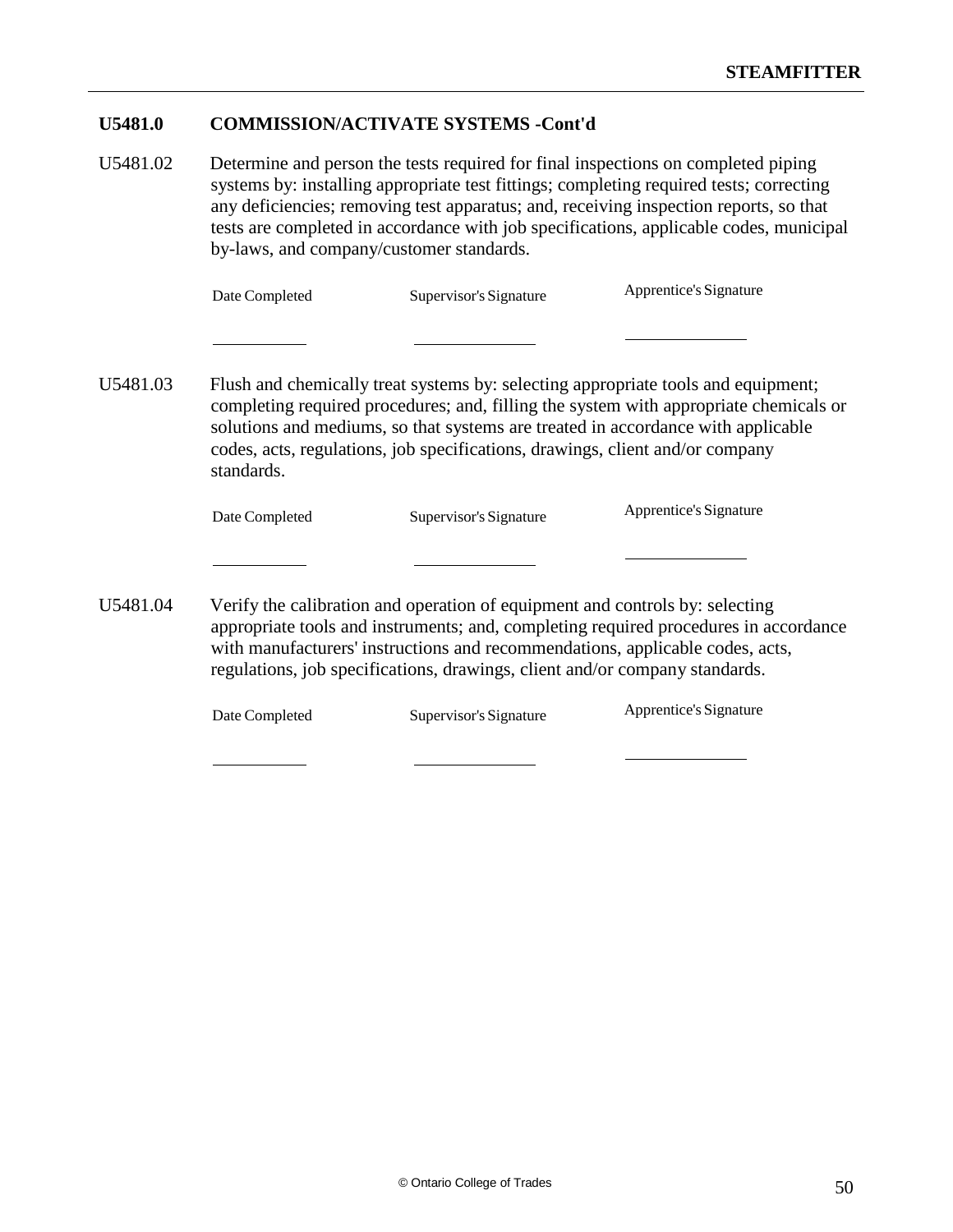## U5481.0 COMMISSION/ACTIVATE SYSTEMS -Cont'd

U5481.02 Determine and person the tests required for final inspections on completed piping systems by: installing appropriate test fittings; completing required tests; correcting any deficiencies; removing test apparatus; and, receiving inspection reports, so that tests are completed in accordance with job specifications, applicable codes, municipal by-laws, and company/customer standards.

| Date Completed | Supervisor's Signature | Apprentice's Signature |
|---|---|---|
| __________ | __________ | __________ |

U5481.03 Flush and chemically treat systems by: selecting appropriate tools and equipment; completing required procedures; and, filling the system with appropriate chemicals or solutions and mediums, so that systems are treated in accordance with applicable codes, acts, regulations, job specifications, drawings, client and/or company standards.

| Date Completed | Supervisor's Signature | Apprentice's Signature |
|---|---|---|
| __________ | __________ | __________ |

U5481.04 Verify the calibration and operation of equipment and controls by: selecting appropriate tools and instruments; and, completing required procedures in accordance with manufacturers' instructions and recommendations, applicable codes, acts, regulations, job specifications, drawings, client and/or company standards.

| Date Completed | Supervisor's Signature | Apprentice's Signature |
|---|---|---|
| __________ | __________ | __________ |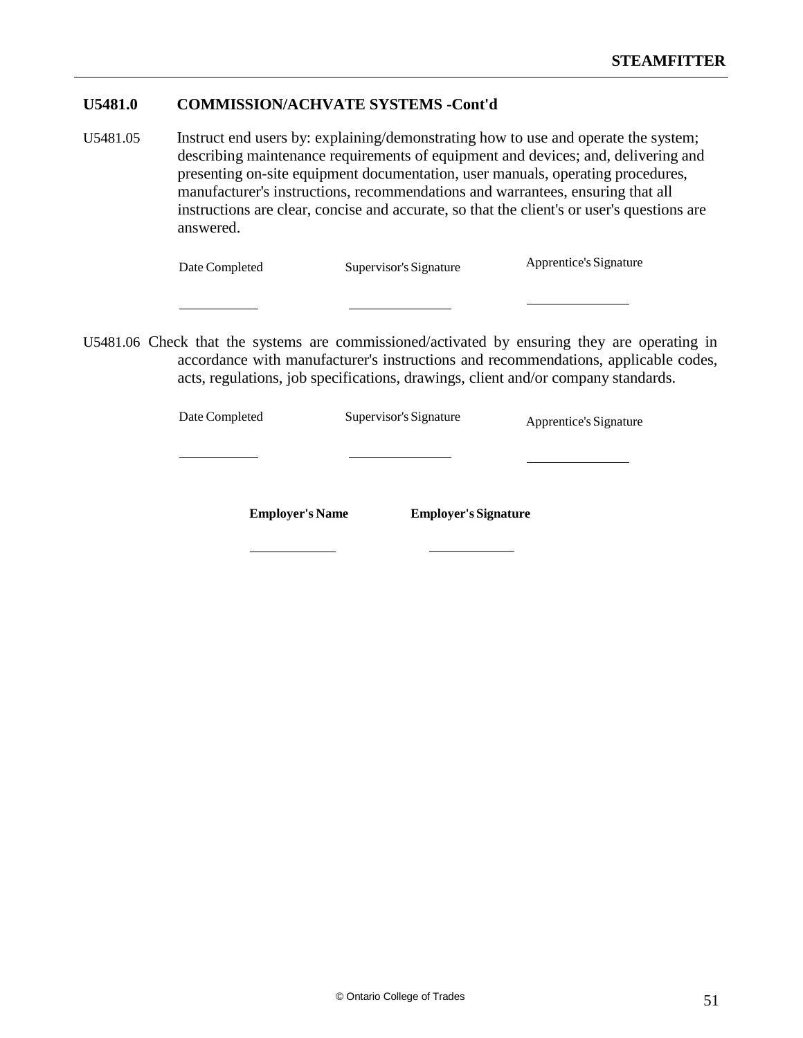## U5481.0 COMMISSION/ACHVATE SYSTEMS -Cont'd

U5481.05 Instruct end users by: explaining/demonstrating how to use and operate the system; describing maintenance requirements of equipment and devices; and, delivering and presenting on-site equipment documentation, user manuals, operating procedures, manufacturer's instructions, recommendations and warrantees, ensuring that all instructions are clear, concise and accurate, so that the client's or user's questions are answered.

| Date Completed | Supervisor's Signature | Apprentice's Signature |
|---|---|---|
| ___________ | ______________ | ______________ |

U5481.06 Check that the systems are commissioned/activated by ensuring they are operating in accordance with manufacturer's instructions and recommendations, applicable codes, acts, regulations, job specifications, drawings, client and/or company standards.

| Date Completed | Supervisor's Signature | Apprentice's Signature |
|---|---|---|
| ___________ | ______________ | ______________ |

| **Employer's Name** | **Employer's Signature** |
|---|---|
| ____________ | ____________ |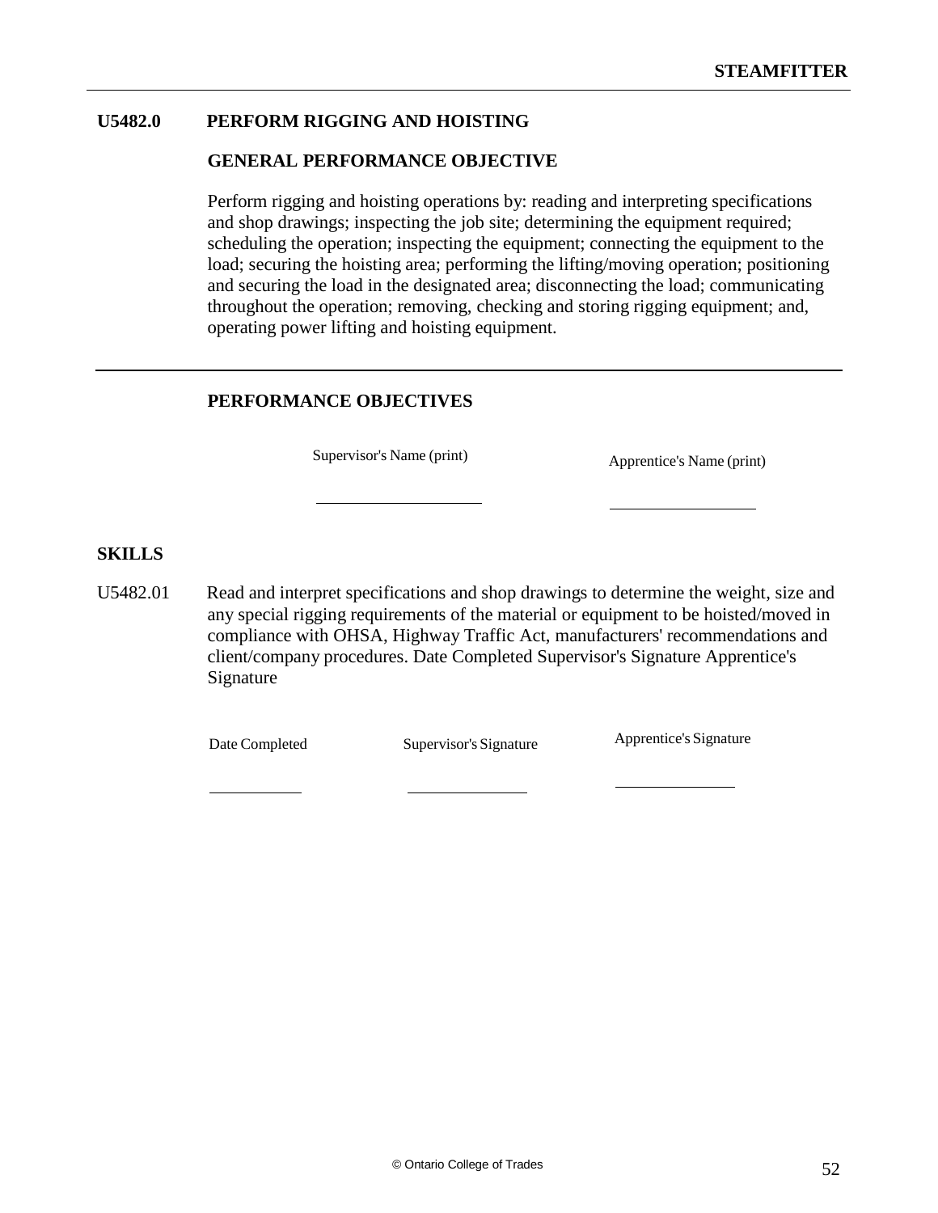## U5482.0 PERFORM RIGGING AND HOISTING

### GENERAL PERFORMANCE OBJECTIVE

Perform rigging and hoisting operations by: reading and interpreting specifications and shop drawings; inspecting the job site; determining the equipment required; scheduling the operation; inspecting the equipment; connecting the equipment to the load; securing the hoisting area; performing the lifting/moving operation; positioning and securing the load in the designated area; disconnecting the load; communicating throughout the operation; removing, checking and storing rigging equipment; and, operating power lifting and hoisting equipment.

---

### PERFORMANCE OBJECTIVES

| Supervisor's Name (print) | Apprentice's Name (print) |
|---|---|
| ____________________ | ____________________ |

### SKILLS

U5482.01 Read and interpret specifications and shop drawings to determine the weight, size and any special rigging requirements of the material or equipment to be hoisted/moved in compliance with OHSA, Highway Traffic Act, manufacturers' recommendations and client/company procedures. Date Completed Supervisor's Signature Apprentice's Signature

| Date Completed | Supervisor's Signature | Apprentice's Signature |
|---|---|---|
| ____________ | ____________ | ____________ |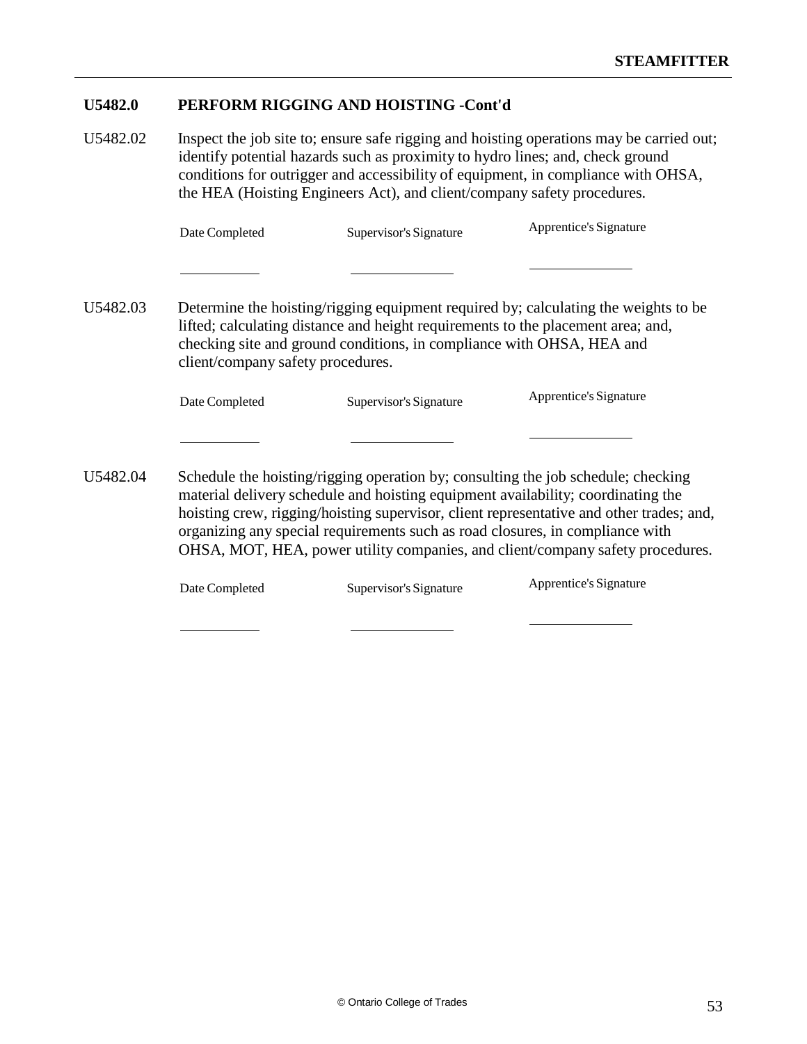## U5482.0 PERFORM RIGGING AND HOISTING -Cont'd

U5482.02 Inspect the job site to; ensure safe rigging and hoisting operations may be carried out; identify potential hazards such as proximity to hydro lines; and, check ground conditions for outrigger and accessibility of equipment, in compliance with OHSA, the HEA (Hoisting Engineers Act), and client/company safety procedures.

| Date Completed | Supervisor's Signature | Apprentice's Signature |
|---|---|---|
| __________ | __________ | __________ |

U5482.03 Determine the hoisting/rigging equipment required by; calculating the weights to be lifted; calculating distance and height requirements to the placement area; and, checking site and ground conditions, in compliance with OHSA, HEA and client/company safety procedures.

| Date Completed | Supervisor's Signature | Apprentice's Signature |
|---|---|---|
| __________ | __________ | __________ |

U5482.04 Schedule the hoisting/rigging operation by; consulting the job schedule; checking material delivery schedule and hoisting equipment availability; coordinating the hoisting crew, rigging/hoisting supervisor, client representative and other trades; and, organizing any special requirements such as road closures, in compliance with OHSA, MOT, HEA, power utility companies, and client/company safety procedures.

| Date Completed | Supervisor's Signature | Apprentice's Signature |
|---|---|---|
| __________ | __________ | __________ |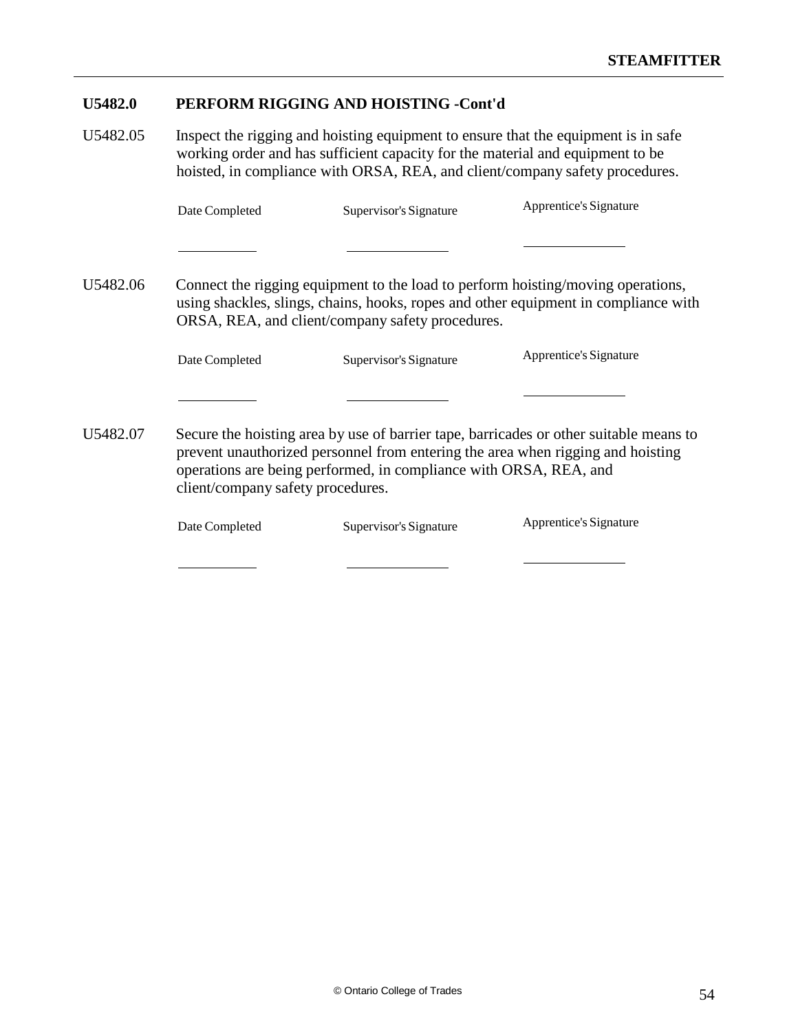## U5482.0 PERFORM RIGGING AND HOISTING -Cont'd

U5482.05 Inspect the rigging and hoisting equipment to ensure that the equipment is in safe working order and has sufficient capacity for the material and equipment to be hoisted, in compliance with ORSA, REA, and client/company safety procedures.

| Date Completed | Supervisor's Signature | Apprentice's Signature |
|---|---|---|
| __________ | __________ | __________ |

U5482.06 Connect the rigging equipment to the load to perform hoisting/moving operations, using shackles, slings, chains, hooks, ropes and other equipment in compliance with ORSA, REA, and client/company safety procedures.

| Date Completed | Supervisor's Signature | Apprentice's Signature |
|---|---|---|
| __________ | __________ | __________ |

U5482.07 Secure the hoisting area by use of barrier tape, barricades or other suitable means to prevent unauthorized personnel from entering the area when rigging and hoisting operations are being performed, in compliance with ORSA, REA, and client/company safety procedures.

| Date Completed | Supervisor's Signature | Apprentice's Signature |
|---|---|---|
| __________ | __________ | __________ |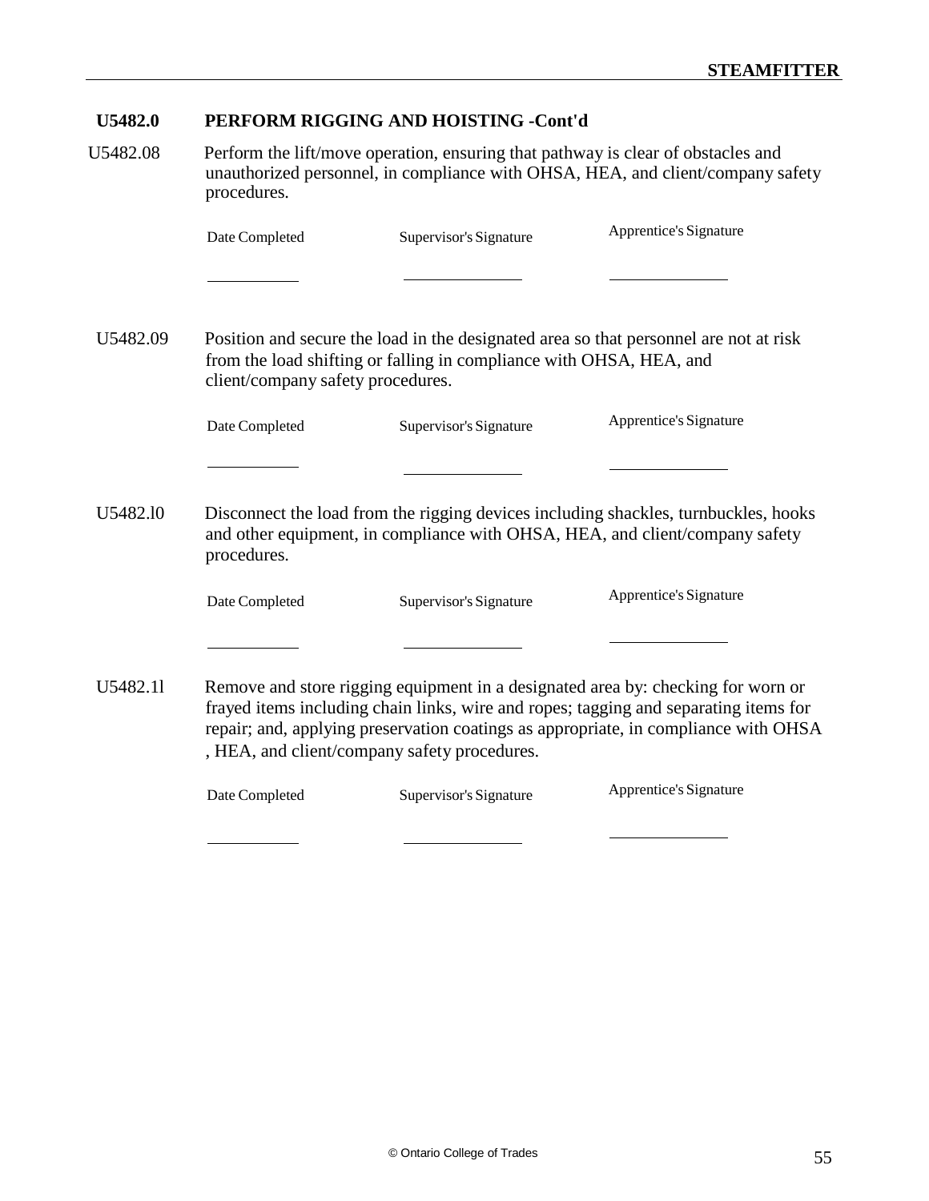## U5482.0 PERFORM RIGGING AND HOISTING -Cont'd

U5482.08 Perform the lift/move operation, ensuring that pathway is clear of obstacles and unauthorized personnel, in compliance with OHSA, HEA, and client/company safety procedures.

| Date Completed | Supervisor's Signature | Apprentice's Signature |
|---|---|---|
| ____________ | ______________ | ______________ |

U5482.09 Position and secure the load in the designated area so that personnel are not at risk from the load shifting or falling in compliance with OHSA, HEA, and client/company safety procedures.

| Date Completed | Supervisor's Signature | Apprentice's Signature |
|---|---|---|
| ____________ | ______________ | ______________ |

U5482.l0 Disconnect the load from the rigging devices including shackles, turnbuckles, hooks and other equipment, in compliance with OHSA, HEA, and client/company safety procedures.

| Date Completed | Supervisor's Signature | Apprentice's Signature |
|---|---|---|
| ____________ | ______________ | ______________ |

U5482.1l Remove and store rigging equipment in a designated area by: checking for worn or frayed items including chain links, wire and ropes; tagging and separating items for repair; and, applying preservation coatings as appropriate, in compliance with OHSA , HEA, and client/company safety procedures.

| Date Completed | Supervisor's Signature | Apprentice's Signature |
|---|---|---|
| ____________ | ______________ | ______________ |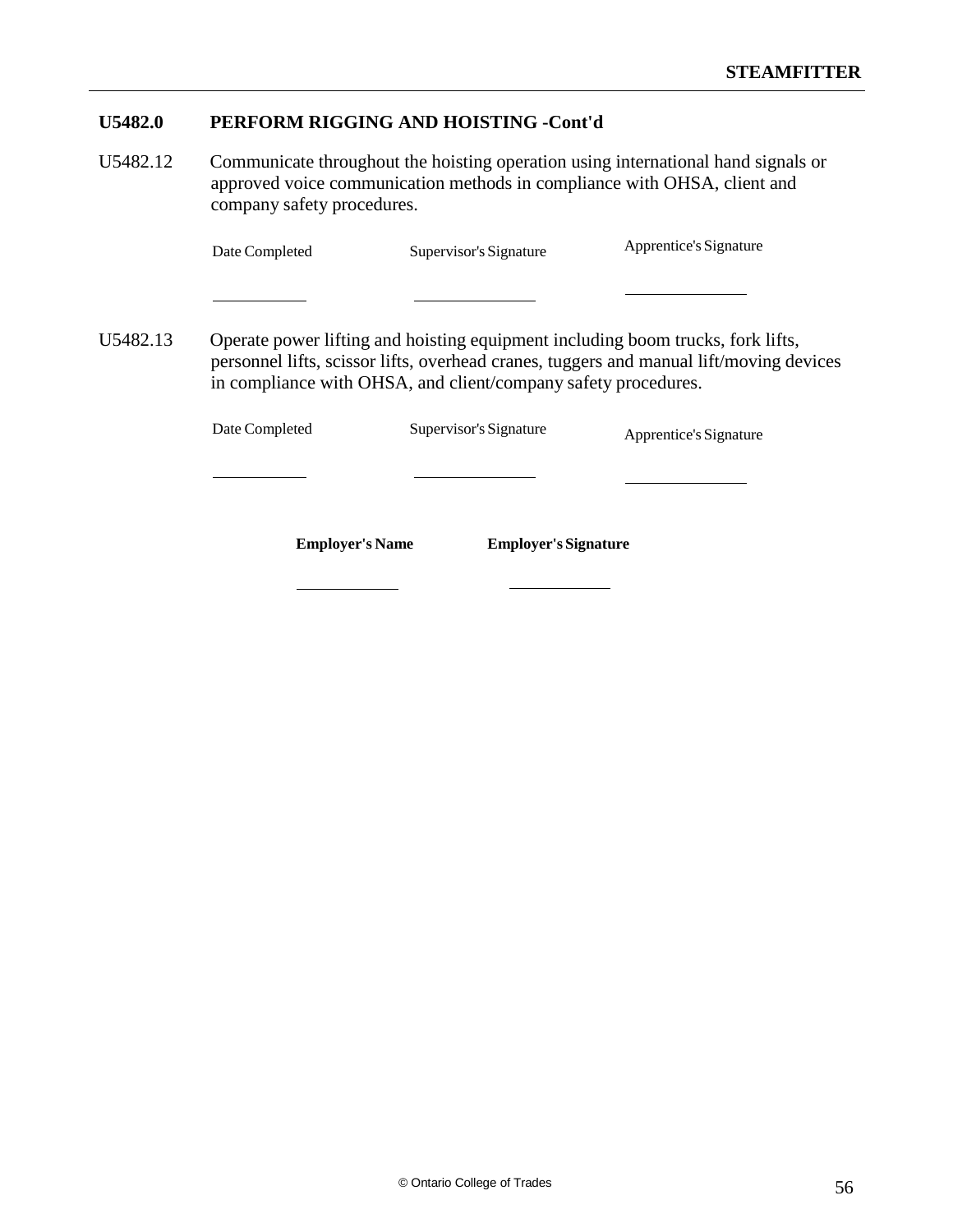## U5482.0 PERFORM RIGGING AND HOISTING -Cont'd

U5482.12 Communicate throughout the hoisting operation using international hand signals or approved voice communication methods in compliance with OHSA, client and company safety procedures.

| Date Completed | Supervisor's Signature | Apprentice's Signature |
| --- | --- | --- |
| ___________ | ______________ | ______________ |

U5482.13 Operate power lifting and hoisting equipment including boom trucks, fork lifts, personnel lifts, scissor lifts, overhead cranes, tuggers and manual lift/moving devices in compliance with OHSA, and client/company safety procedures.

| Date Completed | Supervisor's Signature | Apprentice's Signature |
| --- | --- | --- |
| ___________ | ______________ | ______________ |

| **Employer's Name** | **Employer's Signature** |
| --- | --- |
| ____________ | ____________ |

© Ontario College of Trades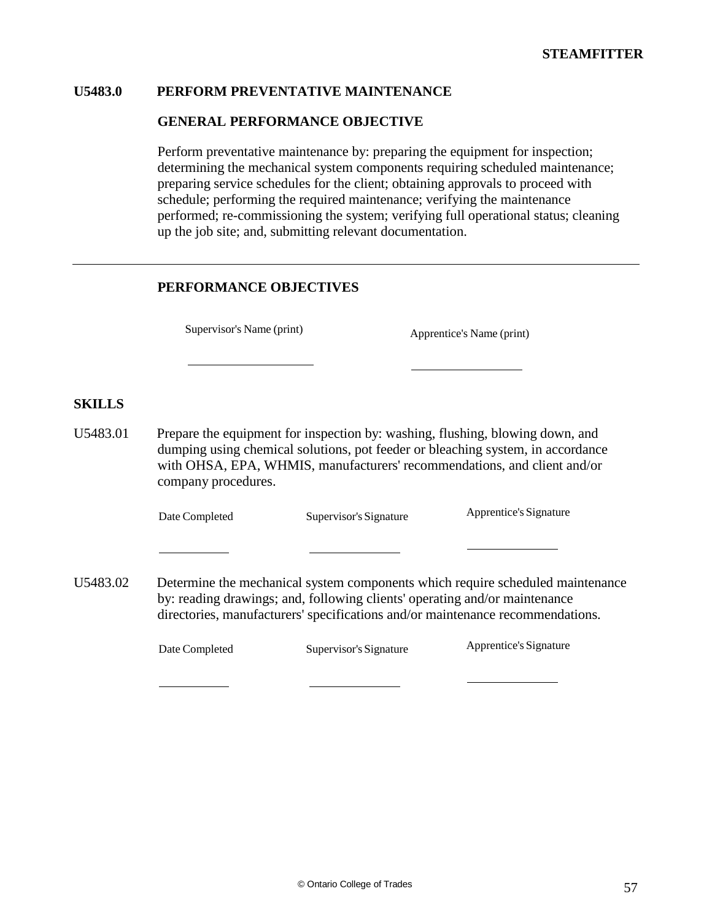## U5483.0 PERFORM PREVENTATIVE MAINTENANCE

### GENERAL PERFORMANCE OBJECTIVE

Perform preventative maintenance by: preparing the equipment for inspection; determining the mechanical system components requiring scheduled maintenance; preparing service schedules for the client; obtaining approvals to proceed with schedule; performing the required maintenance; verifying the maintenance performed; re-commissioning the system; verifying full operational status; cleaning up the job site; and, submitting relevant documentation.

---

### PERFORMANCE OBJECTIVES

| Supervisor's Name (print) | Apprentice's Name (print) |
|---|---|
| ____________________ | ____________________ |

### SKILLS

U5483.01 Prepare the equipment for inspection by: washing, flushing, blowing down, and dumping using chemical solutions, pot feeder or bleaching system, in accordance with OHSA, EPA, WHMIS, manufacturers' recommendations, and client and/or company procedures.

| Date Completed | Supervisor's Signature | Apprentice's Signature |
|---|---|---|
| ____________ | ____________ | ____________ |

U5483.02 Determine the mechanical system components which require scheduled maintenance by: reading drawings; and, following clients' operating and/or maintenance directories, manufacturers' specifications and/or maintenance recommendations.

| Date Completed | Supervisor's Signature | Apprentice's Signature |
|---|---|---|
| ____________ | ____________ | ____________ |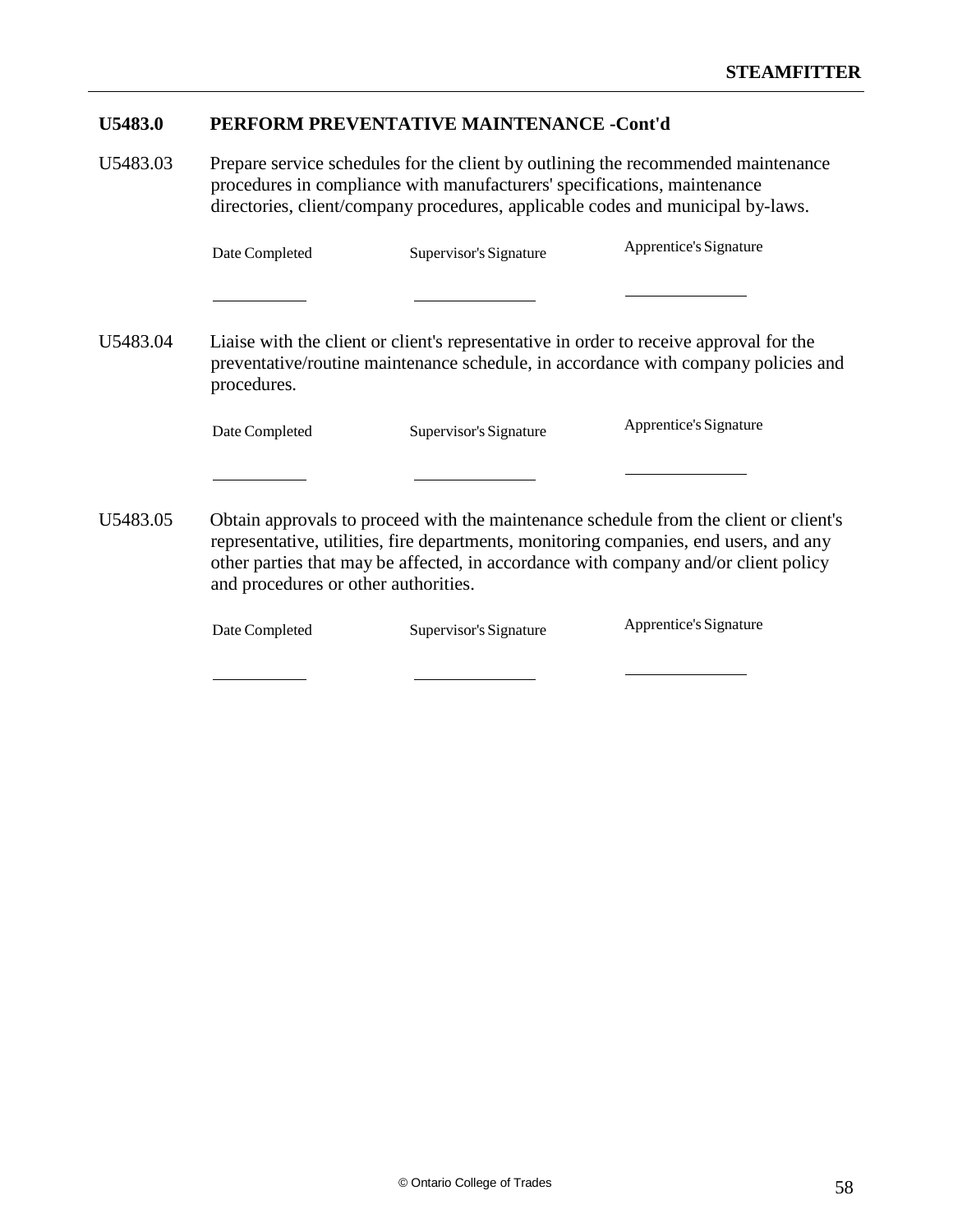## U5483.0 PERFORM PREVENTATIVE MAINTENANCE -Cont'd

U5483.03 Prepare service schedules for the client by outlining the recommended maintenance procedures in compliance with manufacturers' specifications, maintenance directories, client/company procedures, applicable codes and municipal by-laws.

| Date Completed | Supervisor's Signature | Apprentice's Signature |
|---|---|---|
| ___________ | ______________ | ______________ |

U5483.04 Liaise with the client or client's representative in order to receive approval for the preventative/routine maintenance schedule, in accordance with company policies and procedures.

| Date Completed | Supervisor's Signature | Apprentice's Signature |
|---|---|---|
| ___________ | ______________ | ______________ |

U5483.05 Obtain approvals to proceed with the maintenance schedule from the client or client's representative, utilities, fire departments, monitoring companies, end users, and any other parties that may be affected, in accordance with company and/or client policy and procedures or other authorities.

| Date Completed | Supervisor's Signature | Apprentice's Signature |
|---|---|---|
| ___________ | ______________ | ______________ |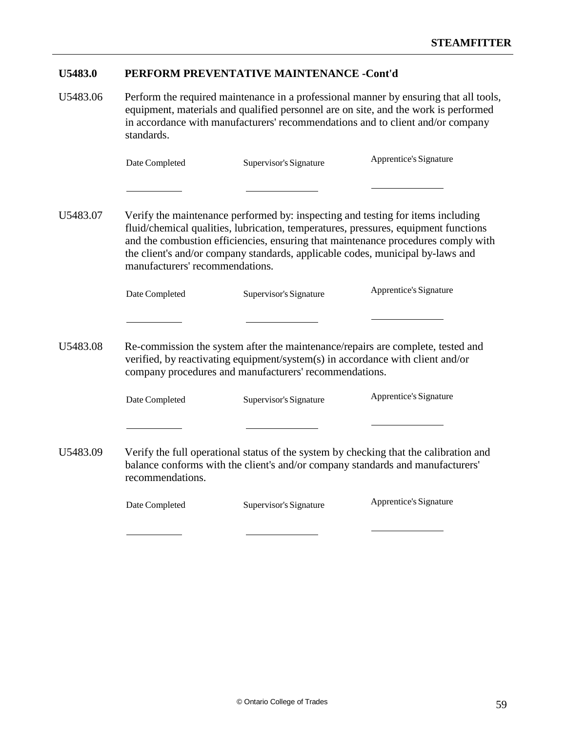## U5483.0 PERFORM PREVENTATIVE MAINTENANCE -Cont'd

U5483.06 Perform the required maintenance in a professional manner by ensuring that all tools, equipment, materials and qualified personnel are on site, and the work is performed in accordance with manufacturers' recommendations and to client and/or company standards.

| Date Completed | Supervisor's Signature | Apprentice's Signature |
|---|---|---|
| ___________ | ______________ | ______________ |

U5483.07 Verify the maintenance performed by: inspecting and testing for items including fluid/chemical qualities, lubrication, temperatures, pressures, equipment functions and the combustion efficiencies, ensuring that maintenance procedures comply with the client's and/or company standards, applicable codes, municipal by-laws and manufacturers' recommendations.

| Date Completed | Supervisor's Signature | Apprentice's Signature |
|---|---|---|
| ___________ | ______________ | ______________ |

U5483.08 Re-commission the system after the maintenance/repairs are complete, tested and verified, by reactivating equipment/system(s) in accordance with client and/or company procedures and manufacturers' recommendations.

| Date Completed | Supervisor's Signature | Apprentice's Signature |
|---|---|---|
| ___________ | ______________ | ______________ |

U5483.09 Verify the full operational status of the system by checking that the calibration and balance conforms with the client's and/or company standards and manufacturers' recommendations.

| Date Completed | Supervisor's Signature | Apprentice's Signature |
|---|---|---|
| ___________ | ______________ | ______________ |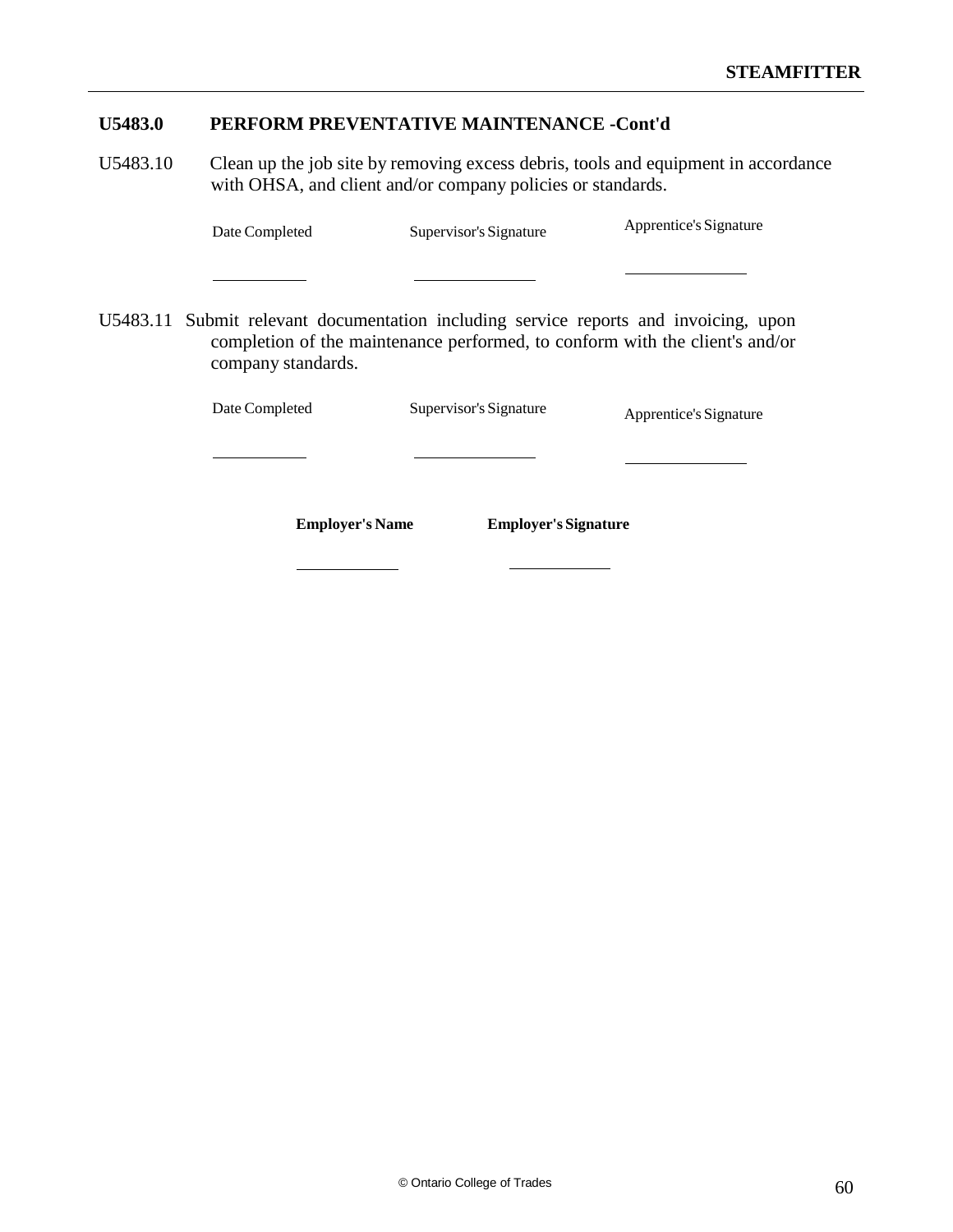## U5483.0 PERFORM PREVENTATIVE MAINTENANCE -Cont'd

U5483.10 Clean up the job site by removing excess debris, tools and equipment in accordance with OHSA, and client and/or company policies or standards.

| Date Completed | Supervisor's Signature | Apprentice's Signature |
| --- | --- | --- |
| __________ | __________ | __________ |

U5483.11 Submit relevant documentation including service reports and invoicing, upon completion of the maintenance performed, to conform with the client's and/or company standards.

| Date Completed | Supervisor's Signature | Apprentice's Signature |
| --- | --- | --- |
| __________ | __________ | __________ |

| **Employer's Name** | **Employer's Signature** |
| --- | --- |
| __________ | __________ |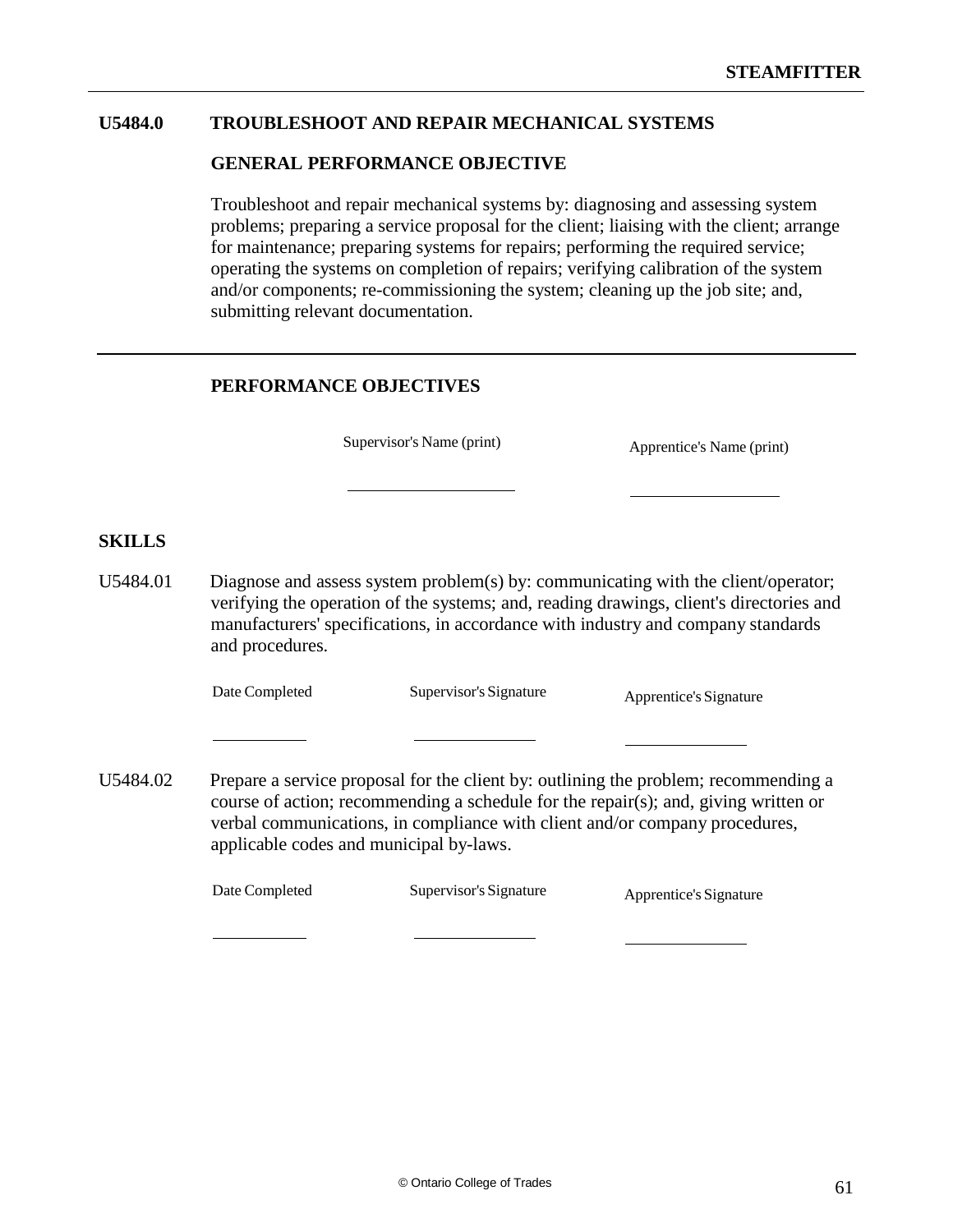## U5484.0 TROUBLESHOOT AND REPAIR MECHANICAL SYSTEMS

### GENERAL PERFORMANCE OBJECTIVE

Troubleshoot and repair mechanical systems by: diagnosing and assessing system problems; preparing a service proposal for the client; liaising with the client; arrange for maintenance; preparing systems for repairs; performing the required service; operating the systems on completion of repairs; verifying calibration of the system and/or components; re-commissioning the system; cleaning up the job site; and, submitting relevant documentation.

---

### PERFORMANCE OBJECTIVES

| Supervisor's Name (print) | Apprentice's Name (print) |
|---|---|
| __________ | __________ |

### SKILLS

U5484.01 Diagnose and assess system problem(s) by: communicating with the client/operator; verifying the operation of the systems; and, reading drawings, client's directories and manufacturers' specifications, in accordance with industry and company standards and procedures.

| Date Completed | Supervisor's Signature | Apprentice's Signature |
|---|---|---|
| __________ | __________ | __________ |

U5484.02 Prepare a service proposal for the client by: outlining the problem; recommending a course of action; recommending a schedule for the repair(s); and, giving written or verbal communications, in compliance with client and/or company procedures, applicable codes and municipal by-laws.

| Date Completed | Supervisor's Signature | Apprentice's Signature |
|---|---|---|
| __________ | __________ | __________ |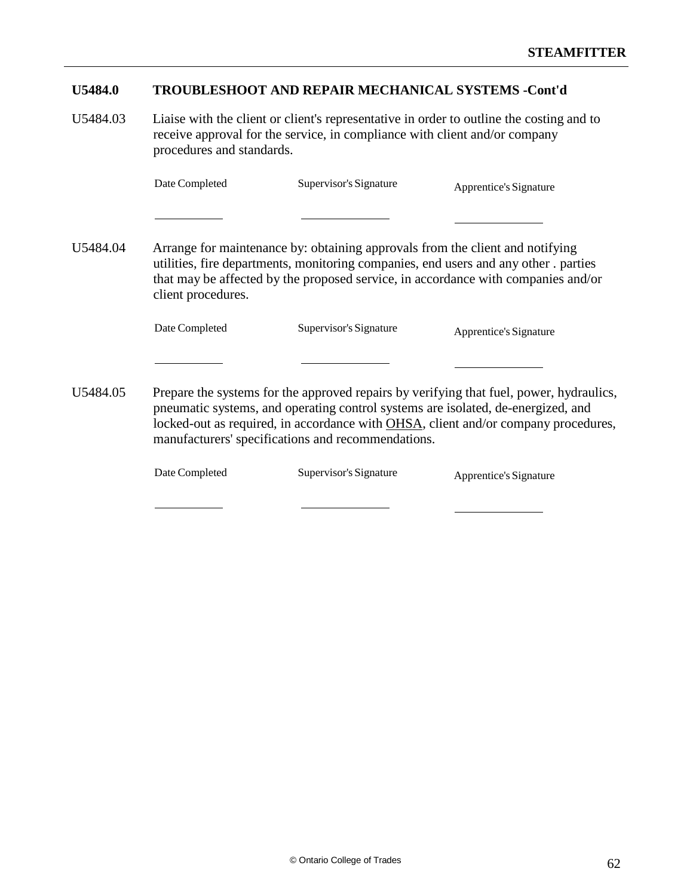## U5484.0 TROUBLESHOOT AND REPAIR MECHANICAL SYSTEMS -Cont'd

U5484.03 Liaise with the client or client's representative in order to outline the costing and to receive approval for the service, in compliance with client and/or company procedures and standards.

| Date Completed | Supervisor's Signature | Apprentice's Signature |
|---|---|---|
| __________ | __________ | __________ |

U5484.04 Arrange for maintenance by: obtaining approvals from the client and notifying utilities, fire departments, monitoring companies, end users and any other . parties that may be affected by the proposed service, in accordance with companies and/or client procedures.

| Date Completed | Supervisor's Signature | Apprentice's Signature |
|---|---|---|
| __________ | __________ | __________ |

U5484.05 Prepare the systems for the approved repairs by verifying that fuel, power, hydraulics, pneumatic systems, and operating control systems are isolated, de-energized, and locked-out as required, in accordance with OHSA, client and/or company procedures, manufacturers' specifications and recommendations.

| Date Completed | Supervisor's Signature | Apprentice's Signature |
|---|---|---|
| __________ | __________ | __________ |

© Ontario College of Trades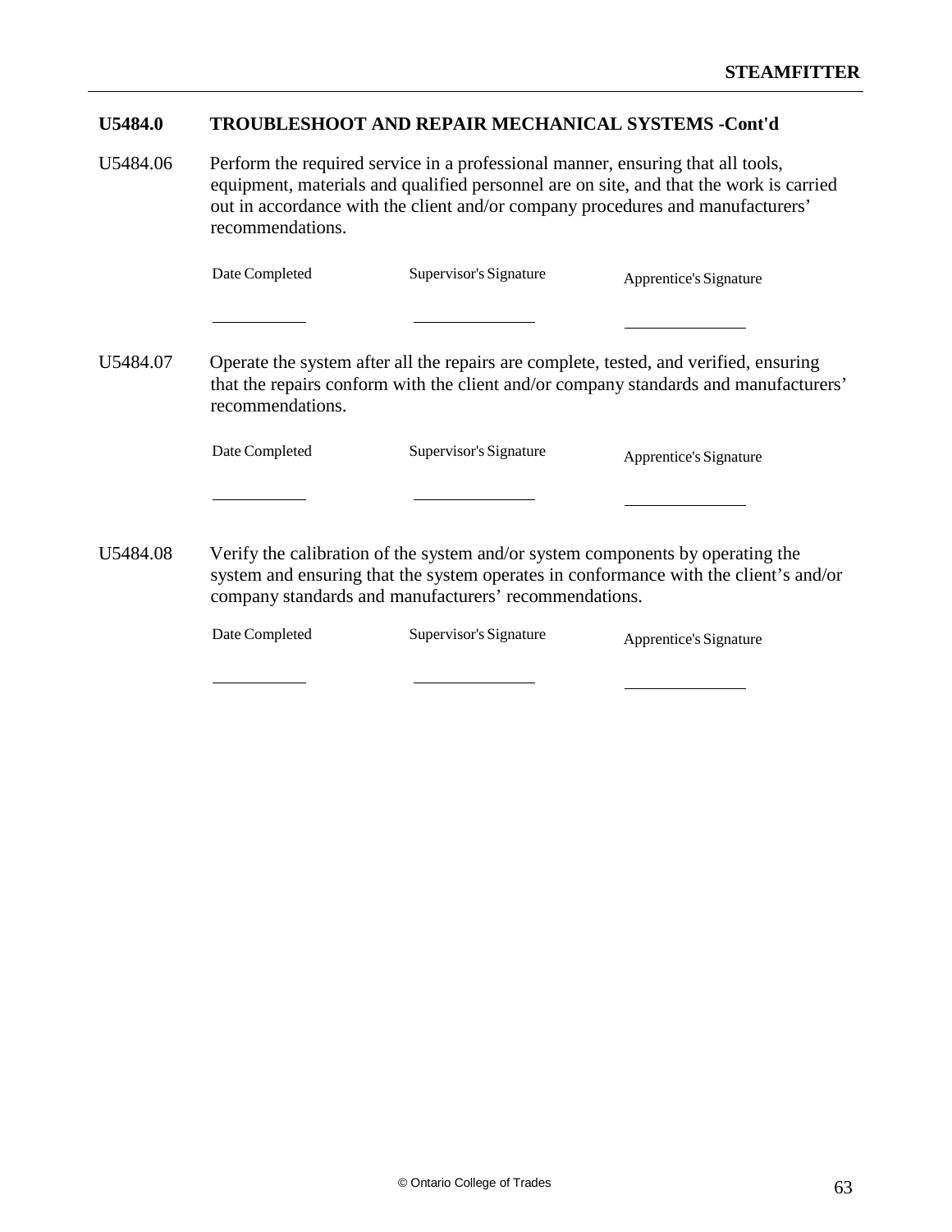## U5484.0 TROUBLESHOOT AND REPAIR MECHANICAL SYSTEMS -Cont'd

U5484.06 Perform the required service in a professional manner, ensuring that all tools, equipment, materials and qualified personnel are on site, and that the work is carried out in accordance with the client and/or company procedures and manufacturers' recommendations.

| Date Completed | Supervisor's Signature | Apprentice's Signature |
|---|---|---|
| ___________ | ______________ | ______________ |

U5484.07 Operate the system after all the repairs are complete, tested, and verified, ensuring that the repairs conform with the client and/or company standards and manufacturers' recommendations.

| Date Completed | Supervisor's Signature | Apprentice's Signature |
|---|---|---|
| ___________ | ______________ | ______________ |

U5484.08 Verify the calibration of the system and/or system components by operating the system and ensuring that the system operates in conformance with the client's and/or company standards and manufacturers' recommendations.

| Date Completed | Supervisor's Signature | Apprentice's Signature |
|---|---|---|
| ___________ | ______________ | ______________ |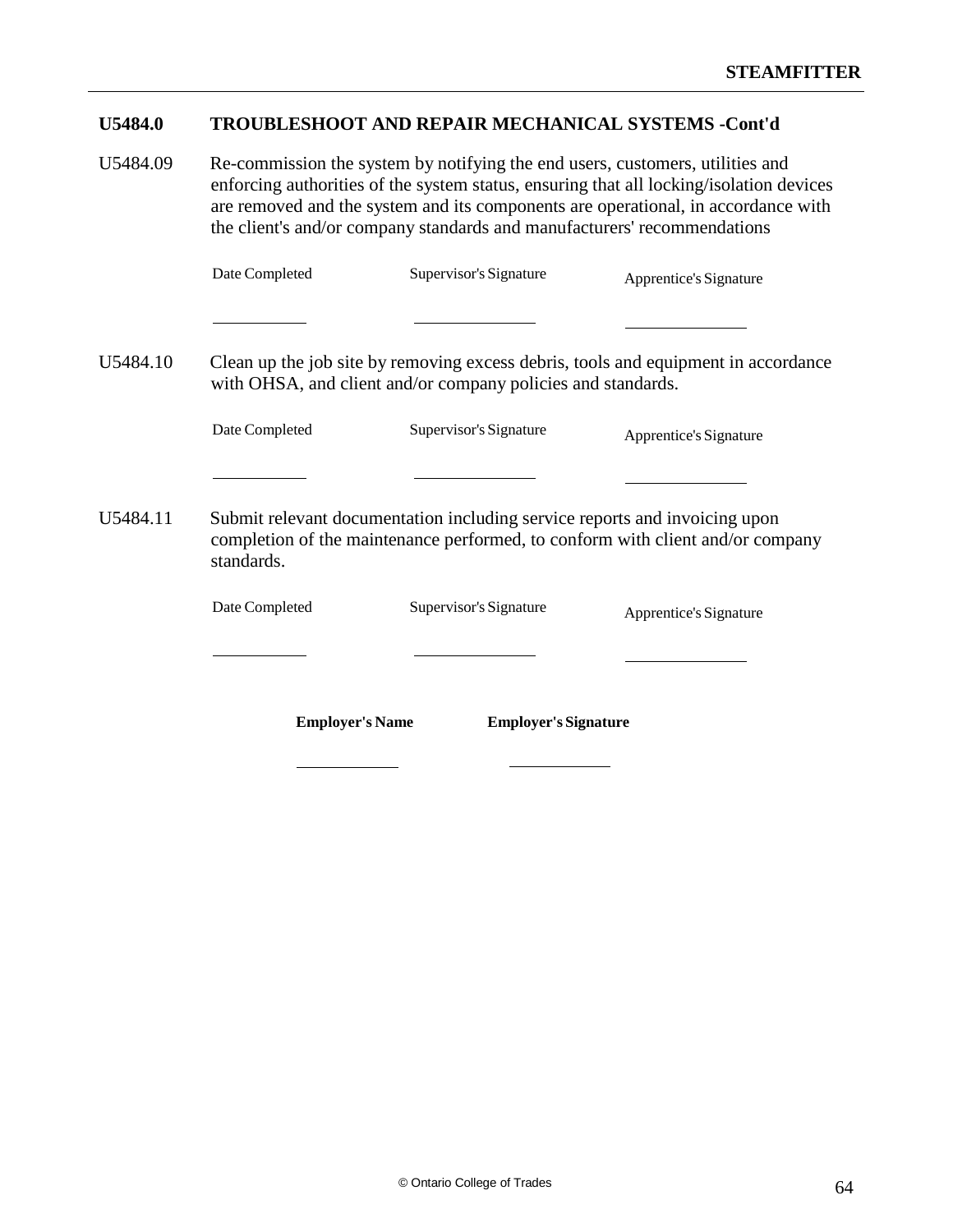**U5484.0 TROUBLESHOOT AND REPAIR MECHANICAL SYSTEMS -Cont'd**

U5484.09 Re-commission the system by notifying the end users, customers, utilities and enforcing authorities of the system status, ensuring that all locking/isolation devices are removed and the system and its components are operational, in accordance with the client's and/or company standards and manufacturers' recommendations

| Date Completed | Supervisor's Signature | Apprentice's Signature |
|---|---|---|
| ___________ | ______________ | ______________ |

U5484.10 Clean up the job site by removing excess debris, tools and equipment in accordance with OHSA, and client and/or company policies and standards.

| Date Completed | Supervisor's Signature | Apprentice's Signature |
|---|---|---|
| ___________ | ______________ | ______________ |

U5484.11 Submit relevant documentation including service reports and invoicing upon completion of the maintenance performed, to conform with client and/or company standards.

| Date Completed | Supervisor's Signature | Apprentice's Signature |
|---|---|---|
| ___________ | ______________ | ______________ |

| **Employer's Name** | **Employer's Signature** |
|---|---|
| ____________ | ____________ |

© Ontario College of Trades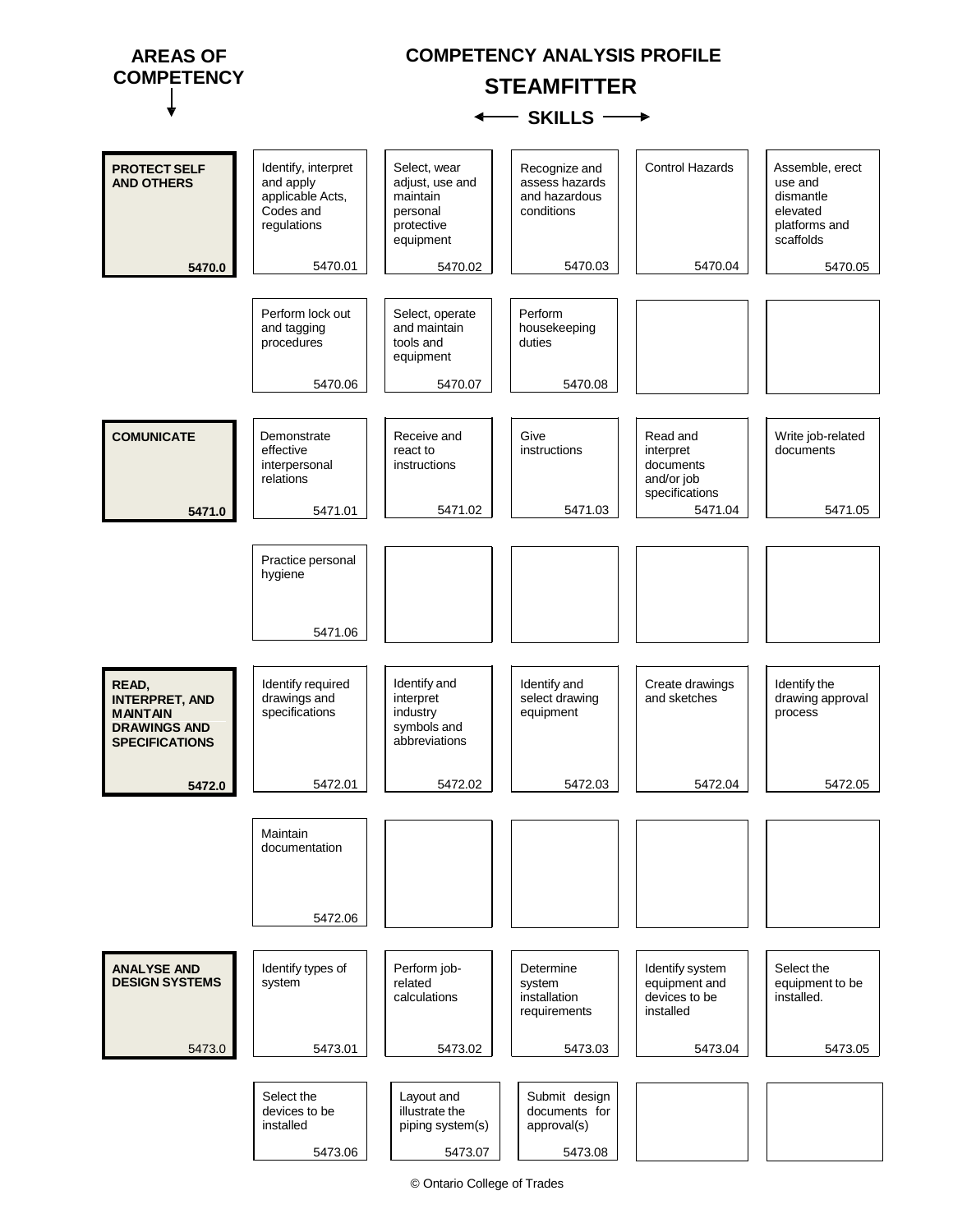# COMPETENCY ANALYSIS PROFILE

## STEAMFITTER

**AREAS OF COMPETENCY** ↓ ← **SKILLS** →

| Areas of Competency | | | | | |
|---|---|---|---|---|---|
| **PROTECT SELF AND OTHERS** 5470.0 | Identify, interpret and apply applicable Acts, Codes and regulations 5470.01 | Select, wear adjust, use and maintain personal protective equipment 5470.02 | Recognize and assess hazards and hazardous conditions 5470.03 | Control Hazards 5470.04 | Assemble, erect use and dismantle elevated platforms and scaffolds 5470.05 |
| | Perform lock out and tagging procedures 5470.06 | Select, operate and maintain tools and equipment 5470.07 | Perform housekeeping duties 5470.08 | | |
| **COMUNICATE** 5471.0 | Demonstrate effective interpersonal relations 5471.01 | Receive and react to instructions 5471.02 | Give instructions 5471.03 | Read and interpret documents and/or job specifications 5471.04 | Write job-related documents 5471.05 |
| | Practice personal hygiene 5471.06 | | | | |
| **READ, INTERPRET, AND MAINTAIN DRAWINGS AND SPECIFICATIONS** 5472.0 | Identify required drawings and specifications 5472.01 | Identify and interpret industry symbols and abbreviations 5472.02 | Identify and select drawing equipment 5472.03 | Create drawings and sketches 5472.04 | Identify the drawing approval process 5472.05 |
| | Maintain documentation 5472.06 | | | | |
| **ANALYSE AND DESIGN SYSTEMS** 5473.0 | Identify types of system 5473.01 | Perform job-related calculations 5473.02 | Determine system installation requirements 5473.03 | Identify system equipment and devices to be installed 5473.04 | Select the equipment to be installed. 5473.05 |
| | Select the devices to be installed 5473.06 | Layout and illustrate the piping system(s) 5473.07 | Submit design documents for approval(s) 5473.08 | | |

© Ontario College of Trades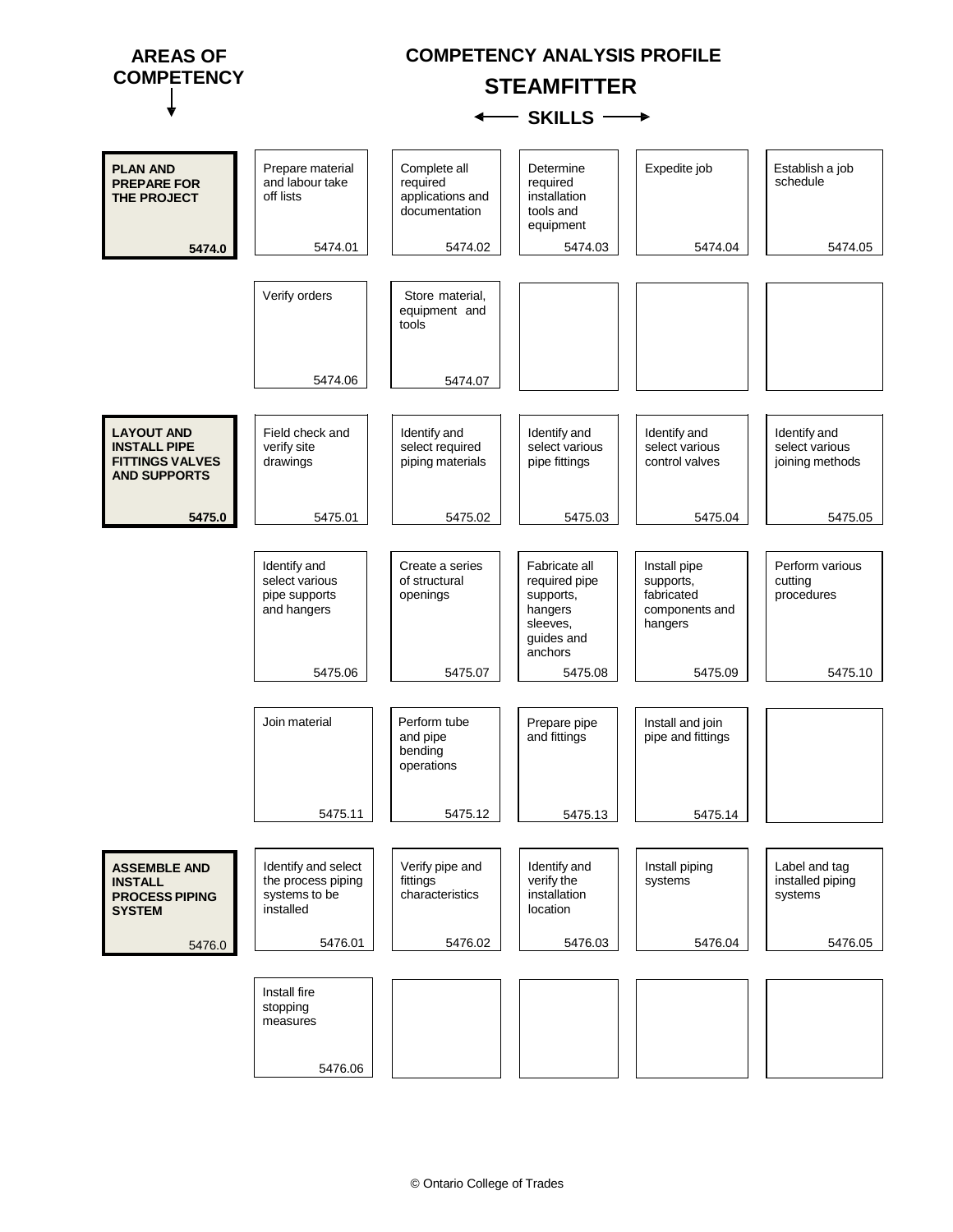# COMPETENCY ANALYSIS PROFILE

## STEAMFITTER

**AREAS OF COMPETENCY** ↓ ← **SKILLS** →

| Areas of Competency | | | | | |
|---|---|---|---|---|---|
| **PLAN AND PREPARE FOR THE PROJECT** 5474.0 | Prepare material and labour take off lists 5474.01 | Complete all required applications and documentation 5474.02 | Determine required installation tools and equipment 5474.03 | Expedite job 5474.04 | Establish a job schedule 5474.05 |
| | Verify orders 5474.06 | Store material, equipment and tools 5474.07 | | | |
| **LAYOUT AND INSTALL PIPE FITTINGS VALVES AND SUPPORTS** 5475.0 | Field check and verify site drawings 5475.01 | Identify and select required piping materials 5475.02 | Identify and select various pipe fittings 5475.03 | Identify and select various control valves 5475.04 | Identify and select various joining methods 5475.05 |
| | Identify and select various pipe supports and hangers 5475.06 | Create a series of structural openings 5475.07 | Fabricate all required pipe supports, hangers sleeves, guides and anchors 5475.08 | Install pipe supports, fabricated components and hangers 5475.09 | Perform various cutting procedures 5475.10 |
| | Join material 5475.11 | Perform tube and pipe bending operations 5475.12 | Prepare pipe and fittings 5475.13 | Install and join pipe and fittings 5475.14 | |
| **ASSEMBLE AND INSTALL PROCESS PIPING SYSTEM** 5476.0 | Identify and select the process piping systems to be installed 5476.01 | Verify pipe and fittings characteristics 5476.02 | Identify and verify the installation location 5476.03 | Install piping systems 5476.04 | Label and tag installed piping systems 5476.05 |
| | Install fire stopping measures 5476.06 | | | | |

© Ontario College of Trades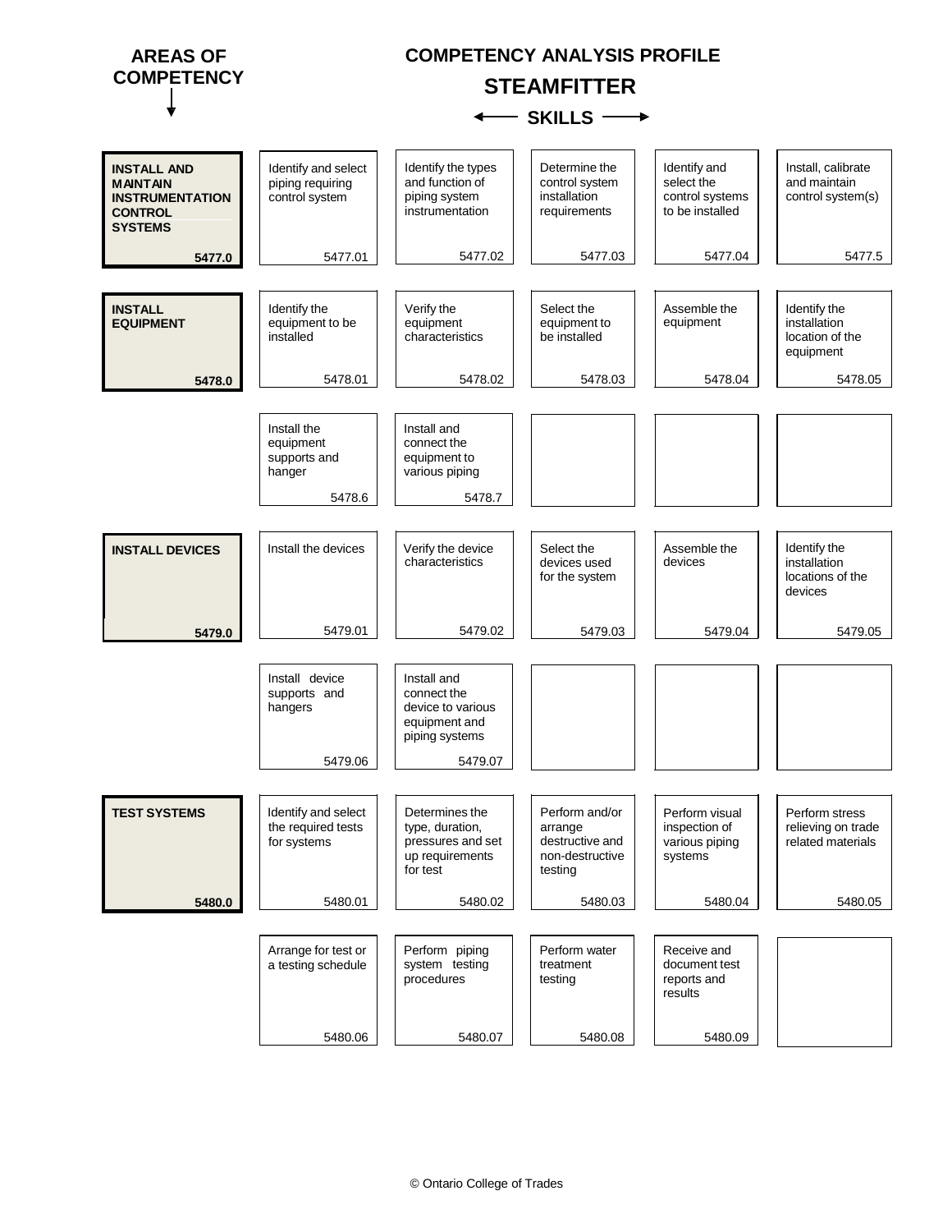# COMPETENCY ANALYSIS PROFILE

## STEAMFITTER

**AREAS OF COMPETENCY** ↓ ← **SKILLS** →

| Areas of Competency | | | | | |
|---|---|---|---|---|---|
| **INSTALL AND MAINTAIN INSTRUMENTATION CONTROL SYSTEMS** **5477.0** | Identify and select piping requiring control system 5477.01 | Identify the types and function of piping system instrumentation 5477.02 | Determine the control system installation requirements 5477.03 | Identify and select the control systems to be installed 5477.04 | Install, calibrate and maintain control system(s) 5477.5 |
| **INSTALL EQUIPMENT** **5478.0** | Identify the equipment to be installed 5478.01 | Verify the equipment characteristics 5478.02 | Select the equipment to be installed 5478.03 | Assemble the equipment 5478.04 | Identify the installation location of the equipment 5478.05 |
| | Install the equipment supports and hanger 5478.6 | Install and connect the equipment to various piping 5478.7 | | | |
| **INSTALL DEVICES** **5479.0** | Install the devices 5479.01 | Verify the device characteristics 5479.02 | Select the devices used for the system 5479.03 | Assemble the devices 5479.04 | Identify the installation locations of the devices 5479.05 |
| | Install device supports and hangers 5479.06 | Install and connect the device to various equipment and piping systems 5479.07 | | | |
| **TEST SYSTEMS** **5480.0** | Identify and select the required tests for systems 5480.01 | Determines the type, duration, pressures and set up requirements for test 5480.02 | Perform and/or arrange destructive and non-destructive testing 5480.03 | Perform visual inspection of various piping systems 5480.04 | Perform stress relieving on trade related materials 5480.05 |
| | Arrange for test or a testing schedule 5480.06 | Perform piping system testing procedures 5480.07 | Perform water treatment testing 5480.08 | Receive and document test reports and results 5480.09 | |

© Ontario College of Trades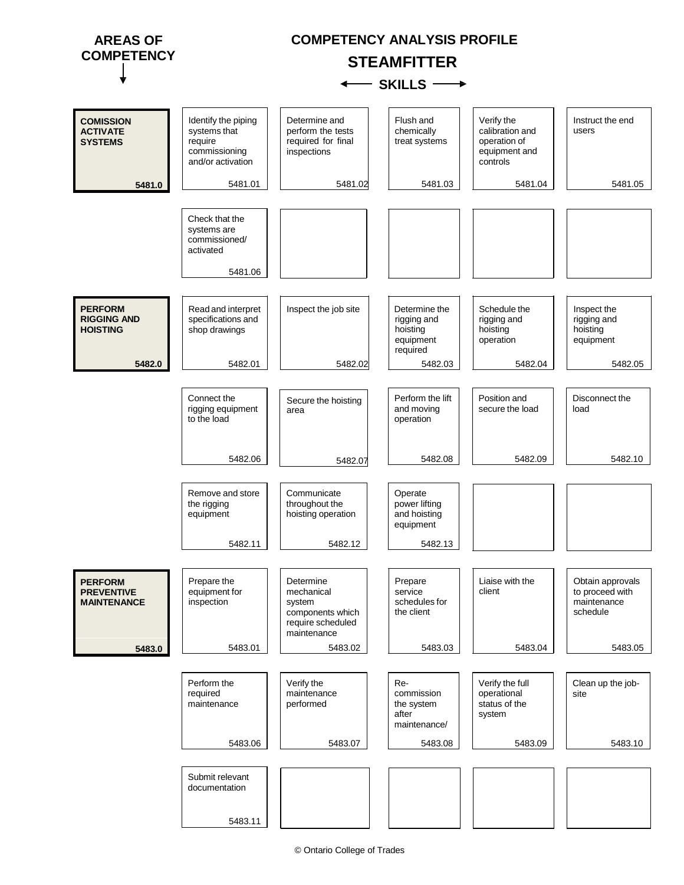# COMPETENCY ANALYSIS PROFILE

## STEAMFITTER

**AREAS OF COMPETENCY** ↓ ← **SKILLS** →

| Area of Competency | | | | | |
|---|---|---|---|---|---|
| **COMISSION ACTIVATE SYSTEMS** 5481.0 | Identify the piping systems that require commissioning and/or activation 5481.01 | Determine and perform the tests required for final inspections 5481.02 | Flush and chemically treat systems 5481.03 | Verify the calibration and operation of equipment and controls 5481.04 | Instruct the end users 5481.05 |
| | Check that the systems are commissioned/ activated 5481.06 | | | | |
| **PERFORM RIGGING AND HOISTING** 5482.0 | Read and interpret specifications and shop drawings 5482.01 | Inspect the job site 5482.02 | Determine the rigging and hoisting equipment required 5482.03 | Schedule the rigging and hoisting operation 5482.04 | Inspect the rigging and hoisting equipment 5482.05 |
| | Connect the rigging equipment to the load 5482.06 | Secure the hoisting area 5482.07 | Perform the lift and moving operation 5482.08 | Position and secure the load 5482.09 | Disconnect the load 5482.10 |
| | Remove and store the rigging equipment 5482.11 | Communicate throughout the hoisting operation 5482.12 | Operate power lifting and hoisting equipment 5482.13 | | |
| **PERFORM PREVENTIVE MAINTENANCE** 5483.0 | Prepare the equipment for inspection 5483.01 | Determine mechanical system components which require scheduled maintenance 5483.02 | Prepare service schedules for the client 5483.03 | Liaise with the client 5483.04 | Obtain approvals to proceed with maintenance schedule 5483.05 |
| | Perform the required maintenance 5483.06 | Verify the maintenance performed 5483.07 | Re-commission the system after maintenance/ 5483.08 | Verify the full operational status of the system 5483.09 | Clean up the job-site 5483.10 |
| | Submit relevant documentation 5483.11 | | | | |

© Ontario College of Trades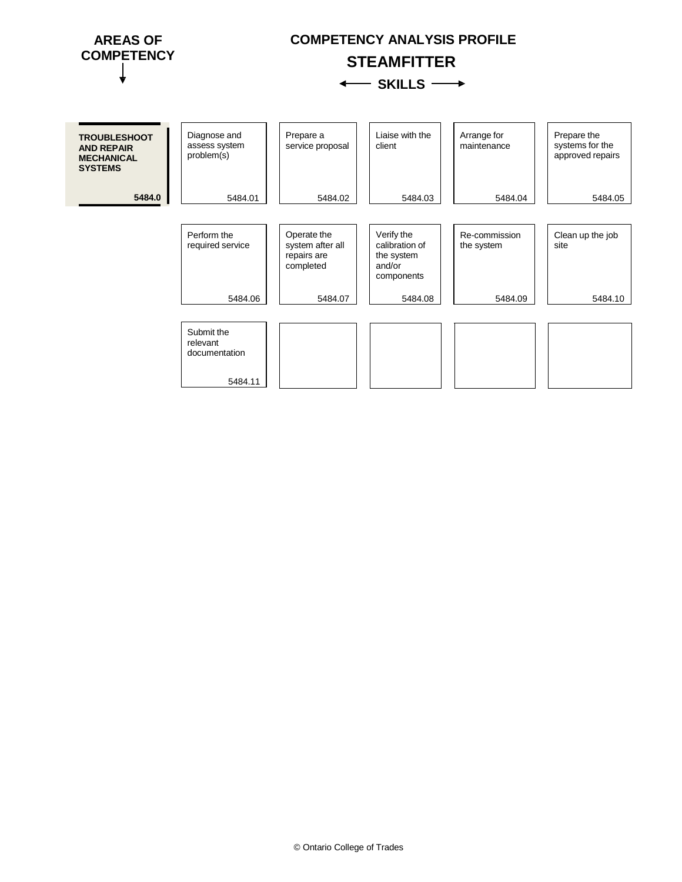**AREAS OF COMPETENCY**

# COMPETENCY ANALYSIS PROFILE

## STEAMFITTER

**SKILLS**

| | | | | | |
|---|---|---|---|---|---|
| **TROUBLESHOOT AND REPAIR MECHANICAL SYSTEMS** 5484.0 | Diagnose and assess system problem(s) 5484.01 | Prepare a service proposal 5484.02 | Liaise with the client 5484.03 | Arrange for maintenance 5484.04 | Prepare the systems for the approved repairs 5484.05 |
| | Perform the required service 5484.06 | Operate the system after all repairs are completed 5484.07 | Verify the calibration of the system and/or components 5484.08 | Re-commission the system 5484.09 | Clean up the job site 5484.10 |
| | Submit the relevant documentation 5484.11 | | | | |

© Ontario College of Trades